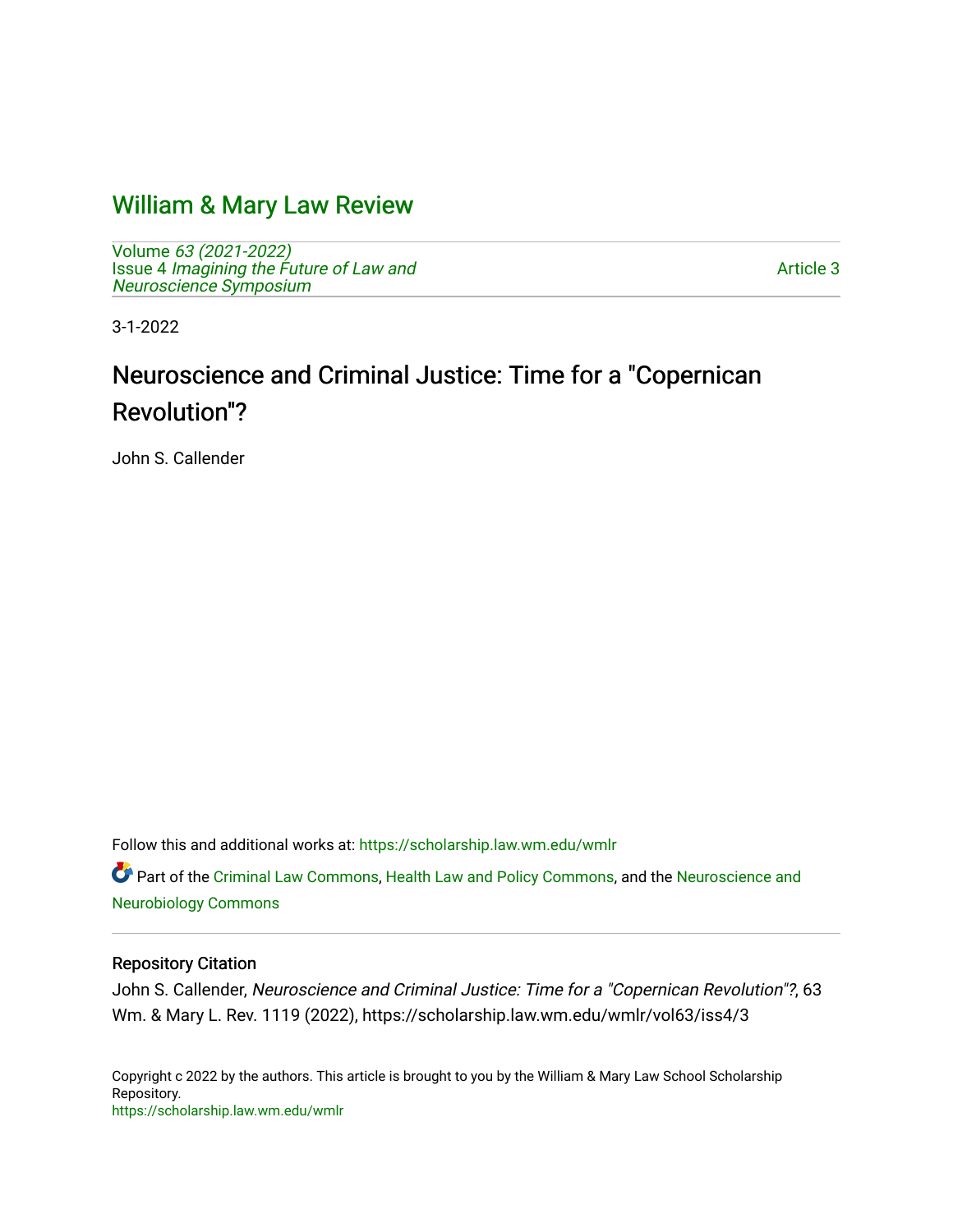# William & Mary Law Review

Volume *63 (2021-2022)*
Issue 4 *Imagining the Future of Law and Neuroscience Symposium*

Article 3

3-1-2022

## Neuroscience and Criminal Justice: Time for a "Copernican Revolution"?

John S. Callender

Follow this and additional works at: https://scholarship.law.wm.edu/wmlr

Part of the Criminal Law Commons, Health Law and Policy Commons, and the Neuroscience and Neurobiology Commons

### Repository Citation

John S. Callender, *Neuroscience and Criminal Justice: Time for a "Copernican Revolution"?*, 63 Wm. & Mary L. Rev. 1119 (2022), https://scholarship.law.wm.edu/wmlr/vol63/iss4/3

Copyright c 2022 by the authors. This article is brought to you by the William & Mary Law School Scholarship Repository.
https://scholarship.law.wm.edu/wmlr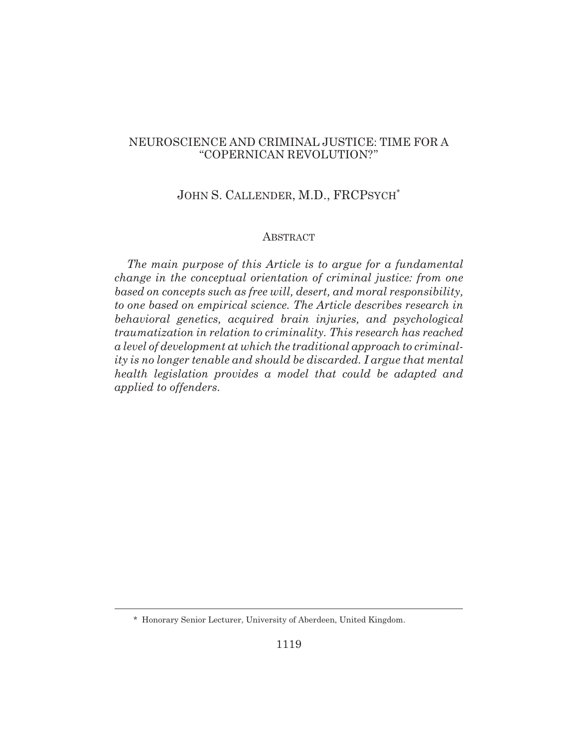# NEUROSCIENCE AND CRIMINAL JUSTICE: TIME FOR A "COPERNICAN REVOLUTION?"

## JOHN S. CALLENDER, M.D., FRCPSYCH*

### ABSTRACT

*The main purpose of this Article is to argue for a fundamental change in the conceptual orientation of criminal justice: from one based on concepts such as free will, desert, and moral responsibility, to one based on empirical science. The Article describes research in behavioral genetics, acquired brain injuries, and psychological traumatization in relation to criminality. This research has reached a level of development at which the traditional approach to criminality is no longer tenable and should be discarded. I argue that mental health legislation provides a model that could be adapted and applied to offenders.*

---

\* Honorary Senior Lecturer, University of Aberdeen, United Kingdom.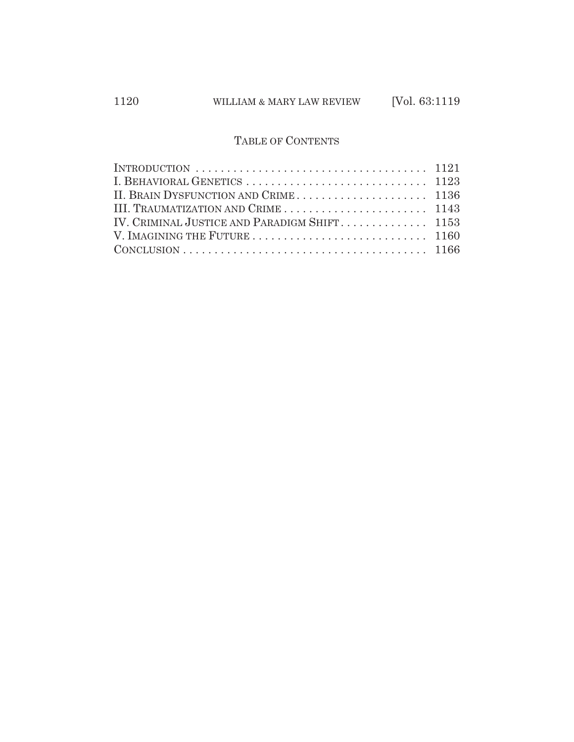## Table of Contents

| | |
|---|---|
| Introduction | 1121 |
| I. Behavioral Genetics | 1123 |
| II. Brain Dysfunction and Crime | 1136 |
| III. Traumatization and Crime | 1143 |
| IV. Criminal Justice and Paradigm Shift | 1153 |
| V. Imagining the Future | 1160 |
| Conclusion | 1166 |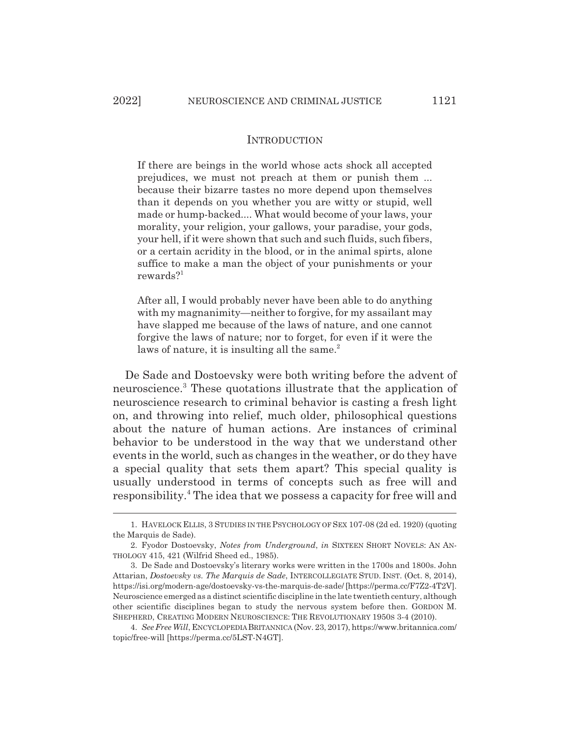## INTRODUCTION

> If there are beings in the world whose acts shock all accepted prejudices, we must not preach at them or punish them ... because their bizarre tastes no more depend upon themselves than it depends on you whether you are witty or stupid, well made or hump-backed.... What would become of your laws, your morality, your religion, your gallows, your paradise, your gods, your hell, if it were shown that such and such fluids, such fibers, or a certain acridity in the blood, or in the animal spirts, alone suffice to make a man the object of your punishments or your rewards?[1]

> After all, I would probably never have been able to do anything with my magnanimity—neither to forgive, for my assailant may have slapped me because of the laws of nature, and one cannot forgive the laws of nature; nor to forget, for even if it were the laws of nature, it is insulting all the same.[2]

De Sade and Dostoevsky were both writing before the advent of neuroscience.[3] These quotations illustrate that the application of neuroscience research to criminal behavior is casting a fresh light on, and throwing into relief, much older, philosophical questions about the nature of human actions. Are instances of criminal behavior to be understood in the way that we understand other events in the world, such as changes in the weather, or do they have a special quality that sets them apart? This special quality is usually understood in terms of concepts such as free will and responsibility.[4] The idea that we possess a capacity for free will and

---

1. HAVELOCK ELLIS, 3 STUDIES IN THE PSYCHOLOGY OF SEX 107-08 (2d ed. 1920) (quoting the Marquis de Sade).

2. Fyodor Dostoevsky, *Notes from Underground*, *in* SIXTEEN SHORT NOVELS: AN ANTHOLOGY 415, 421 (Wilfrid Sheed ed., 1985).

3. De Sade and Dostoevsky's literary works were written in the 1700s and 1800s. John Attarian, *Dostoevsky vs. The Marquis de Sade*, INTERCOLLEGIATE STUD. INST. (Oct. 8, 2014), https://isi.org/modern-age/dostoevsky-vs-the-marquis-de-sade/ [https://perma.cc/F7Z2-4T2V]. Neuroscience emerged as a distinct scientific discipline in the late twentieth century, although other scientific disciplines began to study the nervous system before then. GORDON M. SHEPHERD, CREATING MODERN NEUROSCIENCE: THE REVOLUTIONARY 1950S 3-4 (2010).

4. *See Free Will*, ENCYCLOPEDIA BRITANNICA (Nov. 23, 2017), https://www.britannica.com/topic/free-will [https://perma.cc/5LST-N4GT].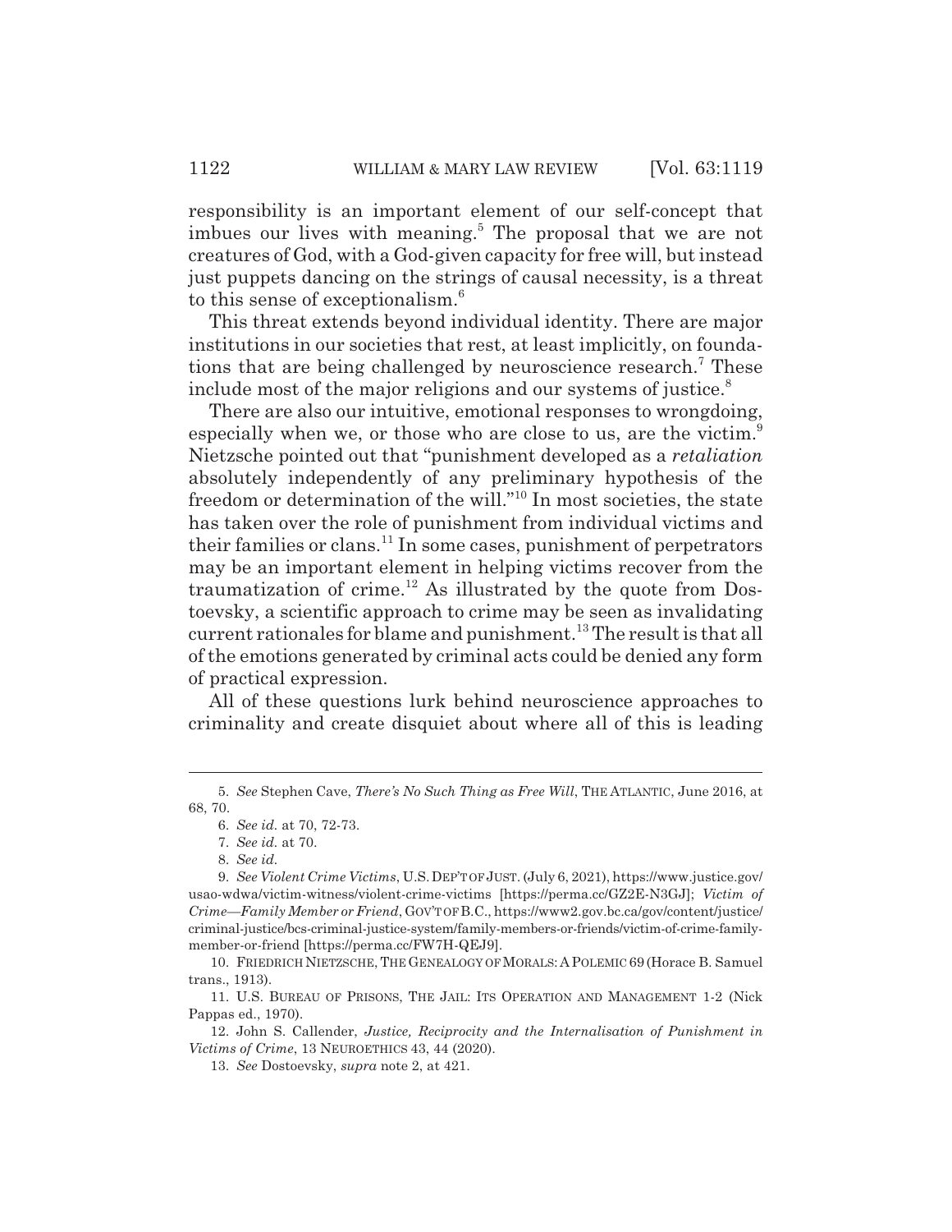responsibility is an important element of our self-concept that imbues our lives with meaning.[5] The proposal that we are not creatures of God, with a God-given capacity for free will, but instead just puppets dancing on the strings of causal necessity, is a threat to this sense of exceptionalism.[6]

This threat extends beyond individual identity. There are major institutions in our societies that rest, at least implicitly, on foundations that are being challenged by neuroscience research.[7] These include most of the major religions and our systems of justice.[8]

There are also our intuitive, emotional responses to wrongdoing, especially when we, or those who are close to us, are the victim.[9] Nietzsche pointed out that "punishment developed as a *retaliation* absolutely independently of any preliminary hypothesis of the freedom or determination of the will."[10] In most societies, the state has taken over the role of punishment from individual victims and their families or clans.[11] In some cases, punishment of perpetrators may be an important element in helping victims recover from the traumatization of crime.[12] As illustrated by the quote from Dostoevsky, a scientific approach to crime may be seen as invalidating current rationales for blame and punishment.[13] The result is that all of the emotions generated by criminal acts could be denied any form of practical expression.

All of these questions lurk behind neuroscience approaches to criminality and create disquiet about where all of this is leading

---

5. *See* Stephen Cave, *There's No Such Thing as Free Will*, THE ATLANTIC, June 2016, at 68, 70.

6. *See id.* at 70, 72-73.

7. *See id.* at 70.

8. *See id.*

9. *See Violent Crime Victims*, U.S. DEP'T OF JUST. (July 6, 2021), https://www.justice.gov/usao-wdwa/victim-witness/violent-crime-victims [https://perma.cc/GZ2E-N3GJ]; *Victim of Crime—Family Member or Friend*, GOV'T OF B.C., https://www2.gov.bc.ca/gov/content/justice/criminal-justice/bcs-criminal-justice-system/family-members-or-friends/victim-of-crime-family-member-or-friend [https://perma.cc/FW7H-QEJ9].

10. FRIEDRICH NIETZSCHE, THE GENEALOGY OF MORALS: A POLEMIC 69 (Horace B. Samuel trans., 1913).

11. U.S. BUREAU OF PRISONS, THE JAIL: ITS OPERATION AND MANAGEMENT 1-2 (Nick Pappas ed., 1970).

12. John S. Callender, *Justice, Reciprocity and the Internalisation of Punishment in Victims of Crime*, 13 NEUROETHICS 43, 44 (2020).

13. *See* Dostoevsky, *supra* note 2, at 421.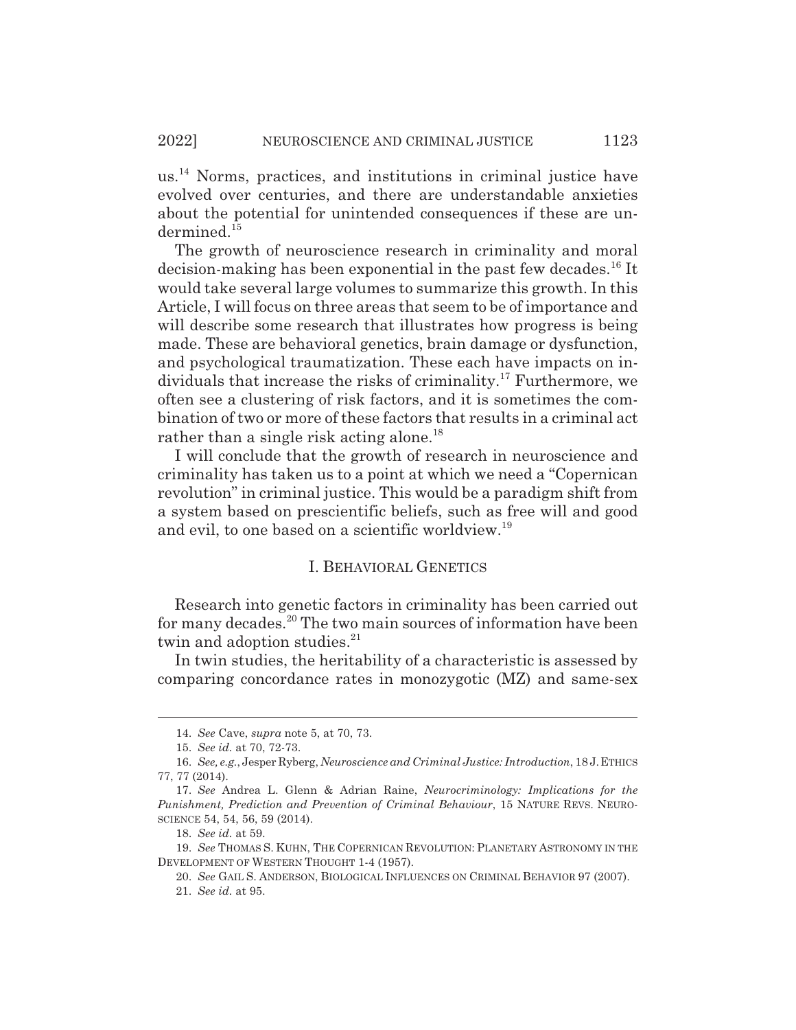us.[14] Norms, practices, and institutions in criminal justice have evolved over centuries, and there are understandable anxieties about the potential for unintended consequences if these are undermined.[15]

The growth of neuroscience research in criminality and moral decision-making has been exponential in the past few decades.[16] It would take several large volumes to summarize this growth. In this Article, I will focus on three areas that seem to be of importance and will describe some research that illustrates how progress is being made. These are behavioral genetics, brain damage or dysfunction, and psychological traumatization. These each have impacts on individuals that increase the risks of criminality.[17] Furthermore, we often see a clustering of risk factors, and it is sometimes the combination of two or more of these factors that results in a criminal act rather than a single risk acting alone.[18]

I will conclude that the growth of research in neuroscience and criminality has taken us to a point at which we need a "Copernican revolution" in criminal justice. This would be a paradigm shift from a system based on prescientific beliefs, such as free will and good and evil, to one based on a scientific worldview.[19]

## I. BEHAVIORAL GENETICS

Research into genetic factors in criminality has been carried out for many decades.[20] The two main sources of information have been twin and adoption studies.[21]

In twin studies, the heritability of a characteristic is assessed by comparing concordance rates in monozygotic (MZ) and same-sex

---

14. *See* Cave, *supra* note 5, at 70, 73.

15. *See id.* at 70, 72-73.

16. *See, e.g.*, Jesper Ryberg, *Neuroscience and Criminal Justice: Introduction*, 18 J. ETHICS 77, 77 (2014).

17. *See* Andrea L. Glenn & Adrian Raine, *Neurocriminology: Implications for the Punishment, Prediction and Prevention of Criminal Behaviour*, 15 NATURE REVS. NEUROSCIENCE 54, 54, 56, 59 (2014).

18. *See id.* at 59.

19. *See* THOMAS S. KUHN, THE COPERNICAN REVOLUTION: PLANETARY ASTRONOMY IN THE DEVELOPMENT OF WESTERN THOUGHT 1-4 (1957).

20. *See* GAIL S. ANDERSON, BIOLOGICAL INFLUENCES ON CRIMINAL BEHAVIOR 97 (2007).

21. *See id.* at 95.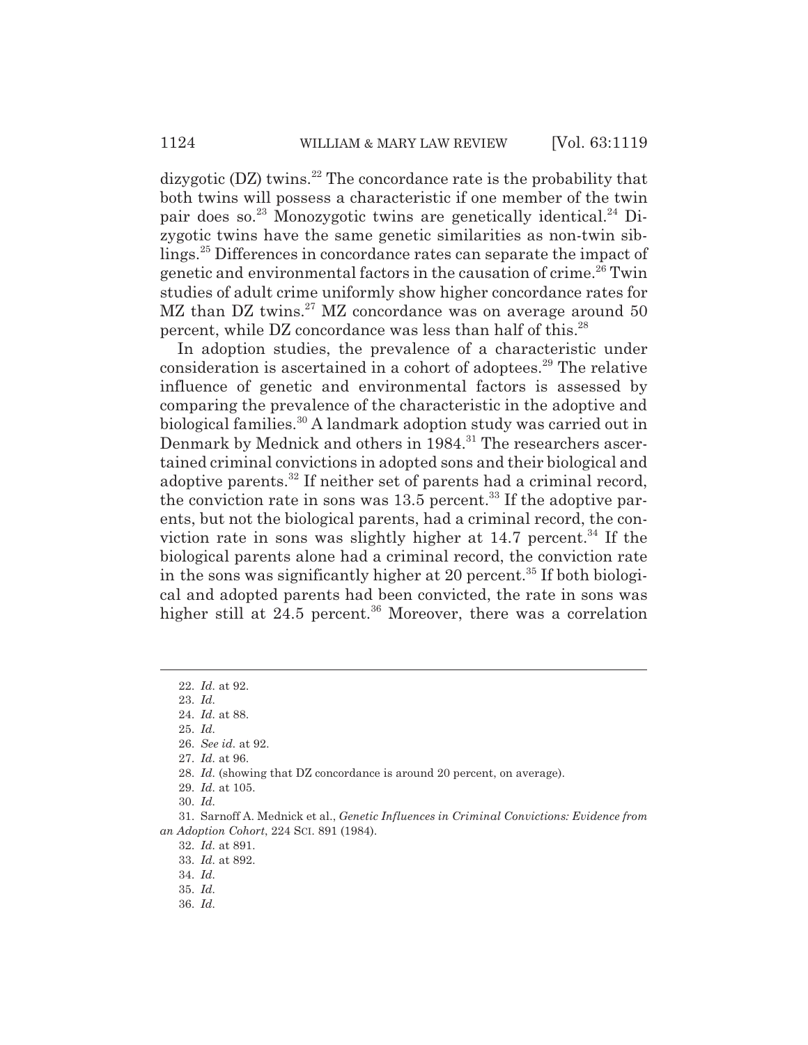dizygotic (DZ) twins.[22] The concordance rate is the probability that both twins will possess a characteristic if one member of the twin pair does so.[23] Monozygotic twins are genetically identical.[24] Dizygotic twins have the same genetic similarities as non-twin siblings.[25] Differences in concordance rates can separate the impact of genetic and environmental factors in the causation of crime.[26] Twin studies of adult crime uniformly show higher concordance rates for MZ than DZ twins.[27] MZ concordance was on average around 50 percent, while DZ concordance was less than half of this.[28]

In adoption studies, the prevalence of a characteristic under consideration is ascertained in a cohort of adoptees.[29] The relative influence of genetic and environmental factors is assessed by comparing the prevalence of the characteristic in the adoptive and biological families.[30] A landmark adoption study was carried out in Denmark by Mednick and others in 1984.[31] The researchers ascertained criminal convictions in adopted sons and their biological and adoptive parents.[32] If neither set of parents had a criminal record, the conviction rate in sons was 13.5 percent.[33] If the adoptive parents, but not the biological parents, had a criminal record, the conviction rate in sons was slightly higher at 14.7 percent.[34] If the biological parents alone had a criminal record, the conviction rate in the sons was significantly higher at 20 percent.[35] If both biological and adopted parents had been convicted, the rate in sons was higher still at 24.5 percent.[36] Moreover, there was a correlation

---

22. *Id.* at 92.
23. *Id.*
24. *Id.* at 88.
25. *Id.*
26. *See id.* at 92.
27. *Id.* at 96.
28. *Id.* (showing that DZ concordance is around 20 percent, on average).
29. *Id.* at 105.
30. *Id.*
31. Sarnoff A. Mednick et al., *Genetic Influences in Criminal Convictions: Evidence from an Adoption Cohort*, 224 SCI. 891 (1984).
32. *Id.* at 891.
33. *Id.* at 892.
34. *Id.*
35. *Id.*
36. *Id.*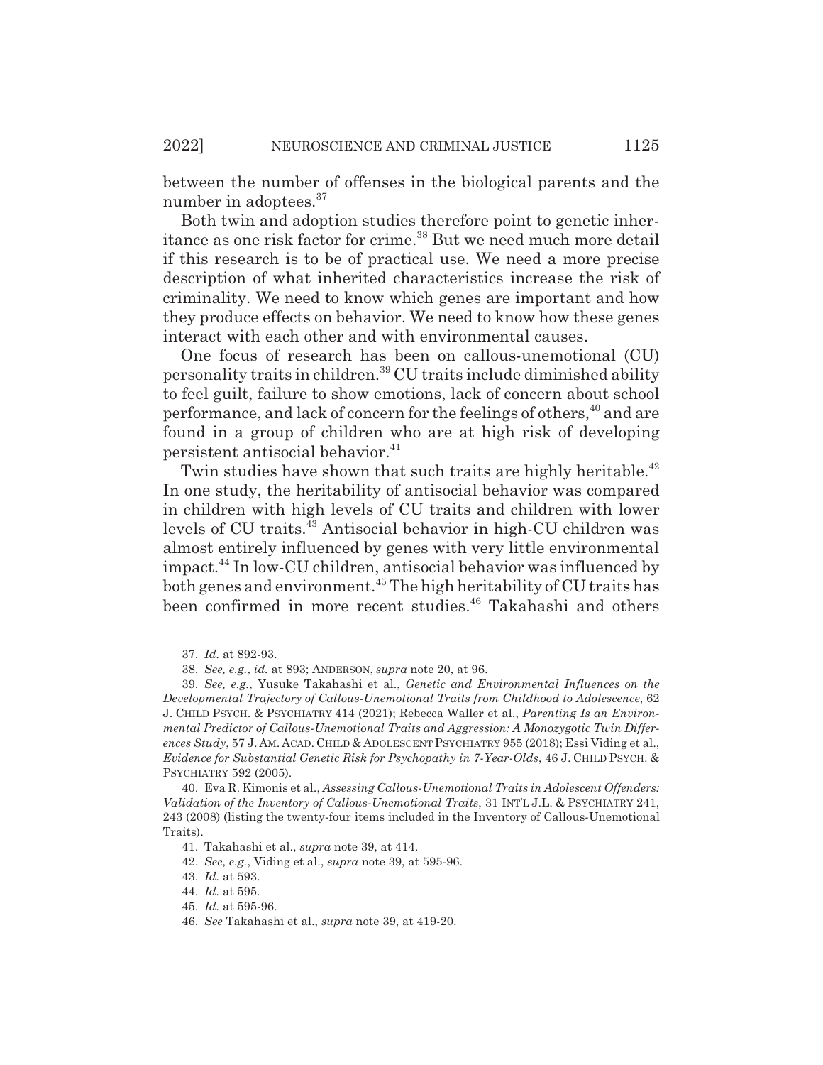between the number of offenses in the biological parents and the number in adoptees.[37]

Both twin and adoption studies therefore point to genetic inheritance as one risk factor for crime.[38] But we need much more detail if this research is to be of practical use. We need a more precise description of what inherited characteristics increase the risk of criminality. We need to know which genes are important and how they produce effects on behavior. We need to know how these genes interact with each other and with environmental causes.

One focus of research has been on callous-unemotional (CU) personality traits in children.[39] CU traits include diminished ability to feel guilt, failure to show emotions, lack of concern about school performance, and lack of concern for the feelings of others,[40] and are found in a group of children who are at high risk of developing persistent antisocial behavior.[41]

Twin studies have shown that such traits are highly heritable.[42] In one study, the heritability of antisocial behavior was compared in children with high levels of CU traits and children with lower levels of CU traits.[43] Antisocial behavior in high-CU children was almost entirely influenced by genes with very little environmental impact.[44] In low-CU children, antisocial behavior was influenced by both genes and environment.[45] The high heritability of CU traits has been confirmed in more recent studies.[46] Takahashi and others

---

37. *Id.* at 892-93.

38. *See, e.g.*, *id.* at 893; ANDERSON, *supra* note 20, at 96.

39. *See, e.g.*, Yusuke Takahashi et al., *Genetic and Environmental Influences on the Developmental Trajectory of Callous-Unemotional Traits from Childhood to Adolescence*, 62 J. CHILD PSYCH. & PSYCHIATRY 414 (2021); Rebecca Waller et al., *Parenting Is an Environmental Predictor of Callous-Unemotional Traits and Aggression: A Monozygotic Twin Differences Study*, 57 J. AM. ACAD. CHILD & ADOLESCENT PSYCHIATRY 955 (2018); Essi Viding et al., *Evidence for Substantial Genetic Risk for Psychopathy in 7-Year-Olds*, 46 J. CHILD PSYCH. & PSYCHIATRY 592 (2005).

40. Eva R. Kimonis et al., *Assessing Callous-Unemotional Traits in Adolescent Offenders: Validation of the Inventory of Callous-Unemotional Traits*, 31 INT'L J.L. & PSYCHIATRY 241, 243 (2008) (listing the twenty-four items included in the Inventory of Callous-Unemotional Traits).

41. Takahashi et al., *supra* note 39, at 414.

42. *See, e.g.*, Viding et al., *supra* note 39, at 595-96.

43. *Id.* at 593.

44. *Id.* at 595.

45. *Id.* at 595-96.

46. *See* Takahashi et al., *supra* note 39, at 419-20.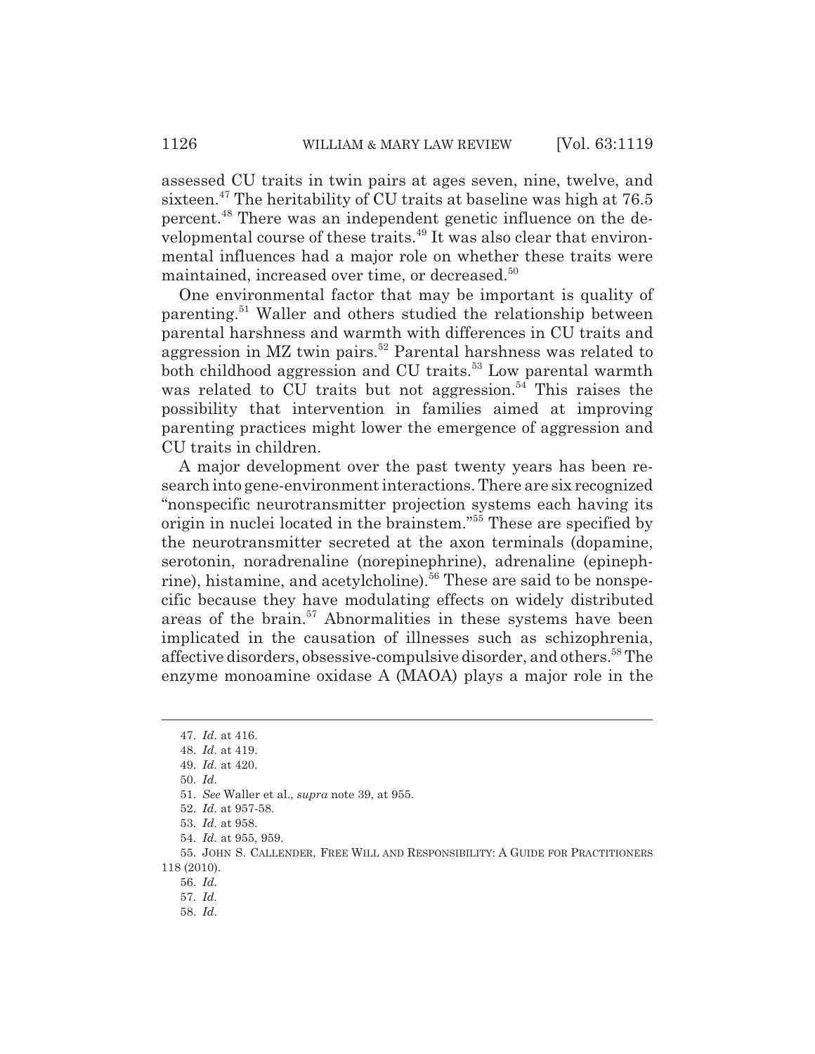assessed CU traits in twin pairs at ages seven, nine, twelve, and sixteen.[47] The heritability of CU traits at baseline was high at 76.5 percent.[48] There was an independent genetic influence on the developmental course of these traits.[49] It was also clear that environmental influences had a major role on whether these traits were maintained, increased over time, or decreased.[50]

One environmental factor that may be important is quality of parenting.[51] Waller and others studied the relationship between parental harshness and warmth with differences in CU traits and aggression in MZ twin pairs.[52] Parental harshness was related to both childhood aggression and CU traits.[53] Low parental warmth was related to CU traits but not aggression.[54] This raises the possibility that intervention in families aimed at improving parenting practices might lower the emergence of aggression and CU traits in children.

A major development over the past twenty years has been research into gene-environment interactions. There are six recognized "nonspecific neurotransmitter projection systems each having its origin in nuclei located in the brainstem."[55] These are specified by the neurotransmitter secreted at the axon terminals (dopamine, serotonin, noradrenaline (norepinephrine), adrenaline (epinephrine), histamine, and acetylcholine).[56] These are said to be nonspecific because they have modulating effects on widely distributed areas of the brain.[57] Abnormalities in these systems have been implicated in the causation of illnesses such as schizophrenia, affective disorders, obsessive-compulsive disorder, and others.[58] The enzyme monoamine oxidase A (MAOA) plays a major role in the

---

47. *Id.* at 416.
48. *Id.* at 419.
49. *Id.* at 420.
50. *Id.*
51. *See* Waller et al., *supra* note 39, at 955.
52. *Id.* at 957-58.
53. *Id.* at 958.
54. *Id.* at 955, 959.
55. JOHN S. CALLENDER, FREE WILL AND RESPONSIBILITY: A GUIDE FOR PRACTITIONERS 118 (2010).
56. *Id.*
57. *Id.*
58. *Id.*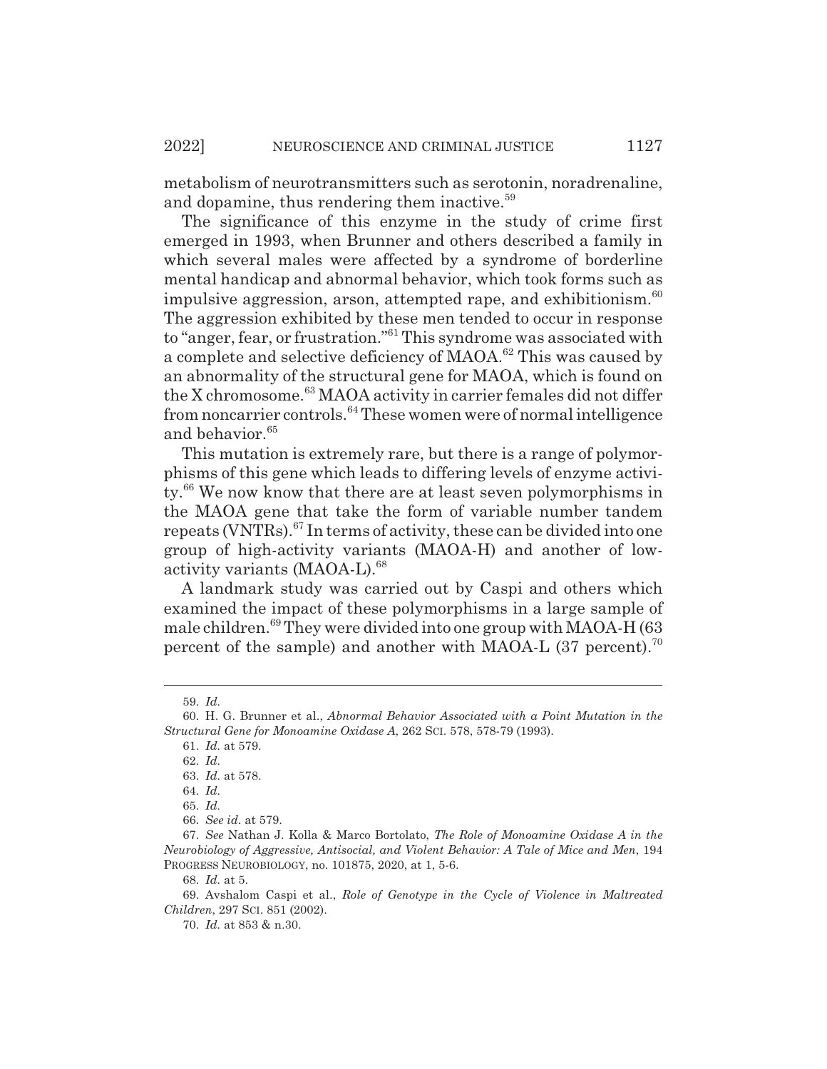metabolism of neurotransmitters such as serotonin, noradrenaline, and dopamine, thus rendering them inactive.[59]

The significance of this enzyme in the study of crime first emerged in 1993, when Brunner and others described a family in which several males were affected by a syndrome of borderline mental handicap and abnormal behavior, which took forms such as impulsive aggression, arson, attempted rape, and exhibitionism.[60] The aggression exhibited by these men tended to occur in response to "anger, fear, or frustration."[61] This syndrome was associated with a complete and selective deficiency of MAOA.[62] This was caused by an abnormality of the structural gene for MAOA, which is found on the X chromosome.[63] MAOA activity in carrier females did not differ from noncarrier controls.[64] These women were of normal intelligence and behavior.[65]

This mutation is extremely rare, but there is a range of polymorphisms of this gene which leads to differing levels of enzyme activity.[66] We now know that there are at least seven polymorphisms in the MAOA gene that take the form of variable number tandem repeats (VNTRs).[67] In terms of activity, these can be divided into one group of high-activity variants (MAOA-H) and another of low-activity variants (MAOA-L).[68]

A landmark study was carried out by Caspi and others which examined the impact of these polymorphisms in a large sample of male children.[69] They were divided into one group with MAOA-H (63 percent of the sample) and another with MAOA-L (37 percent).[70]

---

59. *Id.*

60. H. G. Brunner et al., *Abnormal Behavior Associated with a Point Mutation in the Structural Gene for Monoamine Oxidase A*, 262 SCI. 578, 578-79 (1993).

61. *Id.* at 579.

62. *Id.*

63. *Id.* at 578.

64. *Id.*

65. *Id.*

66. *See id.* at 579.

67. *See* Nathan J. Kolla & Marco Bortolato, *The Role of Monoamine Oxidase A in the Neurobiology of Aggressive, Antisocial, and Violent Behavior: A Tale of Mice and Men*, 194 PROGRESS NEUROBIOLOGY, no. 101875, 2020, at 1, 5-6.

68. *Id.* at 5.

69. Avshalom Caspi et al., *Role of Genotype in the Cycle of Violence in Maltreated Children*, 297 SCI. 851 (2002).

70. *Id.* at 853 & n.30.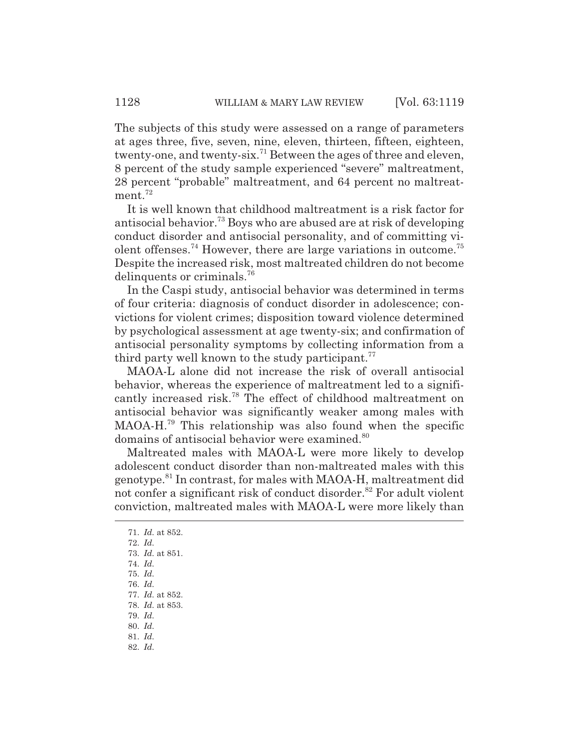The subjects of this study were assessed on a range of parameters at ages three, five, seven, nine, eleven, thirteen, fifteen, eighteen, twenty-one, and twenty-six.[71] Between the ages of three and eleven, 8 percent of the study sample experienced "severe" maltreatment, 28 percent "probable" maltreatment, and 64 percent no maltreatment.[72]

It is well known that childhood maltreatment is a risk factor for antisocial behavior.[73] Boys who are abused are at risk of developing conduct disorder and antisocial personality, and of committing violent offenses.[74] However, there are large variations in outcome.[75] Despite the increased risk, most maltreated children do not become delinquents or criminals.[76]

In the Caspi study, antisocial behavior was determined in terms of four criteria: diagnosis of conduct disorder in adolescence; convictions for violent crimes; disposition toward violence determined by psychological assessment at age twenty-six; and confirmation of antisocial personality symptoms by collecting information from a third party well known to the study participant.[77]

MAOA-L alone did not increase the risk of overall antisocial behavior, whereas the experience of maltreatment led to a significantly increased risk.[78] The effect of childhood maltreatment on antisocial behavior was significantly weaker among males with MAOA-H.[79] This relationship was also found when the specific domains of antisocial behavior were examined.[80]

Maltreated males with MAOA-L were more likely to develop adolescent conduct disorder than non-maltreated males with this genotype.[81] In contrast, for males with MAOA-H, maltreatment did not confer a significant risk of conduct disorder.[82] For adult violent conviction, maltreated males with MAOA-L were more likely than

---

71. *Id.* at 852.
72. *Id.*
73. *Id.* at 851.
74. *Id.*
75. *Id.*
76. *Id.*
77. *Id.* at 852.
78. *Id.* at 853.
79. *Id.*
80. *Id.*
81. *Id.*
82. *Id.*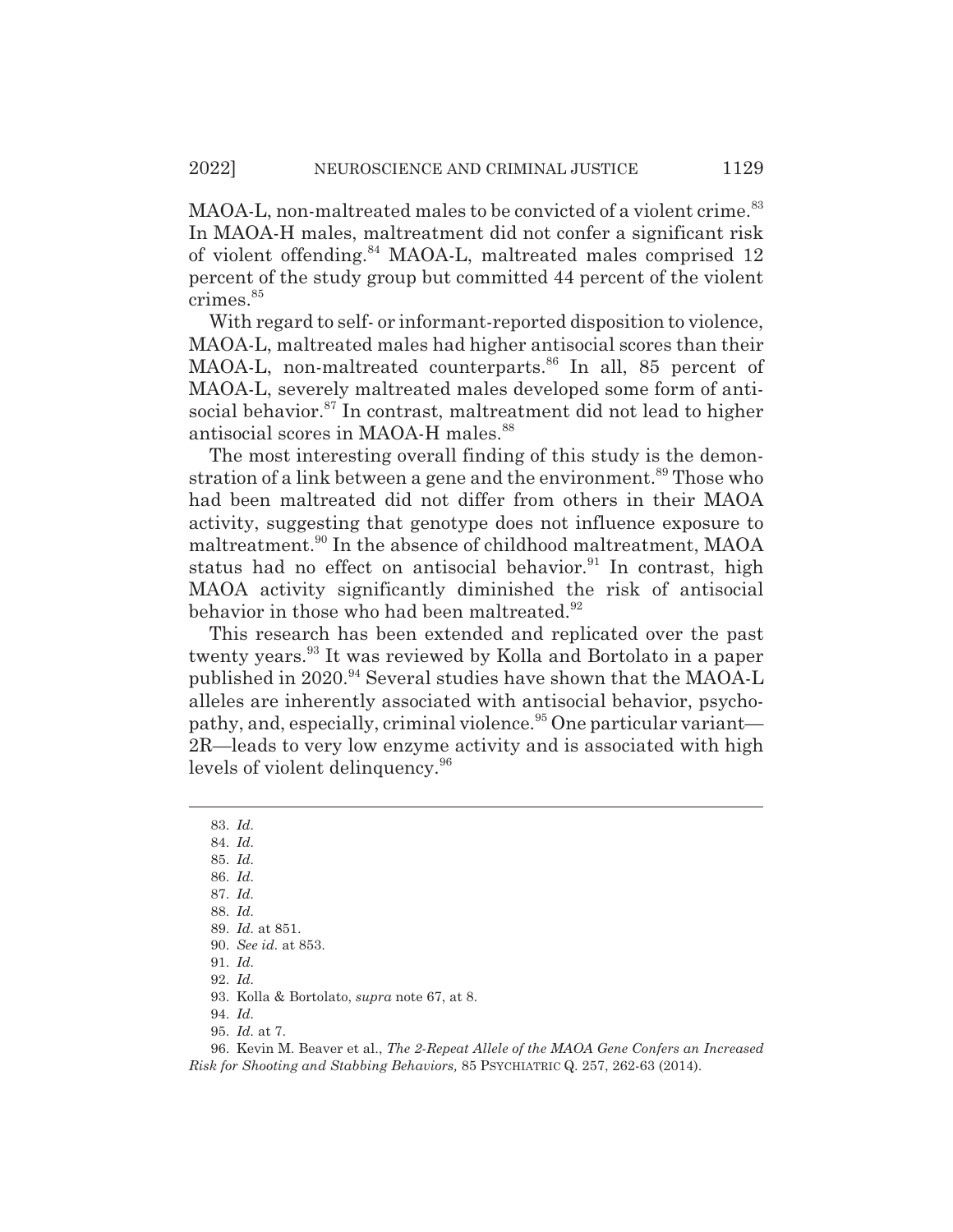MAOA-L, non-maltreated males to be convicted of a violent crime.[83] In MAOA-H males, maltreatment did not confer a significant risk of violent offending.[84] MAOA-L, maltreated males comprised 12 percent of the study group but committed 44 percent of the violent crimes.[85]

With regard to self- or informant-reported disposition to violence, MAOA-L, maltreated males had higher antisocial scores than their MAOA-L, non-maltreated counterparts.[86] In all, 85 percent of MAOA-L, severely maltreated males developed some form of antisocial behavior.[87] In contrast, maltreatment did not lead to higher antisocial scores in MAOA-H males.[88]

The most interesting overall finding of this study is the demonstration of a link between a gene and the environment.[89] Those who had been maltreated did not differ from others in their MAOA activity, suggesting that genotype does not influence exposure to maltreatment.[90] In the absence of childhood maltreatment, MAOA status had no effect on antisocial behavior.[91] In contrast, high MAOA activity significantly diminished the risk of antisocial behavior in those who had been maltreated.[92]

This research has been extended and replicated over the past twenty years.[93] It was reviewed by Kolla and Bortolato in a paper published in 2020.[94] Several studies have shown that the MAOA-L alleles are inherently associated with antisocial behavior, psychopathy, and, especially, criminal violence.[95] One particular variant—2R—leads to very low enzyme activity and is associated with high levels of violent delinquency.[96]

---

83. *Id.*
84. *Id.*
85. *Id.*
86. *Id.*
87. *Id.*
88. *Id.*
89. *Id.* at 851.
90. *See id.* at 853.
91. *Id.*
92. *Id.*
93. Kolla & Bortolato, *supra* note 67, at 8.
94. *Id.*
95. *Id.* at 7.
96. Kevin M. Beaver et al., *The 2-Repeat Allele of the MAOA Gene Confers an Increased Risk for Shooting and Stabbing Behaviors,* 85 PSYCHIATRIC Q. 257, 262-63 (2014).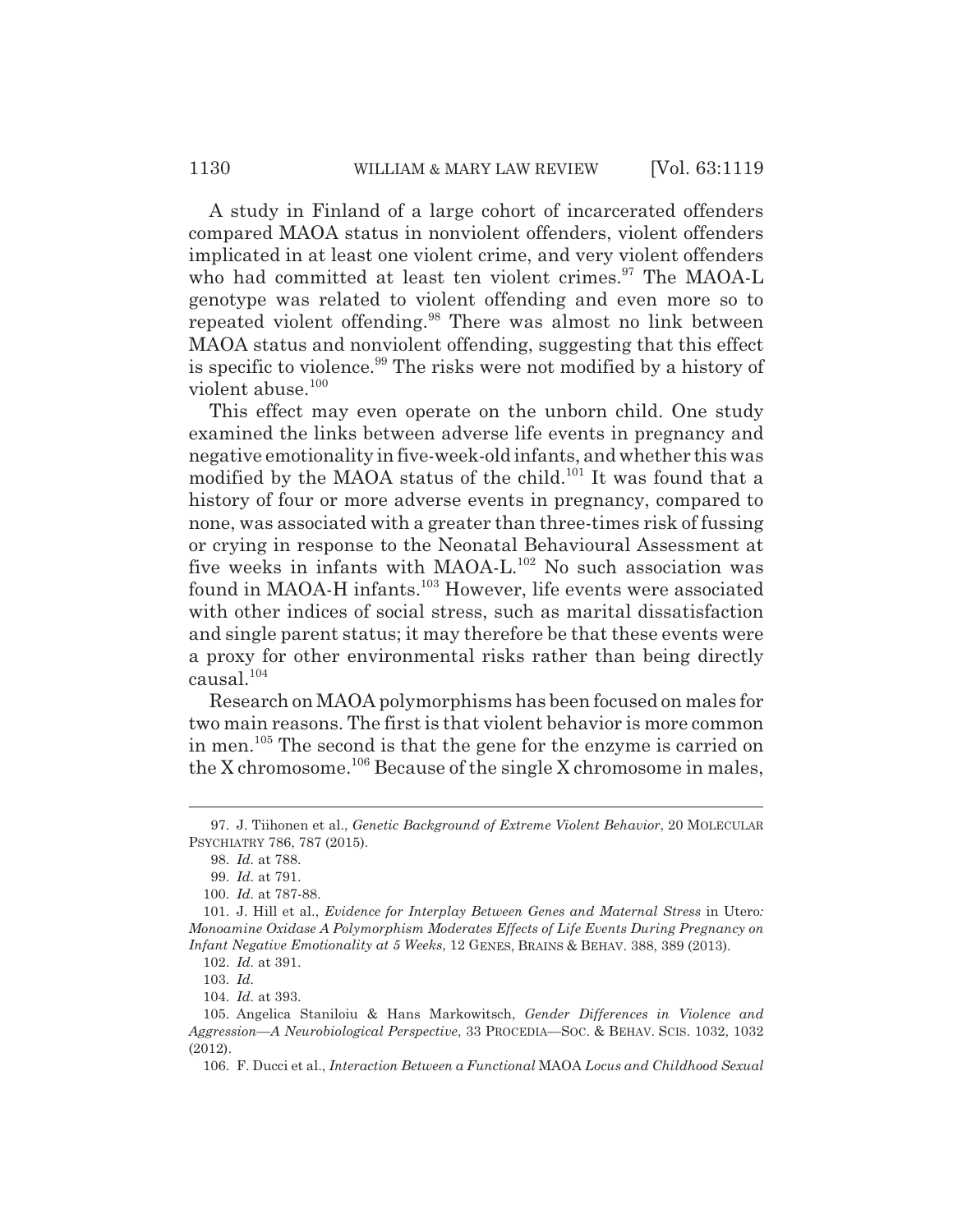A study in Finland of a large cohort of incarcerated offenders compared MAOA status in nonviolent offenders, violent offenders implicated in at least one violent crime, and very violent offenders who had committed at least ten violent crimes.[97] The MAOA-L genotype was related to violent offending and even more so to repeated violent offending.[98] There was almost no link between MAOA status and nonviolent offending, suggesting that this effect is specific to violence.[99] The risks were not modified by a history of violent abuse.[100]

This effect may even operate on the unborn child. One study examined the links between adverse life events in pregnancy and negative emotionality in five-week-old infants, and whether this was modified by the MAOA status of the child.[101] It was found that a history of four or more adverse events in pregnancy, compared to none, was associated with a greater than three-times risk of fussing or crying in response to the Neonatal Behavioural Assessment at five weeks in infants with MAOA-L.[102] No such association was found in MAOA-H infants.[103] However, life events were associated with other indices of social stress, such as marital dissatisfaction and single parent status; it may therefore be that these events were a proxy for other environmental risks rather than being directly causal.[104]

Research on MAOA polymorphisms has been focused on males for two main reasons. The first is that violent behavior is more common in men.[105] The second is that the gene for the enzyme is carried on the X chromosome.[106] Because of the single X chromosome in males,

---

97. J. Tiihonen et al., *Genetic Background of Extreme Violent Behavior*, 20 MOLECULAR PSYCHIATRY 786, 787 (2015).

98. *Id.* at 788.

99. *Id.* at 791.

100. *Id.* at 787-88.

101. J. Hill et al., *Evidence for Interplay Between Genes and Maternal Stress* in Utero*: Monoamine Oxidase A Polymorphism Moderates Effects of Life Events During Pregnancy on Infant Negative Emotionality at 5 Weeks*, 12 GENES, BRAINS & BEHAV. 388, 389 (2013).

102. *Id.* at 391.

103. *Id.*

104. *Id.* at 393.

105. Angelica Staniloiu & Hans Markowitsch, *Gender Differences in Violence and Aggression—A Neurobiological Perspective*, 33 PROCEDIA—SOC. & BEHAV. SCIS. 1032, 1032 (2012).

106. F. Ducci et al., *Interaction Between a Functional* MAOA *Locus and Childhood Sexual*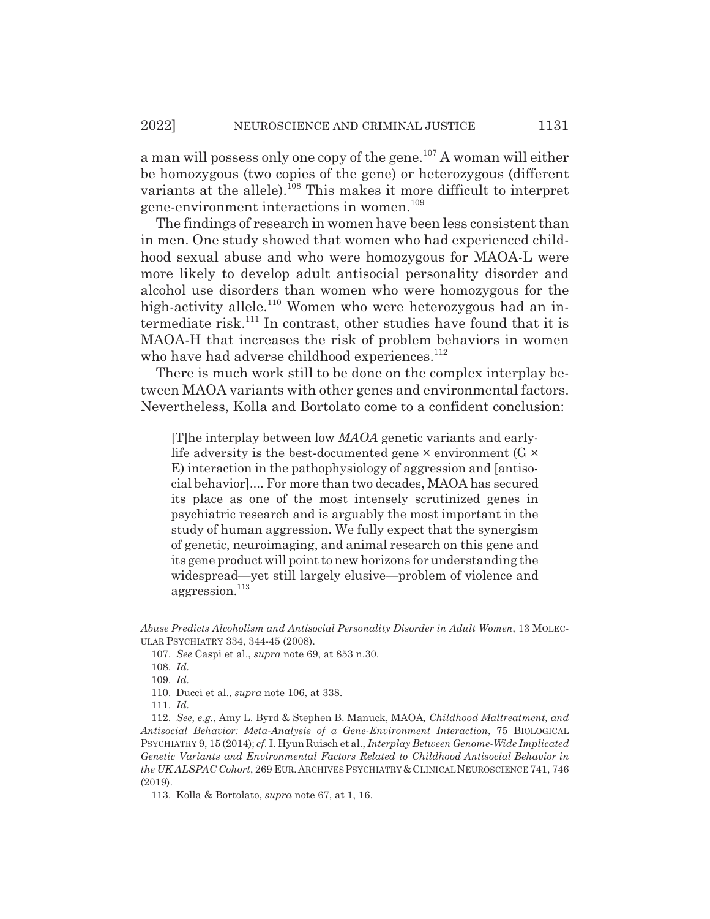a man will possess only one copy of the gene.[107] A woman will either be homozygous (two copies of the gene) or heterozygous (different variants at the allele).[108] This makes it more difficult to interpret gene-environment interactions in women.[109]

The findings of research in women have been less consistent than in men. One study showed that women who had experienced childhood sexual abuse and who were homozygous for MAOA-L were more likely to develop adult antisocial personality disorder and alcohol use disorders than women who were homozygous for the high-activity allele.[110] Women who were heterozygous had an intermediate risk.[111] In contrast, other studies have found that it is MAOA-H that increases the risk of problem behaviors in women who have had adverse childhood experiences.[112]

There is much work still to be done on the complex interplay between MAOA variants with other genes and environmental factors. Nevertheless, Kolla and Bortolato come to a confident conclusion:

> [T]he interplay between low *MAOA* genetic variants and early-life adversity is the best-documented gene × environment (G × E) interaction in the pathophysiology of aggression and [antisocial behavior].... For more than two decades, MAOA has secured its place as one of the most intensely scrutinized genes in psychiatric research and is arguably the most important in the study of human aggression. We fully expect that the synergism of genetic, neuroimaging, and animal research on this gene and its gene product will point to new horizons for understanding the widespread—yet still largely elusive—problem of violence and aggression.[113]

---

*Abuse Predicts Alcoholism and Antisocial Personality Disorder in Adult Women*, 13 MOLECULAR PSYCHIATRY 334, 344-45 (2008).

107. *See* Caspi et al., *supra* note 69, at 853 n.30.

108. *Id.*

109. *Id.*

110. Ducci et al., *supra* note 106, at 338.

111. *Id.*

112. *See, e.g.*, Amy L. Byrd & Stephen B. Manuck, MAOA*, Childhood Maltreatment, and Antisocial Behavior: Meta-Analysis of a Gene-Environment Interaction*, 75 BIOLOGICAL PSYCHIATRY 9, 15 (2014); *cf.* I. Hyun Ruisch et al., *Interplay Between Genome-Wide Implicated Genetic Variants and Environmental Factors Related to Childhood Antisocial Behavior in the UK ALSPAC Cohort*, 269 EUR. ARCHIVES PSYCHIATRY & CLINICAL NEUROSCIENCE 741, 746 (2019).

113. Kolla & Bortolato, *supra* note 67, at 1, 16.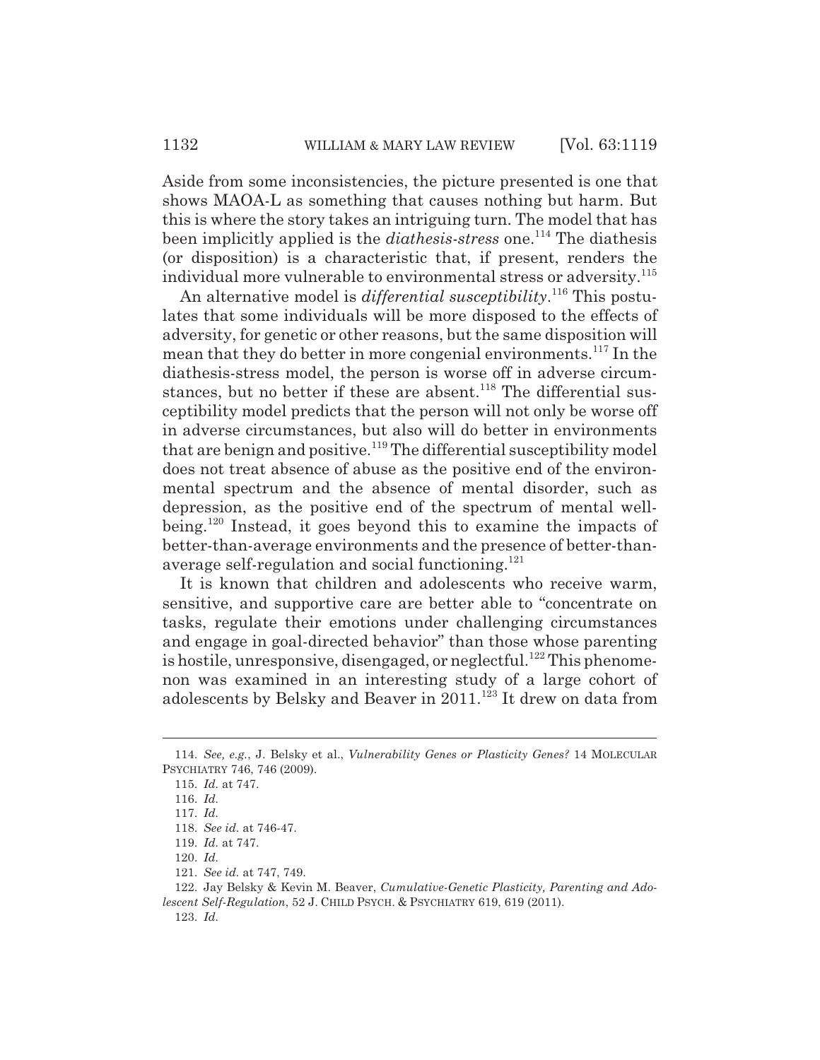Aside from some inconsistencies, the picture presented is one that shows MAOA-L as something that causes nothing but harm. But this is where the story takes an intriguing turn. The model that has been implicitly applied is the *diathesis-stress* one.[114] The diathesis (or disposition) is a characteristic that, if present, renders the individual more vulnerable to environmental stress or adversity.[115]

An alternative model is *differential susceptibility*.[116] This postulates that some individuals will be more disposed to the effects of adversity, for genetic or other reasons, but the same disposition will mean that they do better in more congenial environments.[117] In the diathesis-stress model, the person is worse off in adverse circumstances, but no better if these are absent.[118] The differential susceptibility model predicts that the person will not only be worse off in adverse circumstances, but also will do better in environments that are benign and positive.[119] The differential susceptibility model does not treat absence of abuse as the positive end of the environmental spectrum and the absence of mental disorder, such as depression, as the positive end of the spectrum of mental well-being.[120] Instead, it goes beyond this to examine the impacts of better-than-average environments and the presence of better-than-average self-regulation and social functioning.[121]

It is known that children and adolescents who receive warm, sensitive, and supportive care are better able to "concentrate on tasks, regulate their emotions under challenging circumstances and engage in goal-directed behavior" than those whose parenting is hostile, unresponsive, disengaged, or neglectful.[122] This phenomenon was examined in an interesting study of a large cohort of adolescents by Belsky and Beaver in 2011.[123] It drew on data from

---

114. *See, e.g.*, J. Belsky et al., *Vulnerability Genes or Plasticity Genes?* 14 MOLECULAR PSYCHIATRY 746, 746 (2009).

115. *Id.* at 747.

116. *Id.*

117. *Id.*

118. *See id.* at 746-47.

119. *Id.* at 747.

120. *Id.*

121. *See id.* at 747, 749.

122. Jay Belsky & Kevin M. Beaver, *Cumulative-Genetic Plasticity, Parenting and Adolescent Self-Regulation*, 52 J. CHILD PSYCH. & PSYCHIATRY 619, 619 (2011).

123. *Id.*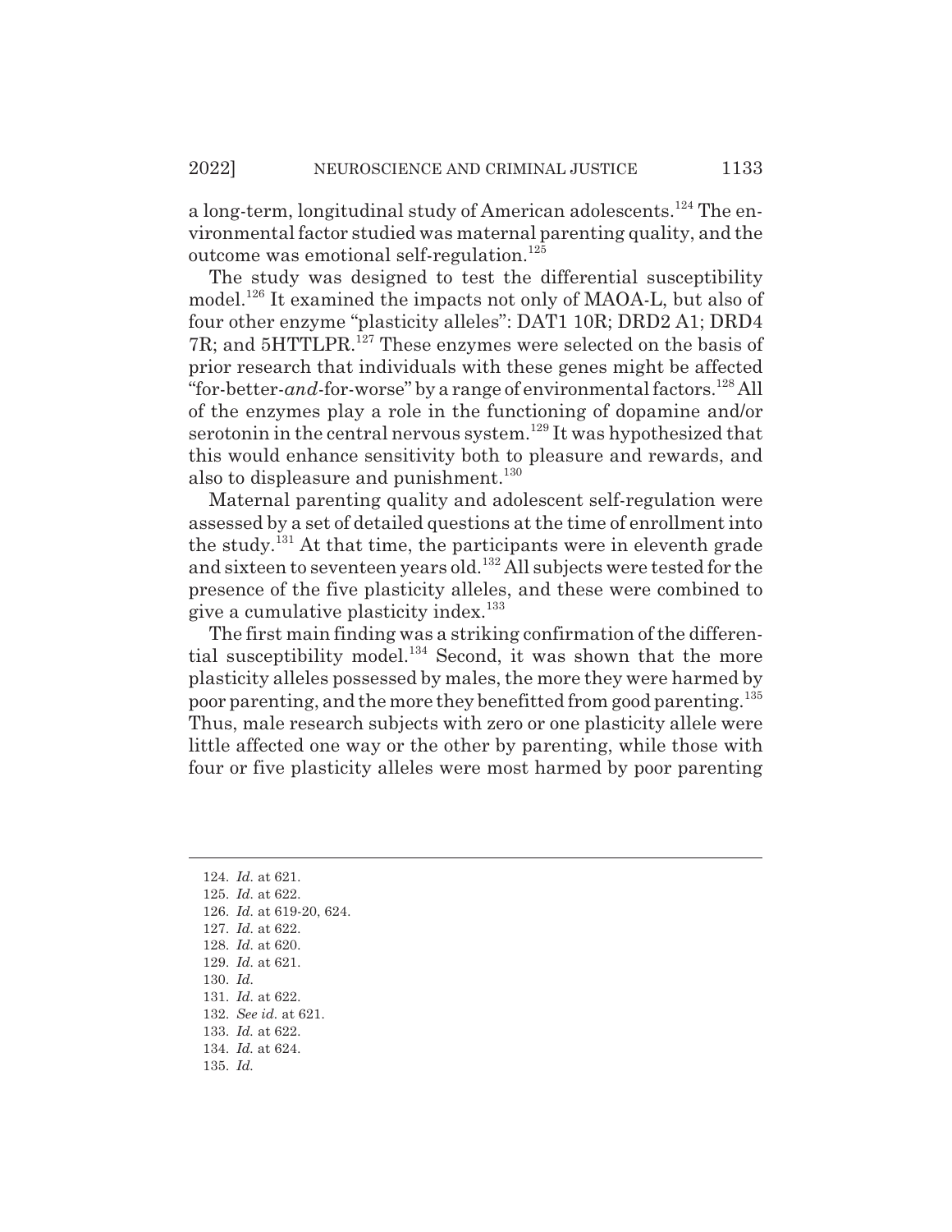a long-term, longitudinal study of American adolescents.[124] The environmental factor studied was maternal parenting quality, and the outcome was emotional self-regulation.[125]

The study was designed to test the differential susceptibility model.[126] It examined the impacts not only of MAOA-L, but also of four other enzyme "plasticity alleles": DAT1 10R; DRD2 A1; DRD4 7R; and 5HTTLPR.[127] These enzymes were selected on the basis of prior research that individuals with these genes might be affected "for-better-*and*-for-worse" by a range of environmental factors.[128] All of the enzymes play a role in the functioning of dopamine and/or serotonin in the central nervous system.[129] It was hypothesized that this would enhance sensitivity both to pleasure and rewards, and also to displeasure and punishment.[130]

Maternal parenting quality and adolescent self-regulation were assessed by a set of detailed questions at the time of enrollment into the study.[131] At that time, the participants were in eleventh grade and sixteen to seventeen years old.[132] All subjects were tested for the presence of the five plasticity alleles, and these were combined to give a cumulative plasticity index.[133]

The first main finding was a striking confirmation of the differential susceptibility model.[134] Second, it was shown that the more plasticity alleles possessed by males, the more they were harmed by poor parenting, and the more they benefitted from good parenting.[135] Thus, male research subjects with zero or one plasticity allele were little affected one way or the other by parenting, while those with four or five plasticity alleles were most harmed by poor parenting

---

124. *Id.* at 621.
125. *Id.* at 622.
126. *Id.* at 619-20, 624.
127. *Id.* at 622.
128. *Id.* at 620.
129. *Id.* at 621.
130. *Id.*
131. *Id.* at 622.
132. *See id.* at 621.
133. *Id.* at 622.
134. *Id.* at 624.
135. *Id.*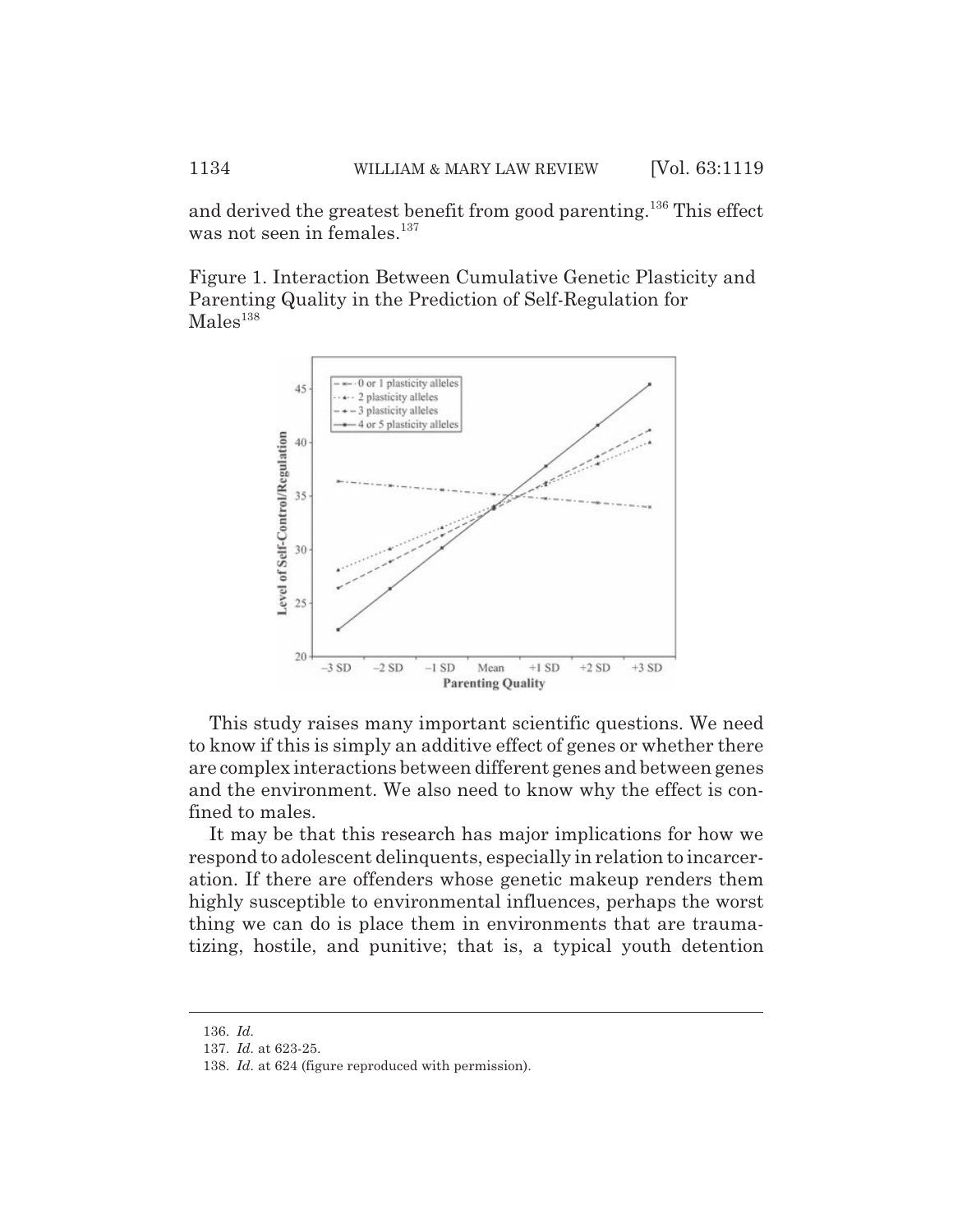and derived the greatest benefit from good parenting.[136] This effect was not seen in females.[137]

Figure 1. Interaction Between Cumulative Genetic Plasticity and Parenting Quality in the Prediction of Self-Regulation for Males[138]

This study raises many important scientific questions. We need to know if this is simply an additive effect of genes or whether there are complex interactions between different genes and between genes and the environment. We also need to know why the effect is confined to males.

It may be that this research has major implications for how we respond to adolescent delinquents, especially in relation to incarceration. If there are offenders whose genetic makeup renders them highly susceptible to environmental influences, perhaps the worst thing we can do is place them in environments that are traumatizing, hostile, and punitive; that is, a typical youth detention

---

136. *Id.*

137. *Id.* at 623-25.

138. *Id.* at 624 (figure reproduced with permission).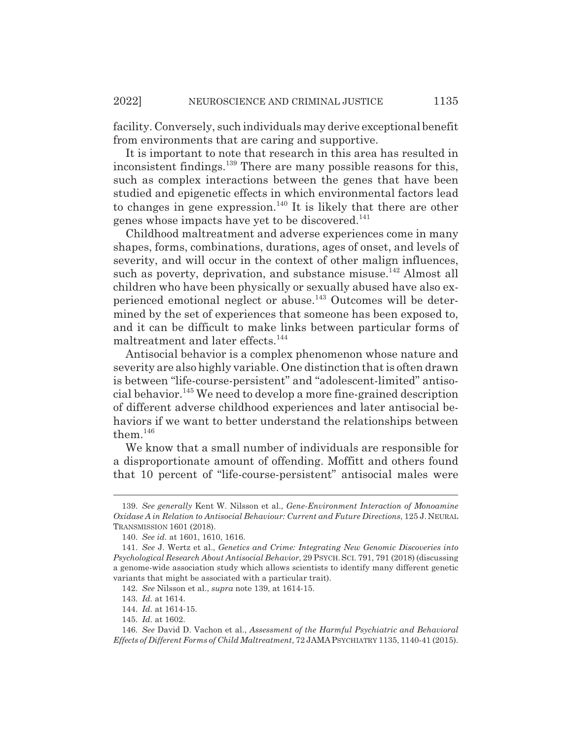facility. Conversely, such individuals may derive exceptional benefit from environments that are caring and supportive.

It is important to note that research in this area has resulted in inconsistent findings.[139] There are many possible reasons for this, such as complex interactions between the genes that have been studied and epigenetic effects in which environmental factors lead to changes in gene expression.[140] It is likely that there are other genes whose impacts have yet to be discovered.[141]

Childhood maltreatment and adverse experiences come in many shapes, forms, combinations, durations, ages of onset, and levels of severity, and will occur in the context of other malign influences, such as poverty, deprivation, and substance misuse.[142] Almost all children who have been physically or sexually abused have also experienced emotional neglect or abuse.[143] Outcomes will be determined by the set of experiences that someone has been exposed to, and it can be difficult to make links between particular forms of maltreatment and later effects.[144]

Antisocial behavior is a complex phenomenon whose nature and severity are also highly variable. One distinction that is often drawn is between "life-course-persistent" and "adolescent-limited" antisocial behavior.[145] We need to develop a more fine-grained description of different adverse childhood experiences and later antisocial behaviors if we want to better understand the relationships between them.[146]

We know that a small number of individuals are responsible for a disproportionate amount of offending. Moffitt and others found that 10 percent of "life-course-persistent" antisocial males were

---

139. *See generally* Kent W. Nilsson et al., *Gene-Environment Interaction of Monoamine Oxidase A in Relation to Antisocial Behaviour: Current and Future Directions*, 125 J. NEURAL TRANSMISSION 1601 (2018).

140. *See id.* at 1601, 1610, 1616.

141. *See* J. Wertz et al., *Genetics and Crime: Integrating New Genomic Discoveries into Psychological Research About Antisocial Behavior*, 29 PSYCH. SCI. 791, 791 (2018) (discussing a genome-wide association study which allows scientists to identify many different genetic variants that might be associated with a particular trait).

142. *See* Nilsson et al., *supra* note 139, at 1614-15.

143. *Id.* at 1614.

144. *Id.* at 1614-15.

145. *Id.* at 1602.

146. *See* David D. Vachon et al., *Assessment of the Harmful Psychiatric and Behavioral Effects of Different Forms of Child Maltreatment*, 72 JAMA PSYCHIATRY 1135, 1140-41 (2015).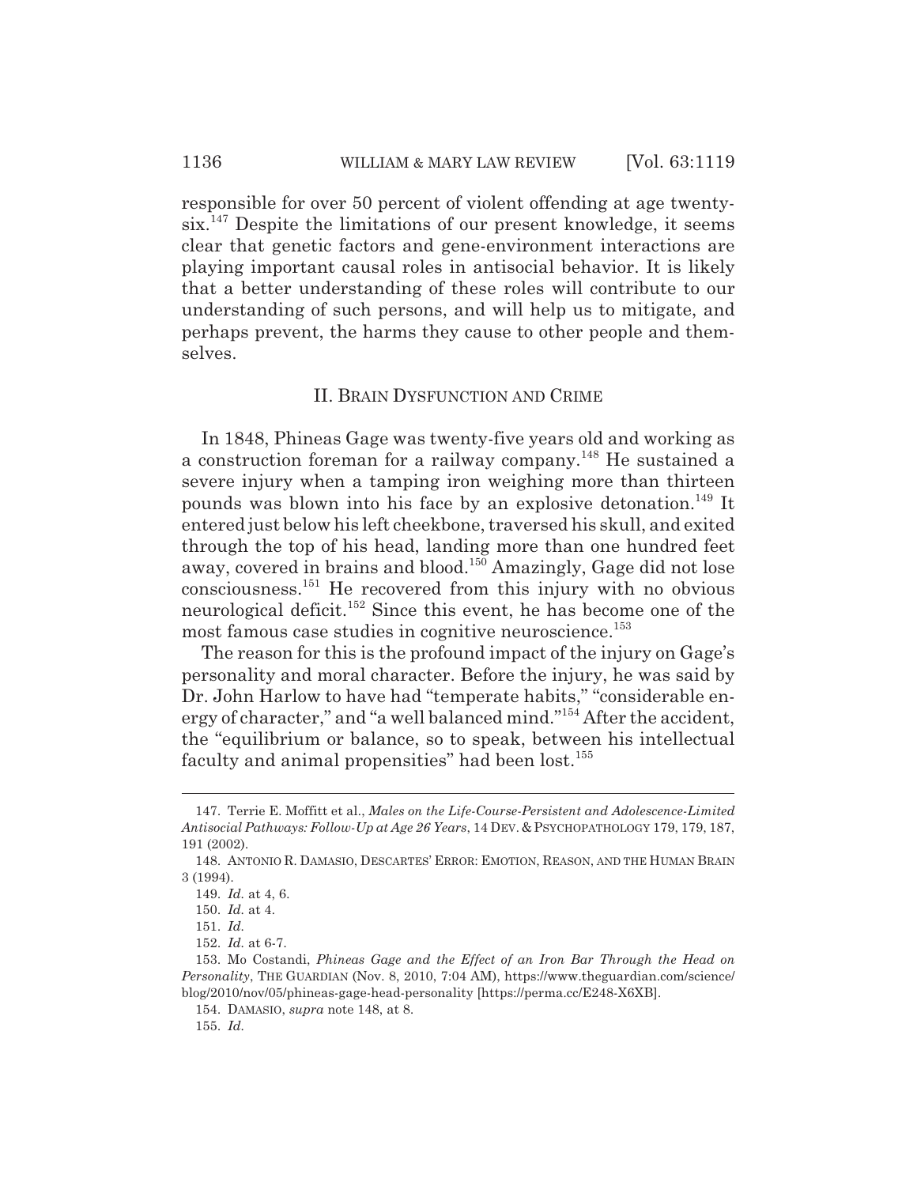responsible for over 50 percent of violent offending at age twenty-six.[147] Despite the limitations of our present knowledge, it seems clear that genetic factors and gene-environment interactions are playing important causal roles in antisocial behavior. It is likely that a better understanding of these roles will contribute to our understanding of such persons, and will help us to mitigate, and perhaps prevent, the harms they cause to other people and themselves.

## II. BRAIN DYSFUNCTION AND CRIME

In 1848, Phineas Gage was twenty-five years old and working as a construction foreman for a railway company.[148] He sustained a severe injury when a tamping iron weighing more than thirteen pounds was blown into his face by an explosive detonation.[149] It entered just below his left cheekbone, traversed his skull, and exited through the top of his head, landing more than one hundred feet away, covered in brains and blood.[150] Amazingly, Gage did not lose consciousness.[151] He recovered from this injury with no obvious neurological deficit.[152] Since this event, he has become one of the most famous case studies in cognitive neuroscience.[153]

The reason for this is the profound impact of the injury on Gage's personality and moral character. Before the injury, he was said by Dr. John Harlow to have had "temperate habits," "considerable energy of character," and "a well balanced mind."[154] After the accident, the "equilibrium or balance, so to speak, between his intellectual faculty and animal propensities" had been lost.[155]

---

147. Terrie E. Moffitt et al., *Males on the Life-Course-Persistent and Adolescence-Limited Antisocial Pathways: Follow-Up at Age 26 Years*, 14 DEV. & PSYCHOPATHOLOGY 179, 179, 187, 191 (2002).

148. ANTONIO R. DAMASIO, DESCARTES' ERROR: EMOTION, REASON, AND THE HUMAN BRAIN 3 (1994).

149. *Id.* at 4, 6.

150. *Id.* at 4.

151. *Id.*

152. *Id.* at 6-7.

153. Mo Costandi, *Phineas Gage and the Effect of an Iron Bar Through the Head on Personality*, THE GUARDIAN (Nov. 8, 2010, 7:04 AM), https://www.theguardian.com/science/blog/2010/nov/05/phineas-gage-head-personality [https://perma.cc/E248-X6XB].

154. DAMASIO, *supra* note 148, at 8.

155. *Id.*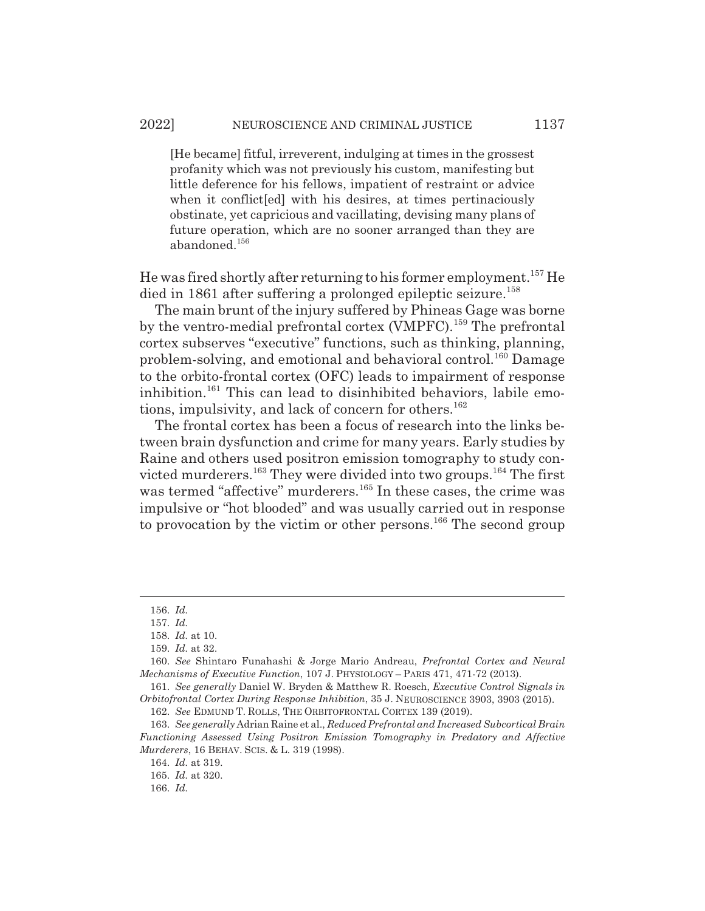> [He became] fitful, irreverent, indulging at times in the grossest profanity which was not previously his custom, manifesting but little deference for his fellows, impatient of restraint or advice when it conflict[ed] with his desires, at times pertinaciously obstinate, yet capricious and vacillating, devising many plans of future operation, which are no sooner arranged than they are abandoned.[156]

He was fired shortly after returning to his former employment.[157] He died in 1861 after suffering a prolonged epileptic seizure.[158]

The main brunt of the injury suffered by Phineas Gage was borne by the ventro-medial prefrontal cortex (VMPFC).[159] The prefrontal cortex subserves "executive" functions, such as thinking, planning, problem-solving, and emotional and behavioral control.[160] Damage to the orbito-frontal cortex (OFC) leads to impairment of response inhibition.[161] This can lead to disinhibited behaviors, labile emotions, impulsivity, and lack of concern for others.[162]

The frontal cortex has been a focus of research into the links between brain dysfunction and crime for many years. Early studies by Raine and others used positron emission tomography to study convicted murderers.[163] They were divided into two groups.[164] The first was termed "affective" murderers.[165] In these cases, the crime was impulsive or "hot blooded" and was usually carried out in response to provocation by the victim or other persons.[166] The second group

---

156. *Id.*

157. *Id.*

158. *Id.* at 10.

159. *Id.* at 32.

160. *See* Shintaro Funahashi & Jorge Mario Andreau, *Prefrontal Cortex and Neural Mechanisms of Executive Function*, 107 J. PHYSIOLOGY – PARIS 471, 471-72 (2013).

161. *See generally* Daniel W. Bryden & Matthew R. Roesch, *Executive Control Signals in Orbitofrontal Cortex During Response Inhibition*, 35 J. NEUROSCIENCE 3903, 3903 (2015).

162. *See* EDMUND T. ROLLS, THE ORBITOFRONTAL CORTEX 139 (2019).

163. *See generally* Adrian Raine et al., *Reduced Prefrontal and Increased Subcortical Brain Functioning Assessed Using Positron Emission Tomography in Predatory and Affective Murderers*, 16 BEHAV. SCIS. & L. 319 (1998).

164. *Id.* at 319.

165. *Id.* at 320.

166. *Id.*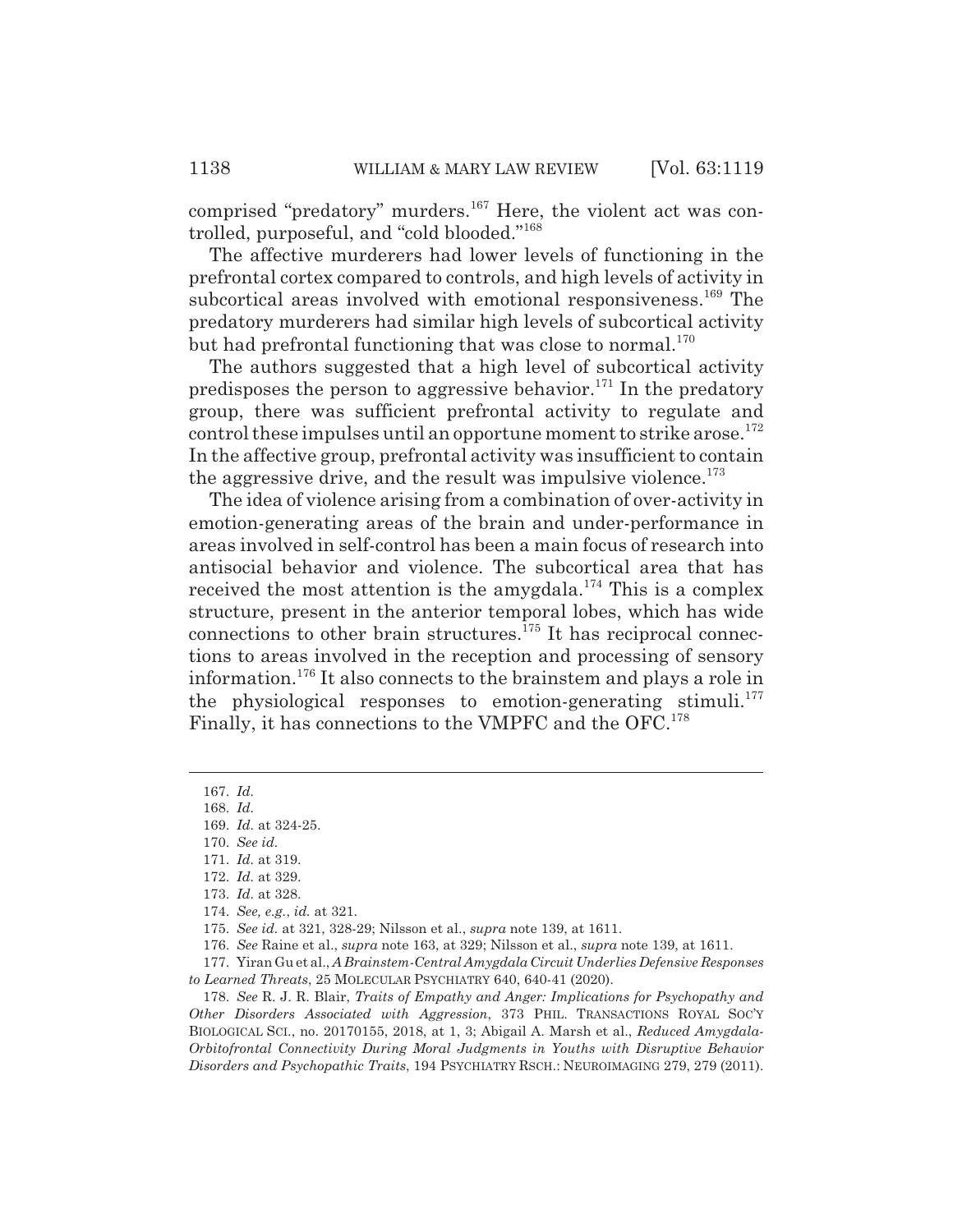comprised "predatory" murders.[167] Here, the violent act was controlled, purposeful, and "cold blooded."[168]

The affective murderers had lower levels of functioning in the prefrontal cortex compared to controls, and high levels of activity in subcortical areas involved with emotional responsiveness.[169] The predatory murderers had similar high levels of subcortical activity but had prefrontal functioning that was close to normal.[170]

The authors suggested that a high level of subcortical activity predisposes the person to aggressive behavior.[171] In the predatory group, there was sufficient prefrontal activity to regulate and control these impulses until an opportune moment to strike arose.[172] In the affective group, prefrontal activity was insufficient to contain the aggressive drive, and the result was impulsive violence.[173]

The idea of violence arising from a combination of over-activity in emotion-generating areas of the brain and under-performance in areas involved in self-control has been a main focus of research into antisocial behavior and violence. The subcortical area that has received the most attention is the amygdala.[174] This is a complex structure, present in the anterior temporal lobes, which has wide connections to other brain structures.[175] It has reciprocal connections to areas involved in the reception and processing of sensory information.[176] It also connects to the brainstem and plays a role in the physiological responses to emotion-generating stimuli.[177] Finally, it has connections to the VMPFC and the OFC.[178]

---

167. *Id.*

168. *Id.*

169. *Id.* at 324-25.

170. *See id.*

171. *Id.* at 319.

172. *Id.* at 329.

173. *Id.* at 328.

174. *See, e.g.*, *id.* at 321.

175. *See id.* at 321, 328-29; Nilsson et al., *supra* note 139, at 1611.

176. *See* Raine et al., *supra* note 163, at 329; Nilsson et al., *supra* note 139, at 1611.

177. Yiran Gu et al., *A Brainstem-Central Amygdala Circuit Underlies Defensive Responses to Learned Threats*, 25 MOLECULAR PSYCHIATRY 640, 640-41 (2020).

178. *See* R. J. R. Blair, *Traits of Empathy and Anger: Implications for Psychopathy and Other Disorders Associated with Aggression*, 373 PHIL. TRANSACTIONS ROYAL SOC'Y BIOLOGICAL SCI., no. 20170155, 2018, at 1, 3; Abigail A. Marsh et al., *Reduced Amygdala-Orbitofrontal Connectivity During Moral Judgments in Youths with Disruptive Behavior Disorders and Psychopathic Traits*, 194 PSYCHIATRY RSCH.: NEUROIMAGING 279, 279 (2011).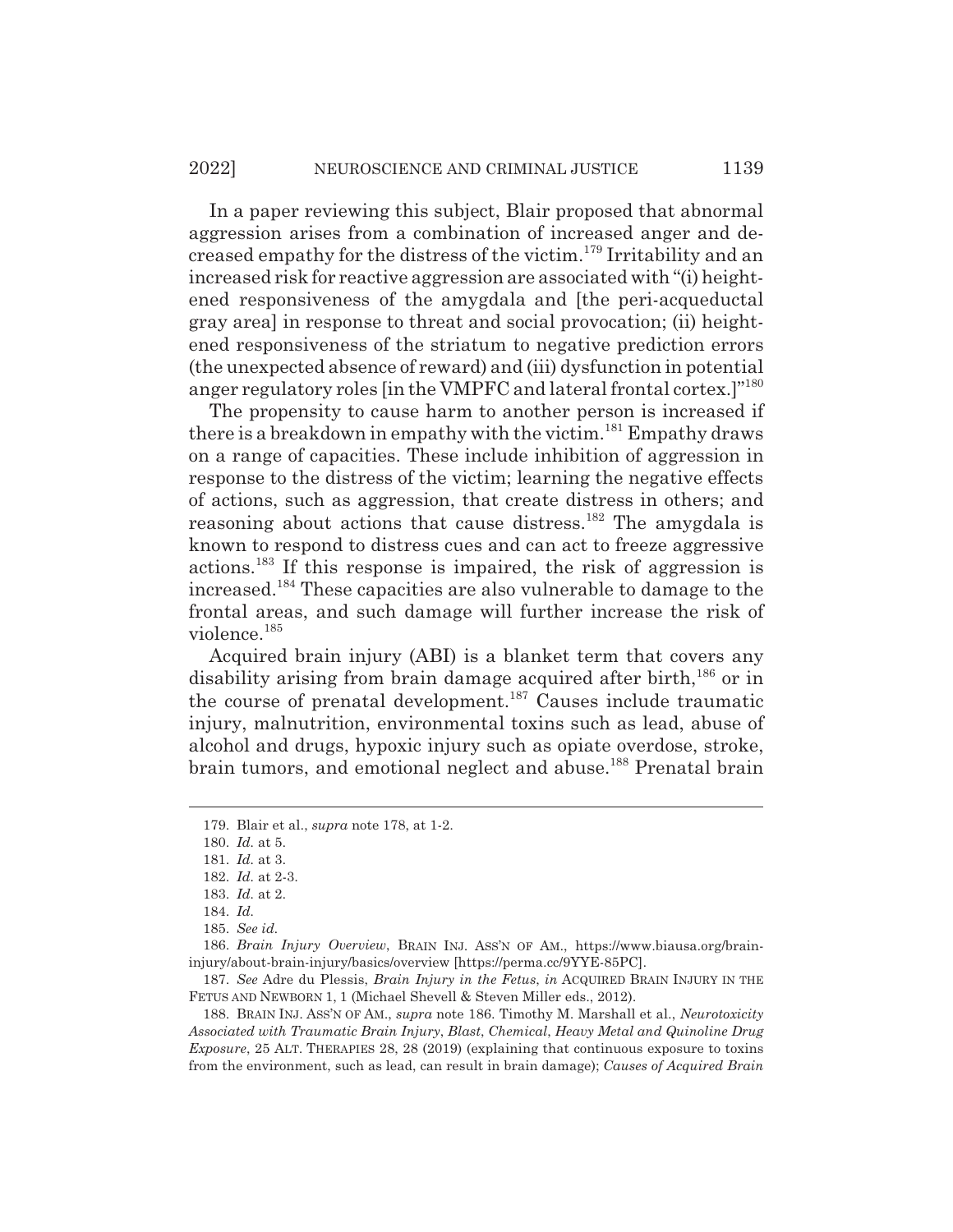In a paper reviewing this subject, Blair proposed that abnormal aggression arises from a combination of increased anger and decreased empathy for the distress of the victim.[179] Irritability and an increased risk for reactive aggression are associated with "(i) heightened responsiveness of the amygdala and [the peri-acqueductal gray area] in response to threat and social provocation; (ii) heightened responsiveness of the striatum to negative prediction errors (the unexpected absence of reward) and (iii) dysfunction in potential anger regulatory roles [in the VMPFC and lateral frontal cortex.]"[180]

The propensity to cause harm to another person is increased if there is a breakdown in empathy with the victim.[181] Empathy draws on a range of capacities. These include inhibition of aggression in response to the distress of the victim; learning the negative effects of actions, such as aggression, that create distress in others; and reasoning about actions that cause distress.[182] The amygdala is known to respond to distress cues and can act to freeze aggressive actions.[183] If this response is impaired, the risk of aggression is increased.[184] These capacities are also vulnerable to damage to the frontal areas, and such damage will further increase the risk of violence.[185]

Acquired brain injury (ABI) is a blanket term that covers any disability arising from brain damage acquired after birth,[186] or in the course of prenatal development.[187] Causes include traumatic injury, malnutrition, environmental toxins such as lead, abuse of alcohol and drugs, hypoxic injury such as opiate overdose, stroke, brain tumors, and emotional neglect and abuse.[188] Prenatal brain

---

179. Blair et al., *supra* note 178, at 1-2.

180. *Id.* at 5.

181. *Id.* at 3.

182. *Id.* at 2-3.

183. *Id.* at 2.

184. *Id.*

185. *See id.*

186. *Brain Injury Overview*, BRAIN INJ. ASS'N OF AM., https://www.biausa.org/brain-injury/about-brain-injury/basics/overview [https://perma.cc/9YYE-85PC].

187. *See* Adre du Plessis, *Brain Injury in the Fetus*, *in* ACQUIRED BRAIN INJURY IN THE FETUS AND NEWBORN 1, 1 (Michael Shevell & Steven Miller eds., 2012).

188. BRAIN INJ. ASS'N OF AM., *supra* note 186. Timothy M. Marshall et al., *Neurotoxicity Associated with Traumatic Brain Injury, Blast, Chemical, Heavy Metal and Quinoline Drug Exposure*, 25 ALT. THERAPIES 28, 28 (2019) (explaining that continuous exposure to toxins from the environment, such as lead, can result in brain damage); *Causes of Acquired Brain*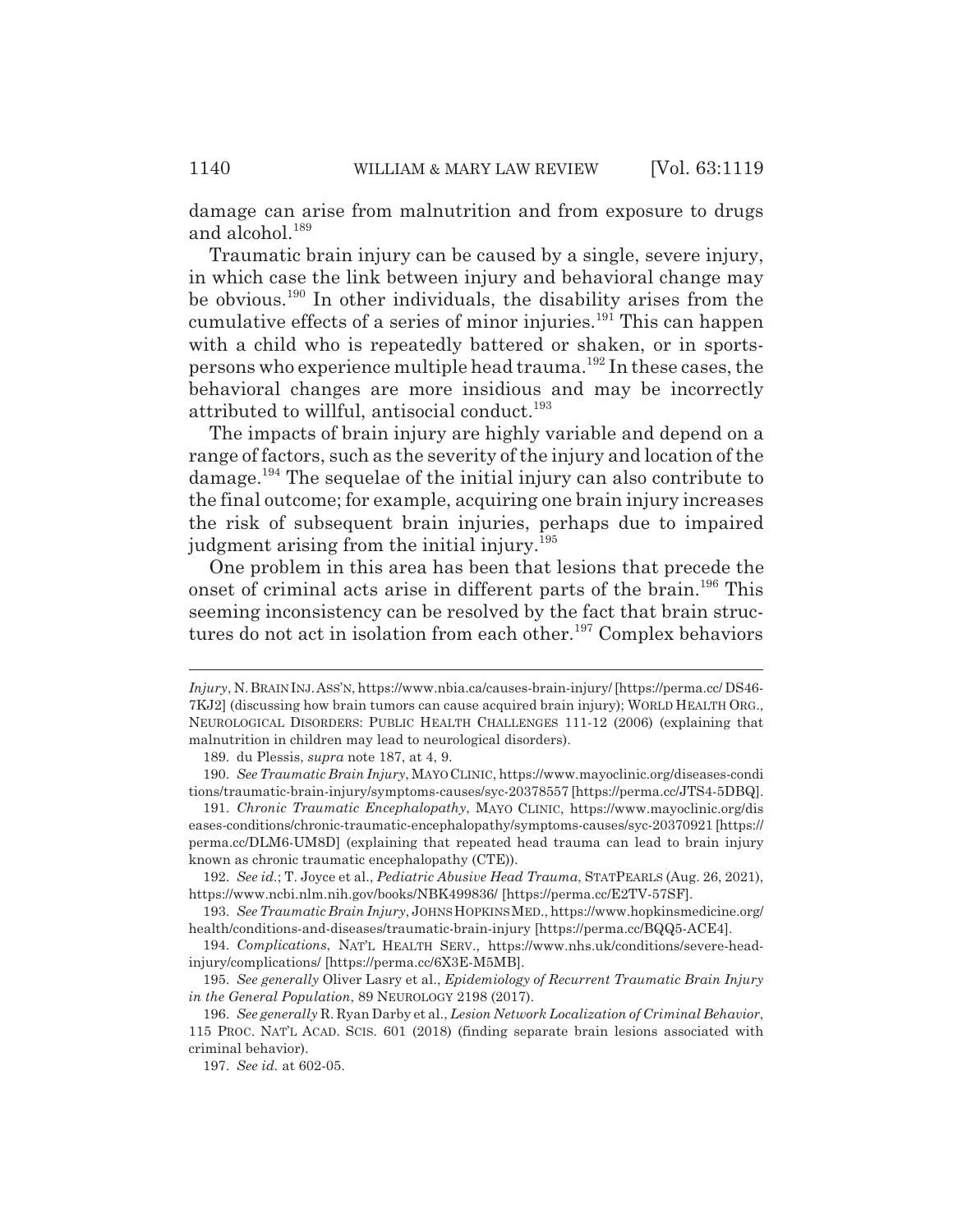damage can arise from malnutrition and from exposure to drugs and alcohol.[189]

Traumatic brain injury can be caused by a single, severe injury, in which case the link between injury and behavioral change may be obvious.[190] In other individuals, the disability arises from the cumulative effects of a series of minor injuries.[191] This can happen with a child who is repeatedly battered or shaken, or in sportspersons who experience multiple head trauma.[192] In these cases, the behavioral changes are more insidious and may be incorrectly attributed to willful, antisocial conduct.[193]

The impacts of brain injury are highly variable and depend on a range of factors, such as the severity of the injury and location of the damage.[194] The sequelae of the initial injury can also contribute to the final outcome; for example, acquiring one brain injury increases the risk of subsequent brain injuries, perhaps due to impaired judgment arising from the initial injury.[195]

One problem in this area has been that lesions that precede the onset of criminal acts arise in different parts of the brain.[196] This seeming inconsistency can be resolved by the fact that brain structures do not act in isolation from each other.[197] Complex behaviors

---

*Injury*, N. BRAIN INJ. ASS'N, https://www.nbia.ca/causes-brain-injury/ [https://perma.cc/DS46-7KJ2] (discussing how brain tumors can cause acquired brain injury); WORLD HEALTH ORG., NEUROLOGICAL DISORDERS: PUBLIC HEALTH CHALLENGES 111-12 (2006) (explaining that malnutrition in children may lead to neurological disorders).

189. du Plessis, *supra* note 187, at 4, 9.

190. *See Traumatic Brain Injury*, MAYO CLINIC, https://www.mayoclinic.org/diseases-conditions/traumatic-brain-injury/symptoms-causes/syc-20378557 [https://perma.cc/JTS4-5DBQ].

191. *Chronic Traumatic Encephalopathy*, MAYO CLINIC, https://www.mayoclinic.org/diseases-conditions/chronic-traumatic-encephalopathy/symptoms-causes/syc-20370921 [https://perma.cc/DLM6-UM8D] (explaining that repeated head trauma can lead to brain injury known as chronic traumatic encephalopathy (CTE)).

192. *See id.*; T. Joyce et al., *Pediatric Abusive Head Trauma*, STATPEARLS (Aug. 26, 2021), https://www.ncbi.nlm.nih.gov/books/NBK499836/ [https://perma.cc/E2TV-57SF].

193. *See Traumatic Brain Injury*, JOHNS HOPKINS MED., https://www.hopkinsmedicine.org/health/conditions-and-diseases/traumatic-brain-injury [https://perma.cc/BQQ5-ACE4].

194. *Complications*, NAT'L HEALTH SERV., https://www.nhs.uk/conditions/severe-head-injury/complications/ [https://perma.cc/6X3E-M5MB].

195. *See generally* Oliver Lasry et al., *Epidemiology of Recurrent Traumatic Brain Injury in the General Population*, 89 NEUROLOGY 2198 (2017).

196. *See generally* R. Ryan Darby et al., *Lesion Network Localization of Criminal Behavior*, 115 PROC. NAT'L ACAD. SCIS. 601 (2018) (finding separate brain lesions associated with criminal behavior).

197. *See id.* at 602-05.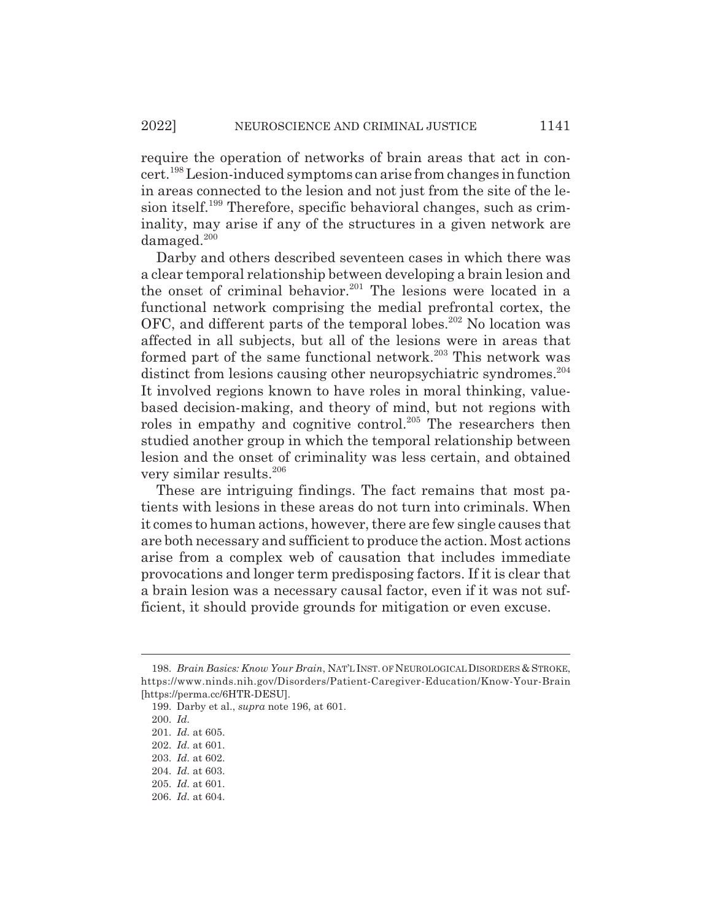require the operation of networks of brain areas that act in concert.[198] Lesion-induced symptoms can arise from changes in function in areas connected to the lesion and not just from the site of the lesion itself.[199] Therefore, specific behavioral changes, such as criminality, may arise if any of the structures in a given network are damaged.[200]

Darby and others described seventeen cases in which there was a clear temporal relationship between developing a brain lesion and the onset of criminal behavior.[201] The lesions were located in a functional network comprising the medial prefrontal cortex, the OFC, and different parts of the temporal lobes.[202] No location was affected in all subjects, but all of the lesions were in areas that formed part of the same functional network.[203] This network was distinct from lesions causing other neuropsychiatric syndromes.[204] It involved regions known to have roles in moral thinking, value-based decision-making, and theory of mind, but not regions with roles in empathy and cognitive control.[205] The researchers then studied another group in which the temporal relationship between lesion and the onset of criminality was less certain, and obtained very similar results.[206]

These are intriguing findings. The fact remains that most patients with lesions in these areas do not turn into criminals. When it comes to human actions, however, there are few single causes that are both necessary and sufficient to produce the action. Most actions arise from a complex web of causation that includes immediate provocations and longer term predisposing factors. If it is clear that a brain lesion was a necessary causal factor, even if it was not sufficient, it should provide grounds for mitigation or even excuse.

---

198. *Brain Basics: Know Your Brain*, NAT'L INST. OF NEUROLOGICAL DISORDERS & STROKE, https://www.ninds.nih.gov/Disorders/Patient-Caregiver-Education/Know-Your-Brain [https://perma.cc/6HTR-DESU].

199. Darby et al., *supra* note 196, at 601.

200. *Id.*

201. *Id.* at 605.

202. *Id.* at 601.

203. *Id.* at 602.

204. *Id.* at 603.

205. *Id.* at 601.

206. *Id.* at 604.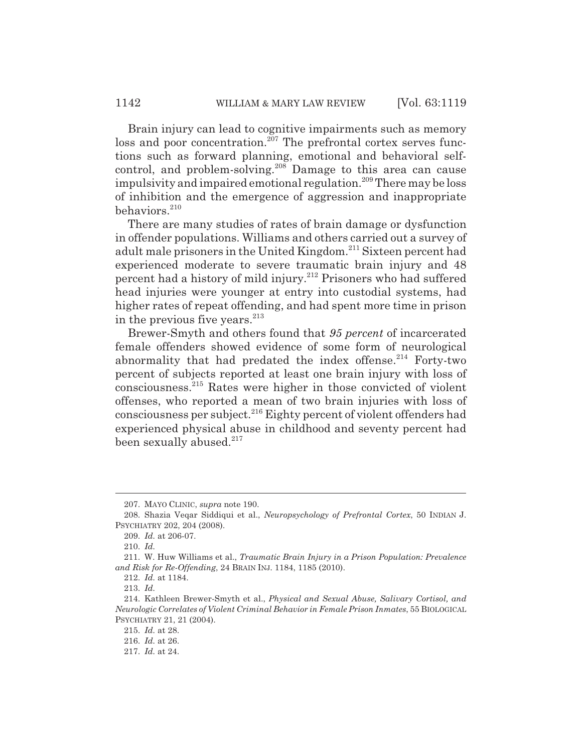Brain injury can lead to cognitive impairments such as memory loss and poor concentration.[207] The prefrontal cortex serves functions such as forward planning, emotional and behavioral self-control, and problem-solving.[208] Damage to this area can cause impulsivity and impaired emotional regulation.[209] There may be loss of inhibition and the emergence of aggression and inappropriate behaviors.[210]

There are many studies of rates of brain damage or dysfunction in offender populations. Williams and others carried out a survey of adult male prisoners in the United Kingdom.[211] Sixteen percent had experienced moderate to severe traumatic brain injury and 48 percent had a history of mild injury.[212] Prisoners who had suffered head injuries were younger at entry into custodial systems, had higher rates of repeat offending, and had spent more time in prison in the previous five years.[213]

Brewer-Smyth and others found that *95 percent* of incarcerated female offenders showed evidence of some form of neurological abnormality that had predated the index offense.[214] Forty-two percent of subjects reported at least one brain injury with loss of consciousness.[215] Rates were higher in those convicted of violent offenses, who reported a mean of two brain injuries with loss of consciousness per subject.[216] Eighty percent of violent offenders had experienced physical abuse in childhood and seventy percent had been sexually abused.[217]

---

207. MAYO CLINIC, *supra* note 190.

208. Shazia Veqar Siddiqui et al., *Neuropsychology of Prefrontal Cortex*, 50 INDIAN J. PSYCHIATRY 202, 204 (2008).

209. *Id.* at 206-07.

210. *Id.*

211. W. Huw Williams et al., *Traumatic Brain Injury in a Prison Population: Prevalence and Risk for Re-Offending*, 24 BRAIN INJ. 1184, 1185 (2010).

212. *Id.* at 1184.

213. *Id.*

214. Kathleen Brewer-Smyth et al., *Physical and Sexual Abuse, Salivary Cortisol, and Neurologic Correlates of Violent Criminal Behavior in Female Prison Inmates*, 55 BIOLOGICAL PSYCHIATRY 21, 21 (2004).

215. *Id.* at 28.

216. *Id.* at 26.

217. *Id.* at 24.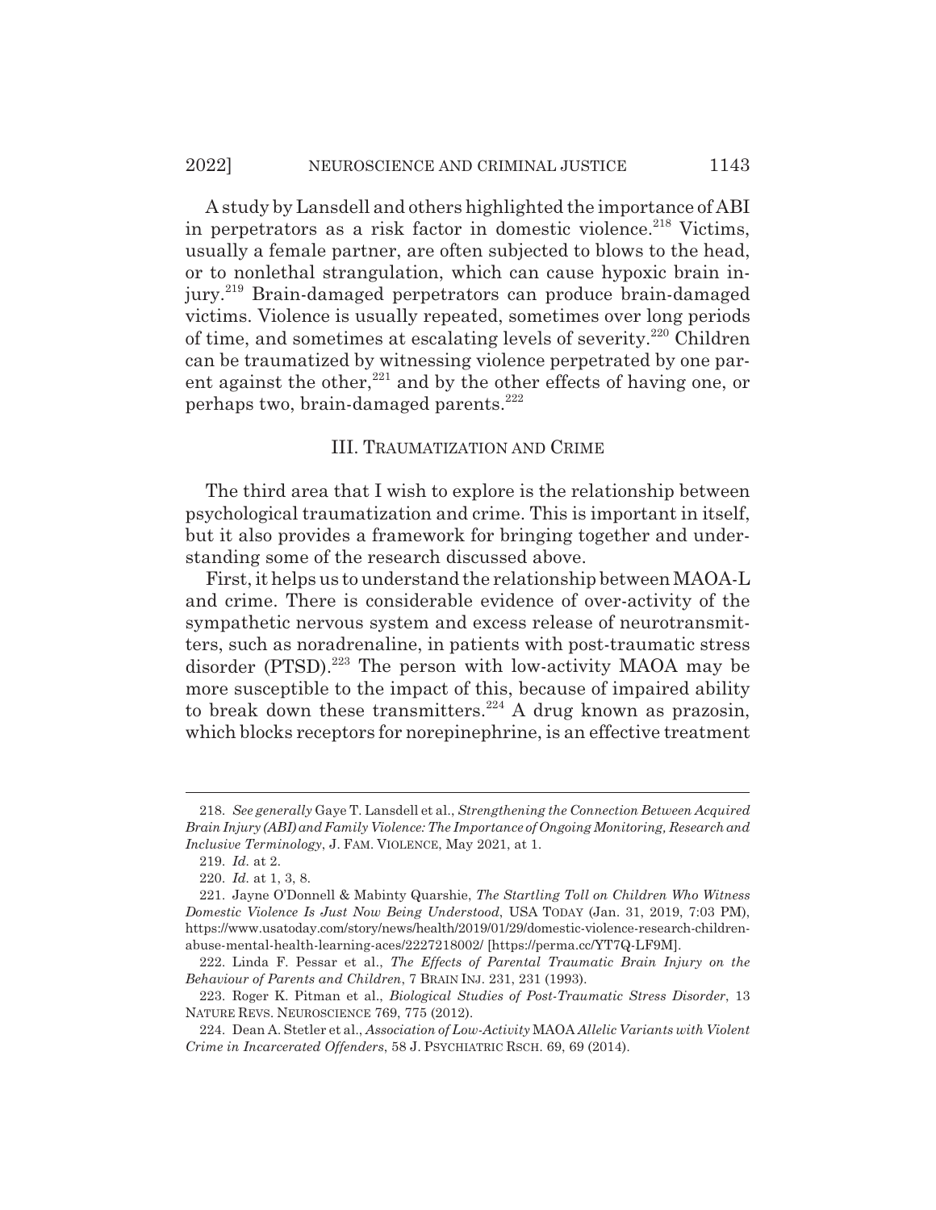A study by Lansdell and others highlighted the importance of ABI in perpetrators as a risk factor in domestic violence.[218] Victims, usually a female partner, are often subjected to blows to the head, or to nonlethal strangulation, which can cause hypoxic brain injury.[219] Brain-damaged perpetrators can produce brain-damaged victims. Violence is usually repeated, sometimes over long periods of time, and sometimes at escalating levels of severity.[220] Children can be traumatized by witnessing violence perpetrated by one parent against the other,[221] and by the other effects of having one, or perhaps two, brain-damaged parents.[222]

## III. TRAUMATIZATION AND CRIME

The third area that I wish to explore is the relationship between psychological traumatization and crime. This is important in itself, but it also provides a framework for bringing together and understanding some of the research discussed above.

First, it helps us to understand the relationship between MAOA-L and crime. There is considerable evidence of over-activity of the sympathetic nervous system and excess release of neurotransmitters, such as noradrenaline, in patients with post-traumatic stress disorder (PTSD).[223] The person with low-activity MAOA may be more susceptible to the impact of this, because of impaired ability to break down these transmitters.[224] A drug known as prazosin, which blocks receptors for norepinephrine, is an effective treatment

---

218. *See generally* Gaye T. Lansdell et al., *Strengthening the Connection Between Acquired Brain Injury (ABI) and Family Violence: The Importance of Ongoing Monitoring, Research and Inclusive Terminology*, J. FAM. VIOLENCE, May 2021, at 1.

219. *Id.* at 2.

220. *Id.* at 1, 3, 8.

221. Jayne O'Donnell & Mabinty Quarshie, *The Startling Toll on Children Who Witness Domestic Violence Is Just Now Being Understood*, USA TODAY (Jan. 31, 2019, 7:03 PM), https://www.usatoday.com/story/news/health/2019/01/29/domestic-violence-research-children-abuse-mental-health-learning-aces/2227218002/ [https://perma.cc/YT7Q-LF9M].

222. Linda F. Pessar et al., *The Effects of Parental Traumatic Brain Injury on the Behaviour of Parents and Children*, 7 BRAIN INJ. 231, 231 (1993).

223. Roger K. Pitman et al., *Biological Studies of Post-Traumatic Stress Disorder*, 13 NATURE REVS. NEUROSCIENCE 769, 775 (2012).

224. Dean A. Stetler et al., *Association of Low-Activity* MAOA *Allelic Variants with Violent Crime in Incarcerated Offenders*, 58 J. PSYCHIATRIC RSCH. 69, 69 (2014).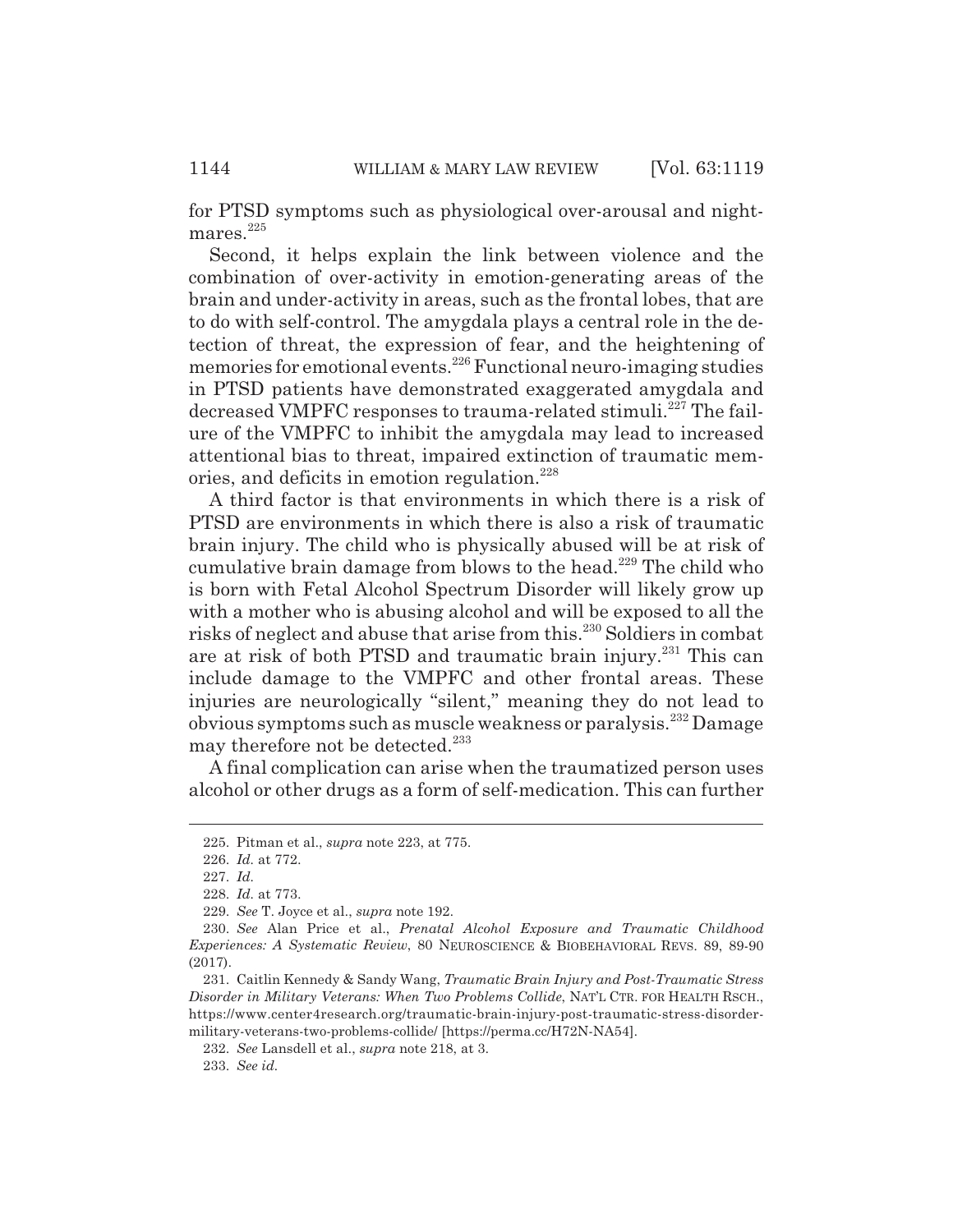for PTSD symptoms such as physiological over-arousal and nightmares.[225]

Second, it helps explain the link between violence and the combination of over-activity in emotion-generating areas of the brain and under-activity in areas, such as the frontal lobes, that are to do with self-control. The amygdala plays a central role in the detection of threat, the expression of fear, and the heightening of memories for emotional events.[226] Functional neuro-imaging studies in PTSD patients have demonstrated exaggerated amygdala and decreased VMPFC responses to trauma-related stimuli.[227] The failure of the VMPFC to inhibit the amygdala may lead to increased attentional bias to threat, impaired extinction of traumatic memories, and deficits in emotion regulation.[228]

A third factor is that environments in which there is a risk of PTSD are environments in which there is also a risk of traumatic brain injury. The child who is physically abused will be at risk of cumulative brain damage from blows to the head.[229] The child who is born with Fetal Alcohol Spectrum Disorder will likely grow up with a mother who is abusing alcohol and will be exposed to all the risks of neglect and abuse that arise from this.[230] Soldiers in combat are at risk of both PTSD and traumatic brain injury.[231] This can include damage to the VMPFC and other frontal areas. These injuries are neurologically "silent," meaning they do not lead to obvious symptoms such as muscle weakness or paralysis.[232] Damage may therefore not be detected.[233]

A final complication can arise when the traumatized person uses alcohol or other drugs as a form of self-medication. This can further

---

225. Pitman et al., *supra* note 223, at 775.

226. *Id.* at 772.

227. *Id.*

228. *Id.* at 773.

229. *See* T. Joyce et al., *supra* note 192.

230. *See* Alan Price et al., *Prenatal Alcohol Exposure and Traumatic Childhood Experiences: A Systematic Review*, 80 NEUROSCIENCE & BIOBEHAVIORAL REVS. 89, 89-90 (2017).

231. Caitlin Kennedy & Sandy Wang, *Traumatic Brain Injury and Post-Traumatic Stress Disorder in Military Veterans: When Two Problems Collide*, NAT'L CTR. FOR HEALTH RSCH., https://www.center4research.org/traumatic-brain-injury-post-traumatic-stress-disorder-military-veterans-two-problems-collide/ [https://perma.cc/H72N-NA54].

232. *See* Lansdell et al., *supra* note 218, at 3.

233. *See id.*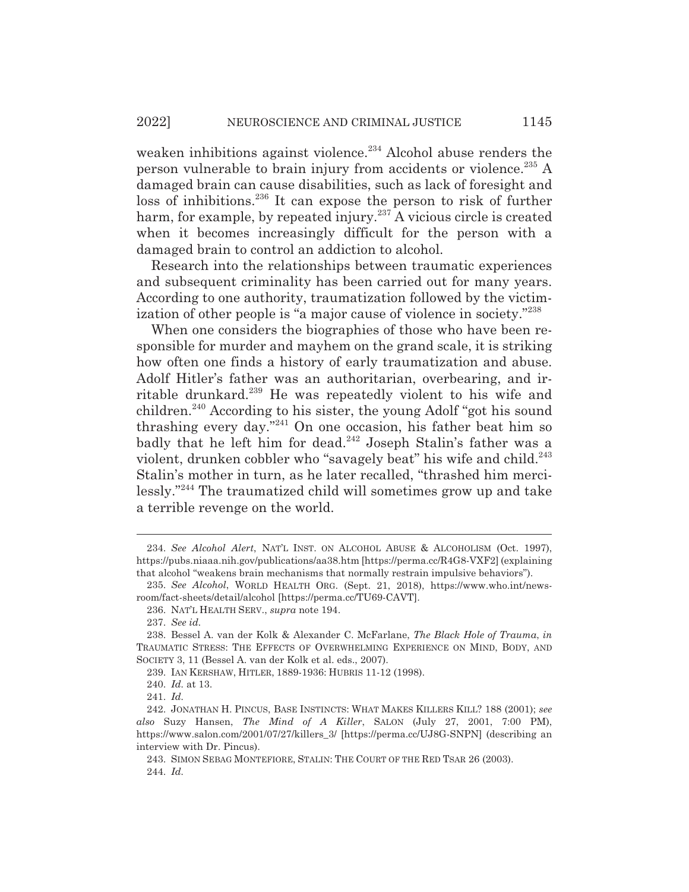weaken inhibitions against violence.[234] Alcohol abuse renders the person vulnerable to brain injury from accidents or violence.[235] A damaged brain can cause disabilities, such as lack of foresight and loss of inhibitions.[236] It can expose the person to risk of further harm, for example, by repeated injury.[237] A vicious circle is created when it becomes increasingly difficult for the person with a damaged brain to control an addiction to alcohol.

Research into the relationships between traumatic experiences and subsequent criminality has been carried out for many years. According to one authority, traumatization followed by the victimization of other people is "a major cause of violence in society."[238]

When one considers the biographies of those who have been responsible for murder and mayhem on the grand scale, it is striking how often one finds a history of early traumatization and abuse. Adolf Hitler's father was an authoritarian, overbearing, and irritable drunkard.[239] He was repeatedly violent to his wife and children.[240] According to his sister, the young Adolf "got his sound thrashing every day."[241] On one occasion, his father beat him so badly that he left him for dead.[242] Joseph Stalin's father was a violent, drunken cobbler who "savagely beat" his wife and child.[243] Stalin's mother in turn, as he later recalled, "thrashed him mercilessly."[244] The traumatized child will sometimes grow up and take a terrible revenge on the world.

---

234. *See Alcohol Alert*, NAT'L INST. ON ALCOHOL ABUSE & ALCOHOLISM (Oct. 1997), https://pubs.niaaa.nih.gov/publications/aa38.htm [https://perma.cc/R4G8-VXF2] (explaining that alcohol "weakens brain mechanisms that normally restrain impulsive behaviors").

235. *See Alcohol*, WORLD HEALTH ORG. (Sept. 21, 2018), https://www.who.int/newsroom/fact-sheets/detail/alcohol [https://perma.cc/TU69-CAVT].

236. NAT'L HEALTH SERV., *supra* note 194.

237. *See id.*

238. Bessel A. van der Kolk & Alexander C. McFarlane, *The Black Hole of Trauma*, *in* TRAUMATIC STRESS: THE EFFECTS OF OVERWHELMING EXPERIENCE ON MIND, BODY, AND SOCIETY 3, 11 (Bessel A. van der Kolk et al. eds., 2007).

239. IAN KERSHAW, HITLER, 1889-1936: HUBRIS 11-12 (1998).

240. *Id.* at 13.

241. *Id.*

242. JONATHAN H. PINCUS, BASE INSTINCTS: WHAT MAKES KILLERS KILL? 188 (2001); *see also* Suzy Hansen, *The Mind of A Killer*, SALON (July 27, 2001, 7:00 PM), https://www.salon.com/2001/07/27/killers_3/ [https://perma.cc/UJ8G-SNPN] (describing an interview with Dr. Pincus).

243. SIMON SEBAG MONTEFIORE, STALIN: THE COURT OF THE RED TSAR 26 (2003).

244. *Id.*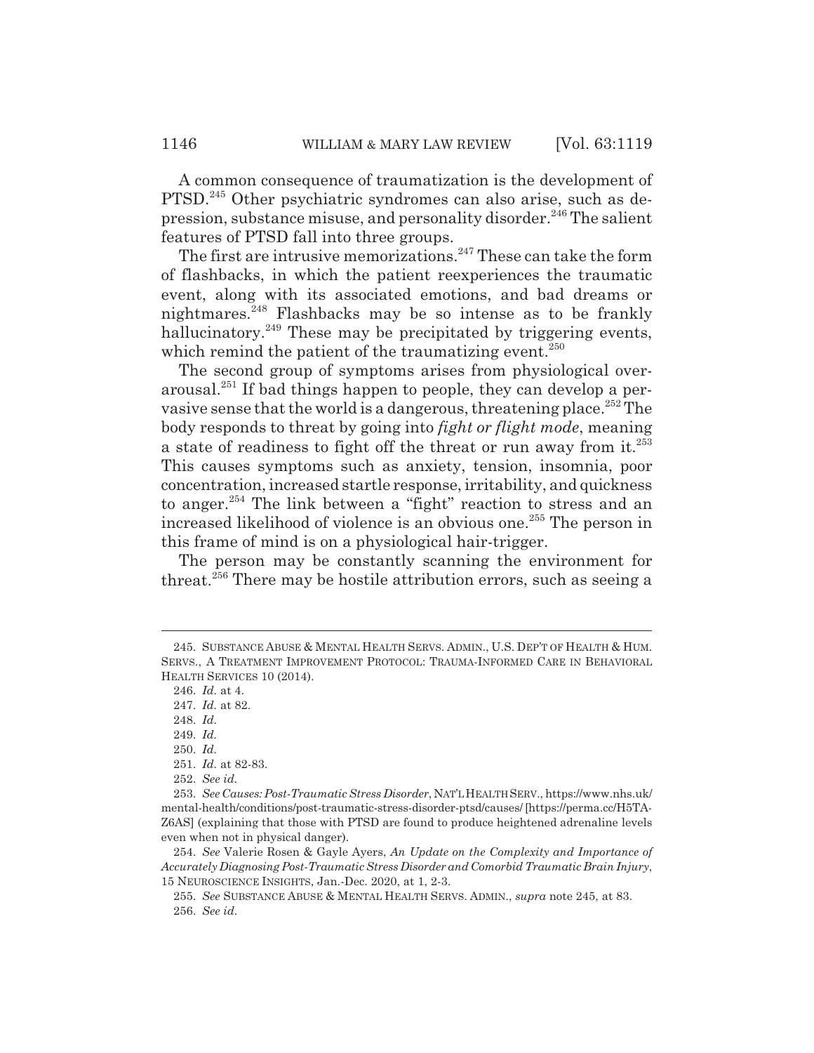A common consequence of traumatization is the development of PTSD.[245] Other psychiatric syndromes can also arise, such as depression, substance misuse, and personality disorder.[246] The salient features of PTSD fall into three groups.

The first are intrusive memorizations.[247] These can take the form of flashbacks, in which the patient reexperiences the traumatic event, along with its associated emotions, and bad dreams or nightmares.[248] Flashbacks may be so intense as to be frankly hallucinatory.[249] These may be precipitated by triggering events, which remind the patient of the traumatizing event.[250]

The second group of symptoms arises from physiological overarousal.[251] If bad things happen to people, they can develop a pervasive sense that the world is a dangerous, threatening place.[252] The body responds to threat by going into *fight or flight mode*, meaning a state of readiness to fight off the threat or run away from it.[253] This causes symptoms such as anxiety, tension, insomnia, poor concentration, increased startle response, irritability, and quickness to anger.[254] The link between a "fight" reaction to stress and an increased likelihood of violence is an obvious one.[255] The person in this frame of mind is on a physiological hair-trigger.

The person may be constantly scanning the environment for threat.[256] There may be hostile attribution errors, such as seeing a

---

245. SUBSTANCE ABUSE & MENTAL HEALTH SERVS. ADMIN., U.S. DEP'T OF HEALTH & HUM. SERVS., A TREATMENT IMPROVEMENT PROTOCOL: TRAUMA-INFORMED CARE IN BEHAVIORAL HEALTH SERVICES 10 (2014).

246. *Id.* at 4.

247. *Id.* at 82.

248. *Id.*

249. *Id.*

250. *Id.*

251. *Id.* at 82-83.

252. *See id.*

253. *See Causes: Post-Traumatic Stress Disorder*, NAT'L HEALTH SERV., https://www.nhs.uk/mental-health/conditions/post-traumatic-stress-disorder-ptsd/causes/ [https://perma.cc/H5TA-Z6AS] (explaining that those with PTSD are found to produce heightened adrenaline levels even when not in physical danger).

254. *See* Valerie Rosen & Gayle Ayers, *An Update on the Complexity and Importance of Accurately Diagnosing Post-Traumatic Stress Disorder and Comorbid Traumatic Brain Injury*, 15 NEUROSCIENCE INSIGHTS, Jan.-Dec. 2020, at 1, 2-3.

255. *See* SUBSTANCE ABUSE & MENTAL HEALTH SERVS. ADMIN., *supra* note 245, at 83.

256. *See id.*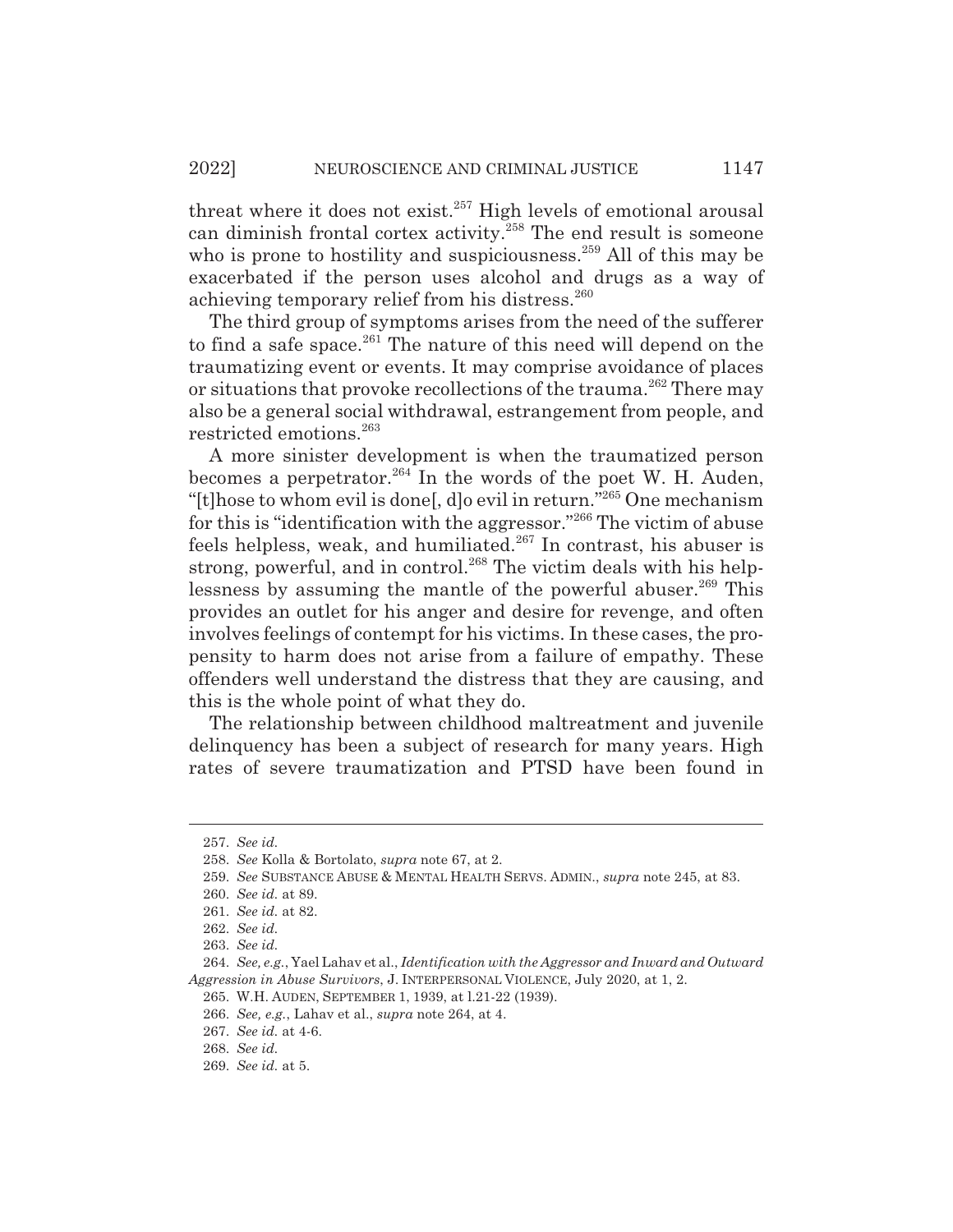threat where it does not exist.[257] High levels of emotional arousal can diminish frontal cortex activity.[258] The end result is someone who is prone to hostility and suspiciousness.[259] All of this may be exacerbated if the person uses alcohol and drugs as a way of achieving temporary relief from his distress.[260]

The third group of symptoms arises from the need of the sufferer to find a safe space.[261] The nature of this need will depend on the traumatizing event or events. It may comprise avoidance of places or situations that provoke recollections of the trauma.[262] There may also be a general social withdrawal, estrangement from people, and restricted emotions.[263]

A more sinister development is when the traumatized person becomes a perpetrator.[264] In the words of the poet W. H. Auden, "[t]hose to whom evil is done[, d]o evil in return."[265] One mechanism for this is "identification with the aggressor."[266] The victim of abuse feels helpless, weak, and humiliated.[267] In contrast, his abuser is strong, powerful, and in control.[268] The victim deals with his helplessness by assuming the mantle of the powerful abuser.[269] This provides an outlet for his anger and desire for revenge, and often involves feelings of contempt for his victims. In these cases, the propensity to harm does not arise from a failure of empathy. These offenders well understand the distress that they are causing, and this is the whole point of what they do.

The relationship between childhood maltreatment and juvenile delinquency has been a subject of research for many years. High rates of severe traumatization and PTSD have been found in

---

257. *See id.*

258. *See* Kolla & Bortolato, *supra* note 67, at 2.

259. *See* SUBSTANCE ABUSE & MENTAL HEALTH SERVS. ADMIN., *supra* note 245, at 83.

260. *See id.* at 89.

261. *See id.* at 82.

262. *See id.*

263. *See id.*

264. *See, e.g.*, Yael Lahav et al., *Identification with the Aggressor and Inward and Outward Aggression in Abuse Survivors*, J. INTERPERSONAL VIOLENCE, July 2020, at 1, 2.

265. W.H. AUDEN, SEPTEMBER 1, 1939, at l.21-22 (1939).

266. *See, e.g.*, Lahav et al., *supra* note 264, at 4.

267. *See id.* at 4-6.

268. *See id.*

269. *See id.* at 5.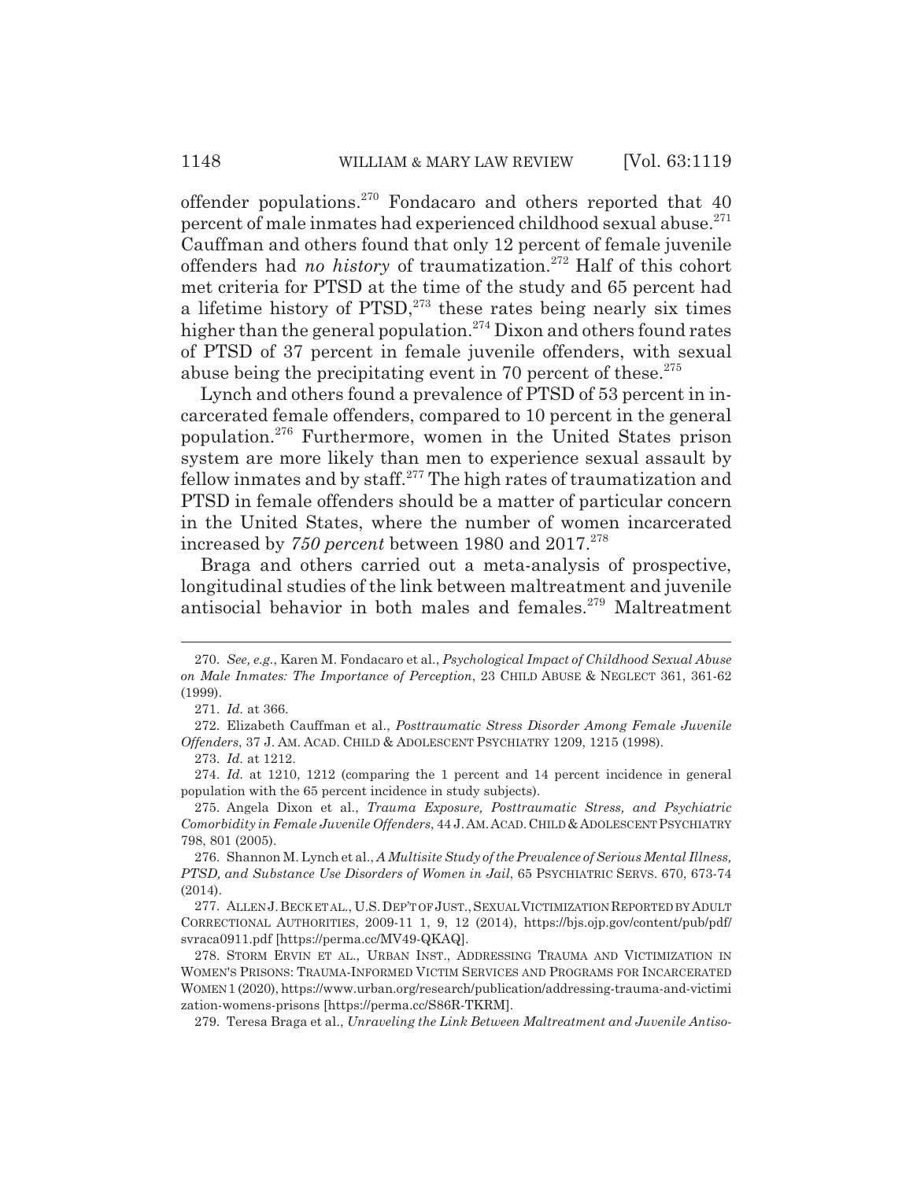offender populations.[270] Fondacaro and others reported that 40 percent of male inmates had experienced childhood sexual abuse.[271] Cauffman and others found that only 12 percent of female juvenile offenders had *no history* of traumatization.[272] Half of this cohort met criteria for PTSD at the time of the study and 65 percent had a lifetime history of PTSD,[273] these rates being nearly six times higher than the general population.[274] Dixon and others found rates of PTSD of 37 percent in female juvenile offenders, with sexual abuse being the precipitating event in 70 percent of these.[275]

Lynch and others found a prevalence of PTSD of 53 percent in incarcerated female offenders, compared to 10 percent in the general population.[276] Furthermore, women in the United States prison system are more likely than men to experience sexual assault by fellow inmates and by staff.[277] The high rates of traumatization and PTSD in female offenders should be a matter of particular concern in the United States, where the number of women incarcerated increased by *750 percent* between 1980 and 2017.[278]

Braga and others carried out a meta-analysis of prospective, longitudinal studies of the link between maltreatment and juvenile antisocial behavior in both males and females.[279] Maltreatment

---

270. *See, e.g.*, Karen M. Fondacaro et al., *Psychological Impact of Childhood Sexual Abuse on Male Inmates: The Importance of Perception*, 23 CHILD ABUSE & NEGLECT 361, 361-62 (1999).

271. *Id.* at 366.

272. Elizabeth Cauffman et al., *Posttraumatic Stress Disorder Among Female Juvenile Offenders*, 37 J. AM. ACAD. CHILD & ADOLESCENT PSYCHIATRY 1209, 1215 (1998).

273. *Id.* at 1212.

274. *Id.* at 1210, 1212 (comparing the 1 percent and 14 percent incidence in general population with the 65 percent incidence in study subjects).

275. Angela Dixon et al., *Trauma Exposure, Posttraumatic Stress, and Psychiatric Comorbidity in Female Juvenile Offenders*, 44 J. AM. ACAD. CHILD & ADOLESCENT PSYCHIATRY 798, 801 (2005).

276. Shannon M. Lynch et al., *A Multisite Study of the Prevalence of Serious Mental Illness, PTSD, and Substance Use Disorders of Women in Jail*, 65 PSYCHIATRIC SERVS. 670, 673-74 (2014).

277. ALLEN J. BECK ET AL., U.S. DEP'T OF JUST., SEXUAL VICTIMIZATION REPORTED BY ADULT CORRECTIONAL AUTHORITIES, 2009-11 1, 9, 12 (2014), https://bjs.ojp.gov/content/pub/pdf/svraca0911.pdf [https://perma.cc/MV49-QKAQ].

278. STORM ERVIN ET AL., URBAN INST., ADDRESSING TRAUMA AND VICTIMIZATION IN WOMEN'S PRISONS: TRAUMA-INFORMED VICTIM SERVICES AND PROGRAMS FOR INCARCERATED WOMEN 1 (2020), https://www.urban.org/research/publication/addressing-trauma-and-victimization-womens-prisons [https://perma.cc/S86R-TKRM].

279. Teresa Braga et al., *Unraveling the Link Between Maltreatment and Juvenile Antiso-*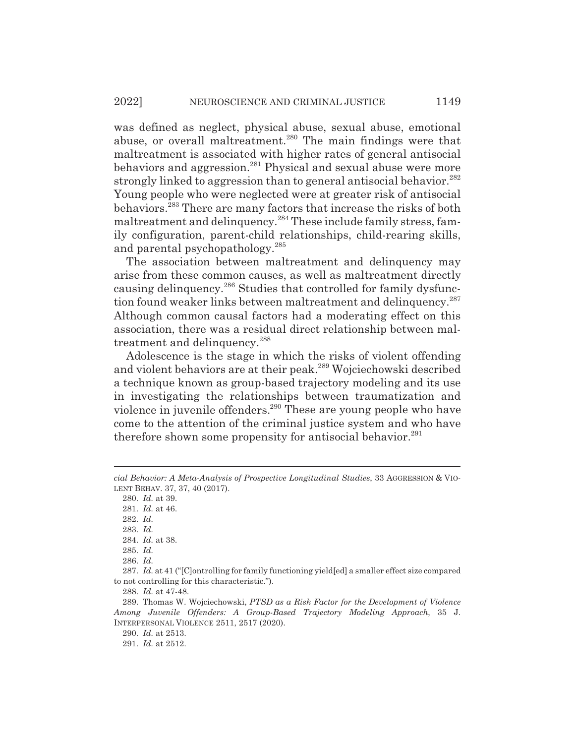was defined as neglect, physical abuse, sexual abuse, emotional abuse, or overall maltreatment.[280] The main findings were that maltreatment is associated with higher rates of general antisocial behaviors and aggression.[281] Physical and sexual abuse were more strongly linked to aggression than to general antisocial behavior.[282] Young people who were neglected were at greater risk of antisocial behaviors.[283] There are many factors that increase the risks of both maltreatment and delinquency.[284] These include family stress, family configuration, parent-child relationships, child-rearing skills, and parental psychopathology.[285]

The association between maltreatment and delinquency may arise from these common causes, as well as maltreatment directly causing delinquency.[286] Studies that controlled for family dysfunction found weaker links between maltreatment and delinquency.[287] Although common causal factors had a moderating effect on this association, there was a residual direct relationship between maltreatment and delinquency.[288]

Adolescence is the stage in which the risks of violent offending and violent behaviors are at their peak.[289] Wojciechowski described a technique known as group-based trajectory modeling and its use in investigating the relationships between traumatization and violence in juvenile offenders.[290] These are young people who have come to the attention of the criminal justice system and who have therefore shown some propensity for antisocial behavior.[291]

---

*cial Behavior: A Meta-Analysis of Prospective Longitudinal Studies*, 33 AGGRESSION & VIOLENT BEHAV. 37, 37, 40 (2017).

280. *Id.* at 39.

281. *Id.* at 46.

282. *Id.*

283. *Id.*

284. *Id.* at 38.

285. *Id.*

286. *Id.*

287. *Id.* at 41 ("[C]ontrolling for family functioning yield[ed] a smaller effect size compared to not controlling for this characteristic.").

288. *Id.* at 47-48.

289. Thomas W. Wojciechowski, *PTSD as a Risk Factor for the Development of Violence Among Juvenile Offenders: A Group-Based Trajectory Modeling Approach*, 35 J. INTERPERSONAL VIOLENCE 2511, 2517 (2020).

290. *Id.* at 2513.

291. *Id.* at 2512.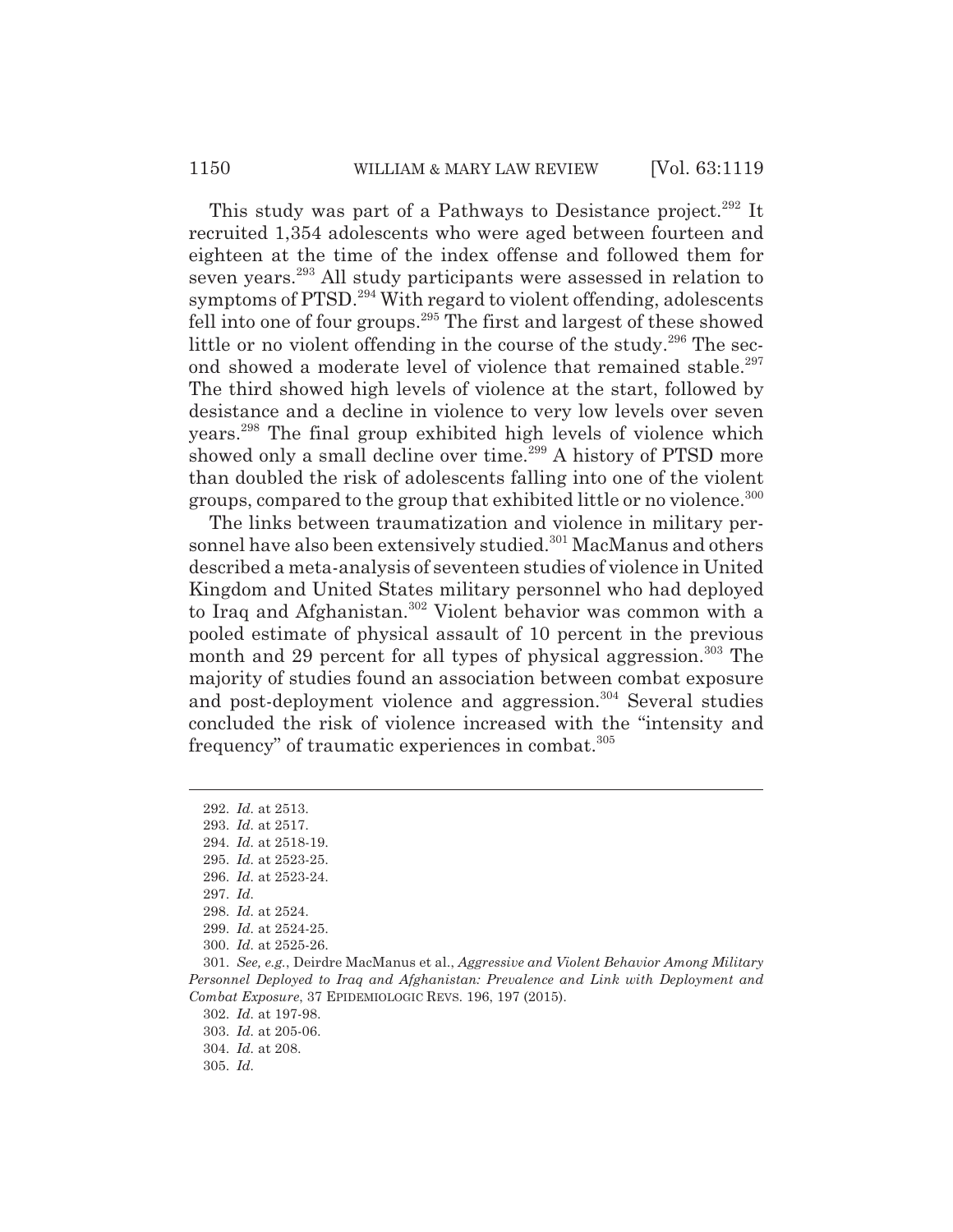This study was part of a Pathways to Desistance project.[292] It recruited 1,354 adolescents who were aged between fourteen and eighteen at the time of the index offense and followed them for seven years.[293] All study participants were assessed in relation to symptoms of PTSD.[294] With regard to violent offending, adolescents fell into one of four groups.[295] The first and largest of these showed little or no violent offending in the course of the study.[296] The second showed a moderate level of violence that remained stable.[297] The third showed high levels of violence at the start, followed by desistance and a decline in violence to very low levels over seven years.[298] The final group exhibited high levels of violence which showed only a small decline over time.[299] A history of PTSD more than doubled the risk of adolescents falling into one of the violent groups, compared to the group that exhibited little or no violence.[300]

The links between traumatization and violence in military personnel have also been extensively studied.[301] MacManus and others described a meta-analysis of seventeen studies of violence in United Kingdom and United States military personnel who had deployed to Iraq and Afghanistan.[302] Violent behavior was common with a pooled estimate of physical assault of 10 percent in the previous month and 29 percent for all types of physical aggression.[303] The majority of studies found an association between combat exposure and post-deployment violence and aggression.[304] Several studies concluded the risk of violence increased with the "intensity and frequency" of traumatic experiences in combat.[305]

---

292. *Id.* at 2513.

293. *Id.* at 2517.

294. *Id.* at 2518-19.

295. *Id.* at 2523-25.

296. *Id.* at 2523-24.

297. *Id.*

298. *Id.* at 2524.

299. *Id.* at 2524-25.

300. *Id.* at 2525-26.

301. *See, e.g.*, Deirdre MacManus et al., *Aggressive and Violent Behavior Among Military Personnel Deployed to Iraq and Afghanistan: Prevalence and Link with Deployment and Combat Exposure*, 37 EPIDEMIOLOGIC REVS. 196, 197 (2015).

302. *Id.* at 197-98.

303. *Id.* at 205-06.

304. *Id.* at 208.

305. *Id.*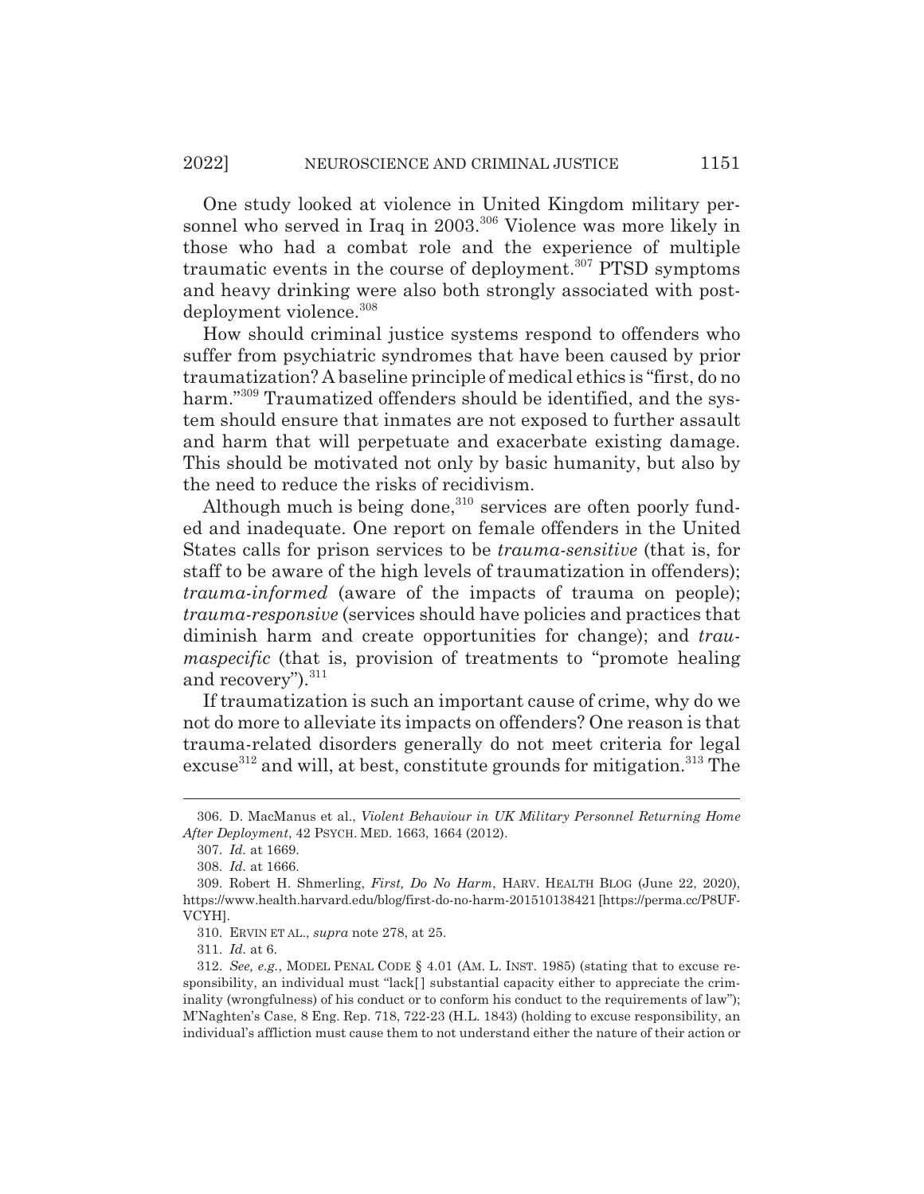One study looked at violence in United Kingdom military personnel who served in Iraq in 2003.[306] Violence was more likely in those who had a combat role and the experience of multiple traumatic events in the course of deployment.[307] PTSD symptoms and heavy drinking were also both strongly associated with post-deployment violence.[308]

How should criminal justice systems respond to offenders who suffer from psychiatric syndromes that have been caused by prior traumatization? A baseline principle of medical ethics is "first, do no harm."[309] Traumatized offenders should be identified, and the system should ensure that inmates are not exposed to further assault and harm that will perpetuate and exacerbate existing damage. This should be motivated not only by basic humanity, but also by the need to reduce the risks of recidivism.

Although much is being done,[310] services are often poorly funded and inadequate. One report on female offenders in the United States calls for prison services to be *trauma-sensitive* (that is, for staff to be aware of the high levels of traumatization in offenders); *trauma-informed* (aware of the impacts of trauma on people); *trauma-responsive* (services should have policies and practices that diminish harm and create opportunities for change); and *traumaspecific* (that is, provision of treatments to "promote healing and recovery").[311]

If traumatization is such an important cause of crime, why do we not do more to alleviate its impacts on offenders? One reason is that trauma-related disorders generally do not meet criteria for legal excuse[312] and will, at best, constitute grounds for mitigation.[313] The

---

306. D. MacManus et al., *Violent Behaviour in UK Military Personnel Returning Home After Deployment*, 42 PSYCH. MED. 1663, 1664 (2012).

307. *Id.* at 1669.

308. *Id.* at 1666.

309. Robert H. Shmerling, *First, Do No Harm*, HARV. HEALTH BLOG (June 22, 2020), https://www.health.harvard.edu/blog/first-do-no-harm-201510138421 [https://perma.cc/P8UF-VCYH].

310. ERVIN ET AL., *supra* note 278, at 25.

311. *Id.* at 6.

312. *See, e.g.*, MODEL PENAL CODE § 4.01 (AM. L. INST. 1985) (stating that to excuse responsibility, an individual must "lack[ ] substantial capacity either to appreciate the criminality (wrongfulness) of his conduct or to conform his conduct to the requirements of law"); M'Naghten's Case, 8 Eng. Rep. 718, 722-23 (H.L. 1843) (holding to excuse responsibility, an individual's affliction must cause them to not understand either the nature of their action or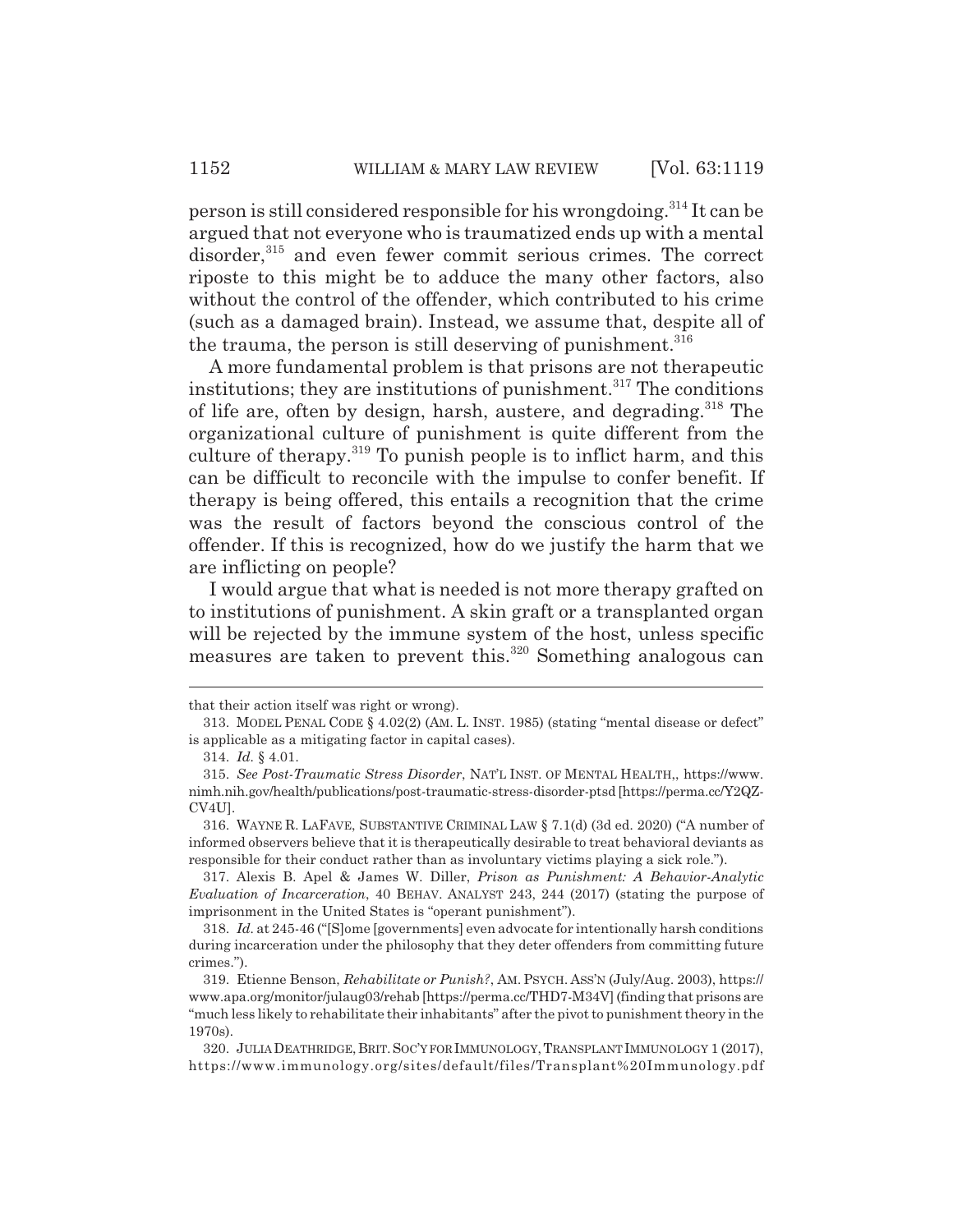person is still considered responsible for his wrongdoing.[314] It can be argued that not everyone who is traumatized ends up with a mental disorder,[315] and even fewer commit serious crimes. The correct riposte to this might be to adduce the many other factors, also without the control of the offender, which contributed to his crime (such as a damaged brain). Instead, we assume that, despite all of the trauma, the person is still deserving of punishment.[316]

A more fundamental problem is that prisons are not therapeutic institutions; they are institutions of punishment.[317] The conditions of life are, often by design, harsh, austere, and degrading.[318] The organizational culture of punishment is quite different from the culture of therapy.[319] To punish people is to inflict harm, and this can be difficult to reconcile with the impulse to confer benefit. If therapy is being offered, this entails a recognition that the crime was the result of factors beyond the conscious control of the offender. If this is recognized, how do we justify the harm that we are inflicting on people?

I would argue that what is needed is not more therapy grafted on to institutions of punishment. A skin graft or a transplanted organ will be rejected by the immune system of the host, unless specific measures are taken to prevent this.[320] Something analogous can

---

that their action itself was right or wrong).

313. MODEL PENAL CODE § 4.02(2) (AM. L. INST. 1985) (stating "mental disease or defect" is applicable as a mitigating factor in capital cases).

314. *Id.* § 4.01.

315. *See Post-Traumatic Stress Disorder*, NAT'L INST. OF MENTAL HEALTH,, https://www.nimh.nih.gov/health/publications/post-traumatic-stress-disorder-ptsd [https://perma.cc/Y2QZ-CV4U].

316. WAYNE R. LAFAVE, SUBSTANTIVE CRIMINAL LAW § 7.1(d) (3d ed. 2020) ("A number of informed observers believe that it is therapeutically desirable to treat behavioral deviants as responsible for their conduct rather than as involuntary victims playing a sick role.").

317. Alexis B. Apel & James W. Diller, *Prison as Punishment: A Behavior-Analytic Evaluation of Incarceration*, 40 BEHAV. ANALYST 243, 244 (2017) (stating the purpose of imprisonment in the United States is "operant punishment").

318. *Id.* at 245-46 ("[S]ome [governments] even advocate for intentionally harsh conditions during incarceration under the philosophy that they deter offenders from committing future crimes.").

319. Etienne Benson, *Rehabilitate or Punish?*, AM. PSYCH. ASS'N (July/Aug. 2003), https://www.apa.org/monitor/julaug03/rehab [https://perma.cc/THD7-M34V] (finding that prisons are "much less likely to rehabilitate their inhabitants" after the pivot to punishment theory in the 1970s).

320. JULIA DEATHRIDGE, BRIT. SOC'Y FOR IMMUNOLOGY, TRANSPLANT IMMUNOLOGY 1 (2017), https://www.immunology.org/sites/default/files/Transplant%20Immunology.pdf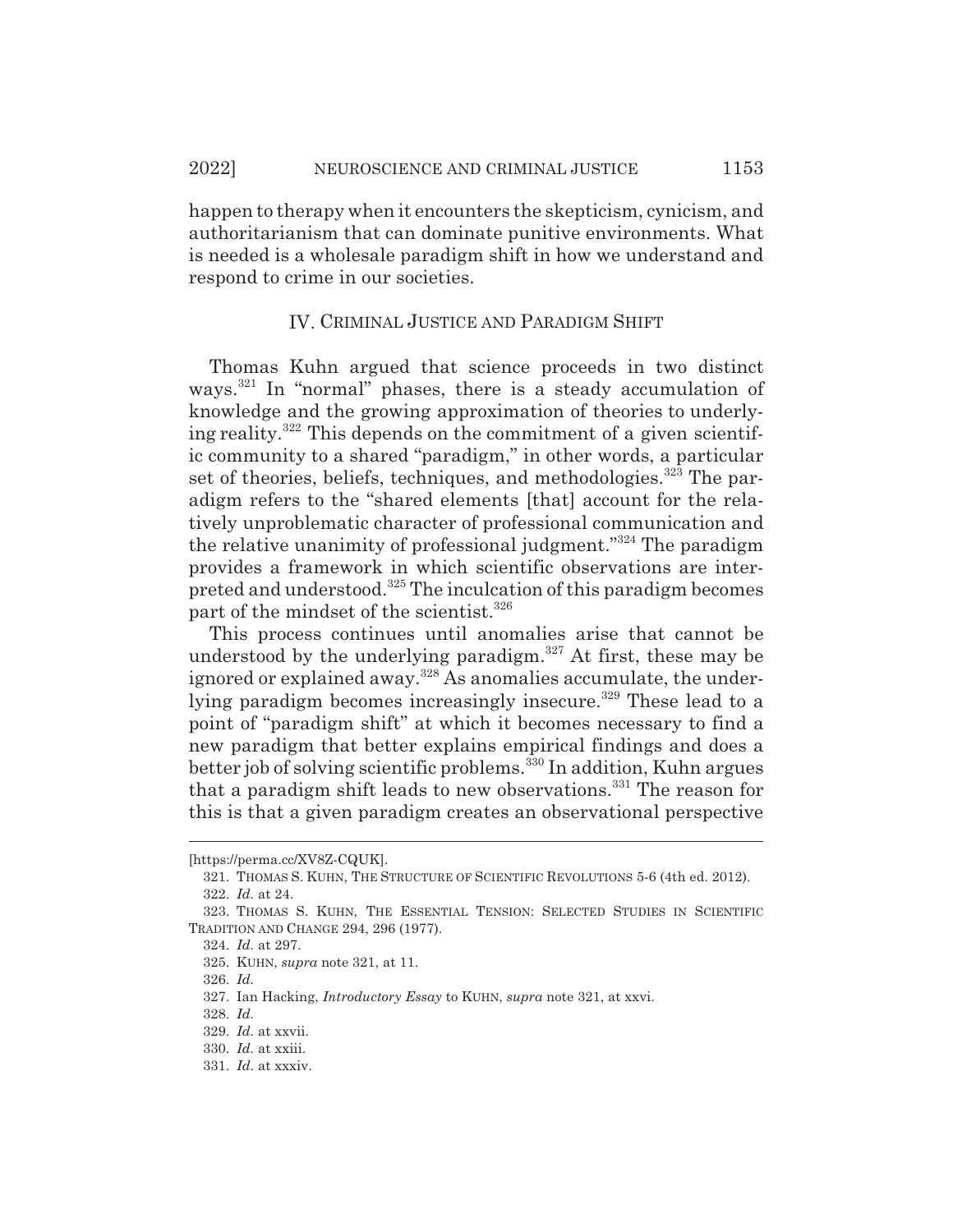happen to therapy when it encounters the skepticism, cynicism, and authoritarianism that can dominate punitive environments. What is needed is a wholesale paradigm shift in how we understand and respond to crime in our societies.

## IV. CRIMINAL JUSTICE AND PARADIGM SHIFT

Thomas Kuhn argued that science proceeds in two distinct ways.[321] In "normal" phases, there is a steady accumulation of knowledge and the growing approximation of theories to underlying reality.[322] This depends on the commitment of a given scientific community to a shared "paradigm," in other words, a particular set of theories, beliefs, techniques, and methodologies.[323] The paradigm refers to the "shared elements [that] account for the relatively unproblematic character of professional communication and the relative unanimity of professional judgment."[324] The paradigm provides a framework in which scientific observations are interpreted and understood.[325] The inculcation of this paradigm becomes part of the mindset of the scientist.[326]

This process continues until anomalies arise that cannot be understood by the underlying paradigm.[327] At first, these may be ignored or explained away.[328] As anomalies accumulate, the underlying paradigm becomes increasingly insecure.[329] These lead to a point of "paradigm shift" at which it becomes necessary to find a new paradigm that better explains empirical findings and does a better job of solving scientific problems.[330] In addition, Kuhn argues that a paradigm shift leads to new observations.[331] The reason for this is that a given paradigm creates an observational perspective

---

[https://perma.cc/XV8Z-CQUK].

321. THOMAS S. KUHN, THE STRUCTURE OF SCIENTIFIC REVOLUTIONS 5-6 (4th ed. 2012).

322. *Id.* at 24.

323. THOMAS S. KUHN, THE ESSENTIAL TENSION: SELECTED STUDIES IN SCIENTIFIC TRADITION AND CHANGE 294, 296 (1977).

324. *Id.* at 297.

325. KUHN, *supra* note 321, at 11.

326. *Id.*

327. Ian Hacking, *Introductory Essay* to KUHN, *supra* note 321, at xxvi.

328. *Id.*

329. *Id.* at xxvii.

330. *Id.* at xxiii.

331. *Id.* at xxxiv.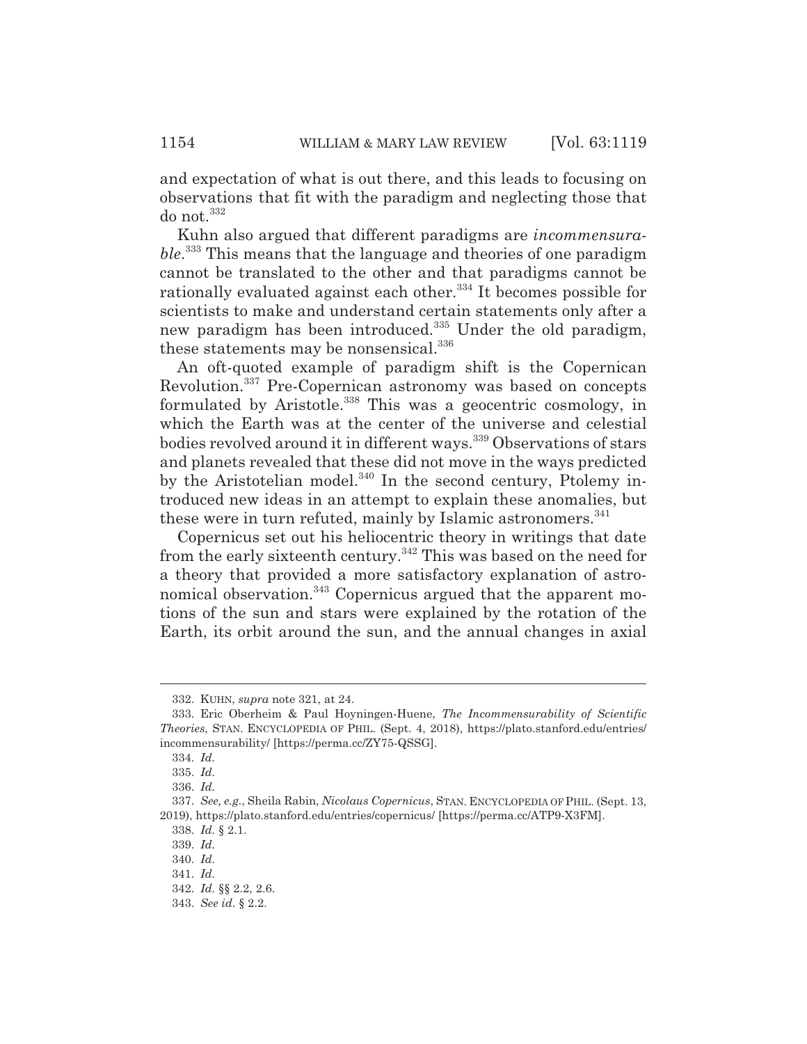and expectation of what is out there, and this leads to focusing on observations that fit with the paradigm and neglecting those that do not.[332]

Kuhn also argued that different paradigms are *incommensurable*.[333] This means that the language and theories of one paradigm cannot be translated to the other and that paradigms cannot be rationally evaluated against each other.[334] It becomes possible for scientists to make and understand certain statements only after a new paradigm has been introduced.[335] Under the old paradigm, these statements may be nonsensical.[336]

An oft-quoted example of paradigm shift is the Copernican Revolution.[337] Pre-Copernican astronomy was based on concepts formulated by Aristotle.[338] This was a geocentric cosmology, in which the Earth was at the center of the universe and celestial bodies revolved around it in different ways.[339] Observations of stars and planets revealed that these did not move in the ways predicted by the Aristotelian model.[340] In the second century, Ptolemy introduced new ideas in an attempt to explain these anomalies, but these were in turn refuted, mainly by Islamic astronomers.[341]

Copernicus set out his heliocentric theory in writings that date from the early sixteenth century.[342] This was based on the need for a theory that provided a more satisfactory explanation of astronomical observation.[343] Copernicus argued that the apparent motions of the sun and stars were explained by the rotation of the Earth, its orbit around the sun, and the annual changes in axial

---

332. KUHN, *supra* note 321, at 24.

333. Eric Oberheim & Paul Hoyningen-Huene, *The Incommensurability of Scientific Theories*, STAN. ENCYCLOPEDIA OF PHIL. (Sept. 4, 2018), https://plato.stanford.edu/entries/incommensurability/ [https://perma.cc/ZY75-QSSG].

334. *Id.*

335. *Id.*

336. *Id.*

337. *See, e.g.*, Sheila Rabin, *Nicolaus Copernicus*, STAN. ENCYCLOPEDIA OF PHIL. (Sept. 13, 2019), https://plato.stanford.edu/entries/copernicus/ [https://perma.cc/ATP9-X3FM].

338. *Id.* § 2.1.

339. *Id.*

340. *Id.*

341. *Id.*

342. *Id.* §§ 2.2, 2.6.

343. *See id.* § 2.2.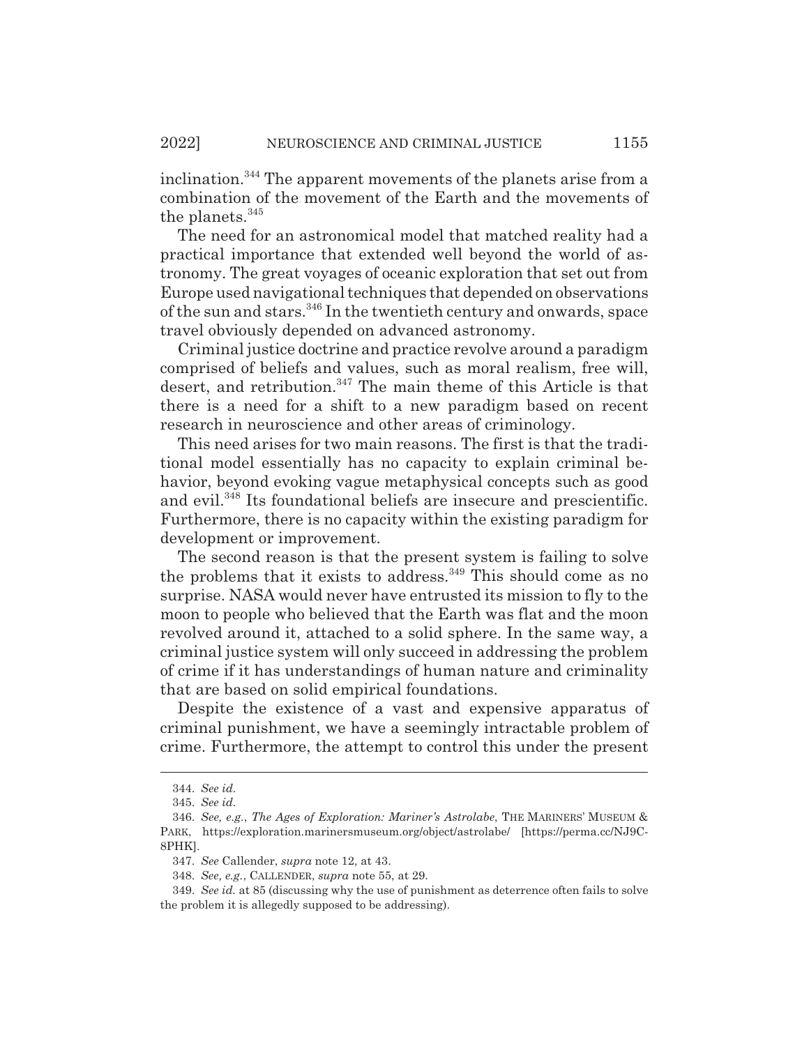inclination.[344] The apparent movements of the planets arise from a combination of the movement of the Earth and the movements of the planets.[345]

The need for an astronomical model that matched reality had a practical importance that extended well beyond the world of astronomy. The great voyages of oceanic exploration that set out from Europe used navigational techniques that depended on observations of the sun and stars.[346] In the twentieth century and onwards, space travel obviously depended on advanced astronomy.

Criminal justice doctrine and practice revolve around a paradigm comprised of beliefs and values, such as moral realism, free will, desert, and retribution.[347] The main theme of this Article is that there is a need for a shift to a new paradigm based on recent research in neuroscience and other areas of criminology.

This need arises for two main reasons. The first is that the traditional model essentially has no capacity to explain criminal behavior, beyond evoking vague metaphysical concepts such as good and evil.[348] Its foundational beliefs are insecure and prescientific. Furthermore, there is no capacity within the existing paradigm for development or improvement.

The second reason is that the present system is failing to solve the problems that it exists to address.[349] This should come as no surprise. NASA would never have entrusted its mission to fly to the moon to people who believed that the Earth was flat and the moon revolved around it, attached to a solid sphere. In the same way, a criminal justice system will only succeed in addressing the problem of crime if it has understandings of human nature and criminality that are based on solid empirical foundations.

Despite the existence of a vast and expensive apparatus of criminal punishment, we have a seemingly intractable problem of crime. Furthermore, the attempt to control this under the present

---

344. *See id.*

345. *See id.*

346. *See, e.g.*, *The Ages of Exploration: Mariner's Astrolabe*, THE MARINERS' MUSEUM & PARK, https://exploration.marinersmuseum.org/object/astrolabe/ [https://perma.cc/NJ9C-8PHK].

347. *See* Callender, *supra* note 12, at 43.

348. *See, e.g.*, CALLENDER, *supra* note 55, at 29.

349. *See id.* at 85 (discussing why the use of punishment as deterrence often fails to solve the problem it is allegedly supposed to be addressing).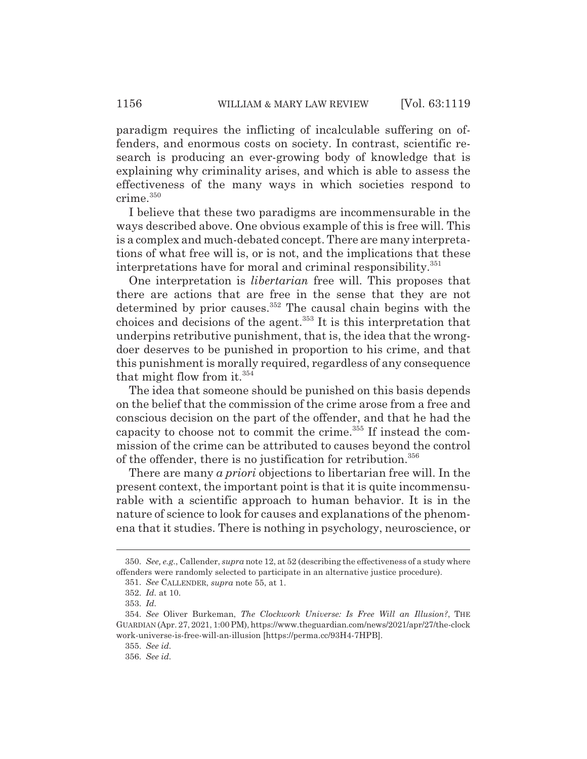paradigm requires the inflicting of incalculable suffering on offenders, and enormous costs on society. In contrast, scientific research is producing an ever-growing body of knowledge that is explaining why criminality arises, and which is able to assess the effectiveness of the many ways in which societies respond to crime.[350]

I believe that these two paradigms are incommensurable in the ways described above. One obvious example of this is free will. This is a complex and much-debated concept. There are many interpretations of what free will is, or is not, and the implications that these interpretations have for moral and criminal responsibility.[351]

One interpretation is *libertarian* free will. This proposes that there are actions that are free in the sense that they are not determined by prior causes.[352] The causal chain begins with the choices and decisions of the agent.[353] It is this interpretation that underpins retributive punishment, that is, the idea that the wrongdoer deserves to be punished in proportion to his crime, and that this punishment is morally required, regardless of any consequence that might flow from it.[354]

The idea that someone should be punished on this basis depends on the belief that the commission of the crime arose from a free and conscious decision on the part of the offender, and that he had the capacity to choose not to commit the crime.[355] If instead the commission of the crime can be attributed to causes beyond the control of the offender, there is no justification for retribution.[356]

There are many *a priori* objections to libertarian free will. In the present context, the important point is that it is quite incommensurable with a scientific approach to human behavior. It is in the nature of science to look for causes and explanations of the phenomena that it studies. There is nothing in psychology, neuroscience, or

---

350. *See, e.g.*, Callender, *supra* note 12, at 52 (describing the effectiveness of a study where offenders were randomly selected to participate in an alternative justice procedure).

351. *See* CALLENDER, *supra* note 55, at 1.

352. *Id.* at 10.

353. *Id.*

354. *See* Oliver Burkeman, *The Clockwork Universe: Is Free Will an Illusion?*, THE GUARDIAN (Apr. 27, 2021, 1:00 PM), https://www.theguardian.com/news/2021/apr/27/the-clockwork-universe-is-free-will-an-illusion [https://perma.cc/93H4-7HPB].

355. *See id.*

356. *See id.*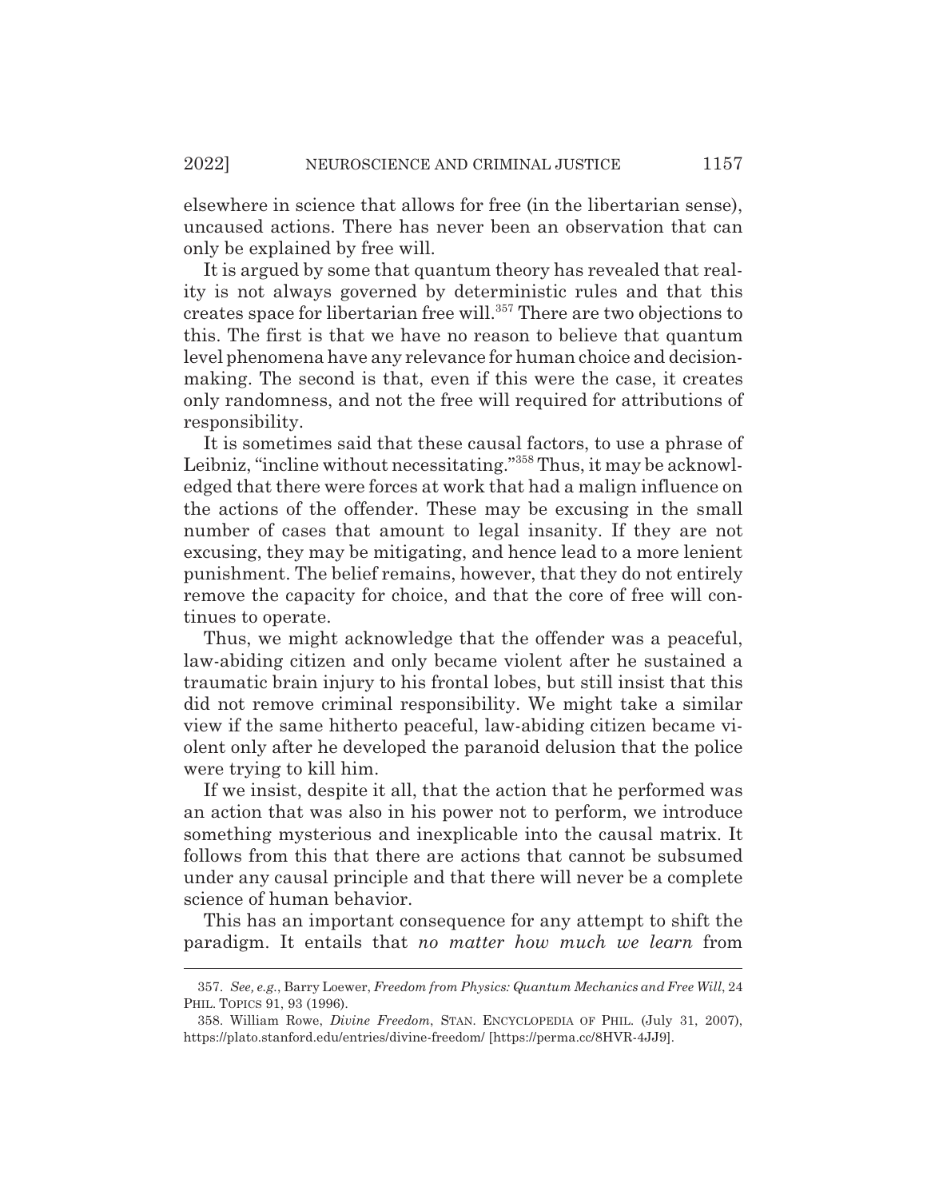elsewhere in science that allows for free (in the libertarian sense), uncaused actions. There has never been an observation that can only be explained by free will.

It is argued by some that quantum theory has revealed that reality is not always governed by deterministic rules and that this creates space for libertarian free will.[357] There are two objections to this. The first is that we have no reason to believe that quantum level phenomena have any relevance for human choice and decision-making. The second is that, even if this were the case, it creates only randomness, and not the free will required for attributions of responsibility.

It is sometimes said that these causal factors, to use a phrase of Leibniz, "incline without necessitating."[358] Thus, it may be acknowledged that there were forces at work that had a malign influence on the actions of the offender. These may be excusing in the small number of cases that amount to legal insanity. If they are not excusing, they may be mitigating, and hence lead to a more lenient punishment. The belief remains, however, that they do not entirely remove the capacity for choice, and that the core of free will continues to operate.

Thus, we might acknowledge that the offender was a peaceful, law-abiding citizen and only became violent after he sustained a traumatic brain injury to his frontal lobes, but still insist that this did not remove criminal responsibility. We might take a similar view if the same hitherto peaceful, law-abiding citizen became violent only after he developed the paranoid delusion that the police were trying to kill him.

If we insist, despite it all, that the action that he performed was an action that was also in his power not to perform, we introduce something mysterious and inexplicable into the causal matrix. It follows from this that there are actions that cannot be subsumed under any causal principle and that there will never be a complete science of human behavior.

This has an important consequence for any attempt to shift the paradigm. It entails that *no matter how much we learn* from

---

357. *See, e.g.*, Barry Loewer, *Freedom from Physics: Quantum Mechanics and Free Will*, 24 PHIL. TOPICS 91, 93 (1996).

358. William Rowe, *Divine Freedom*, STAN. ENCYCLOPEDIA OF PHIL. (July 31, 2007), https://plato.stanford.edu/entries/divine-freedom/ [https://perma.cc/8HVR-4JJ9].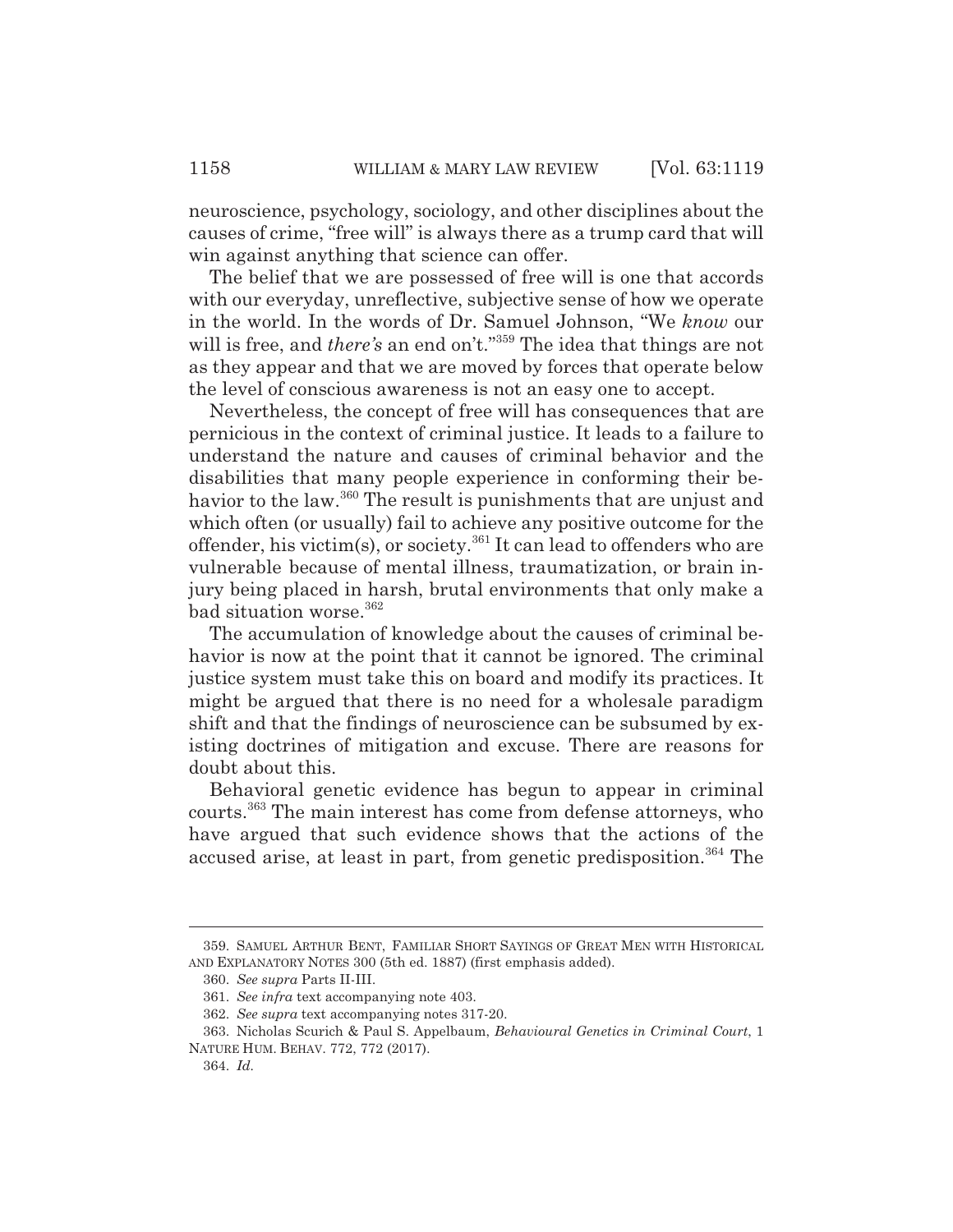neuroscience, psychology, sociology, and other disciplines about the causes of crime, "free will" is always there as a trump card that will win against anything that science can offer.

The belief that we are possessed of free will is one that accords with our everyday, unreflective, subjective sense of how we operate in the world. In the words of Dr. Samuel Johnson, "We *know* our will is free, and *there's* an end on't."[359] The idea that things are not as they appear and that we are moved by forces that operate below the level of conscious awareness is not an easy one to accept.

Nevertheless, the concept of free will has consequences that are pernicious in the context of criminal justice. It leads to a failure to understand the nature and causes of criminal behavior and the disabilities that many people experience in conforming their behavior to the law.[360] The result is punishments that are unjust and which often (or usually) fail to achieve any positive outcome for the offender, his victim(s), or society.[361] It can lead to offenders who are vulnerable because of mental illness, traumatization, or brain injury being placed in harsh, brutal environments that only make a bad situation worse.[362]

The accumulation of knowledge about the causes of criminal behavior is now at the point that it cannot be ignored. The criminal justice system must take this on board and modify its practices. It might be argued that there is no need for a wholesale paradigm shift and that the findings of neuroscience can be subsumed by existing doctrines of mitigation and excuse. There are reasons for doubt about this.

Behavioral genetic evidence has begun to appear in criminal courts.[363] The main interest has come from defense attorneys, who have argued that such evidence shows that the actions of the accused arise, at least in part, from genetic predisposition.[364] The

---

359. SAMUEL ARTHUR BENT, FAMILIAR SHORT SAYINGS OF GREAT MEN WITH HISTORICAL AND EXPLANATORY NOTES 300 (5th ed. 1887) (first emphasis added).

360. *See supra* Parts II-III.

361. *See infra* text accompanying note 403.

362. *See supra* text accompanying notes 317-20.

363. Nicholas Scurich & Paul S. Appelbaum, *Behavioural Genetics in Criminal Court*, 1 NATURE HUM. BEHAV. 772, 772 (2017).

364. *Id.*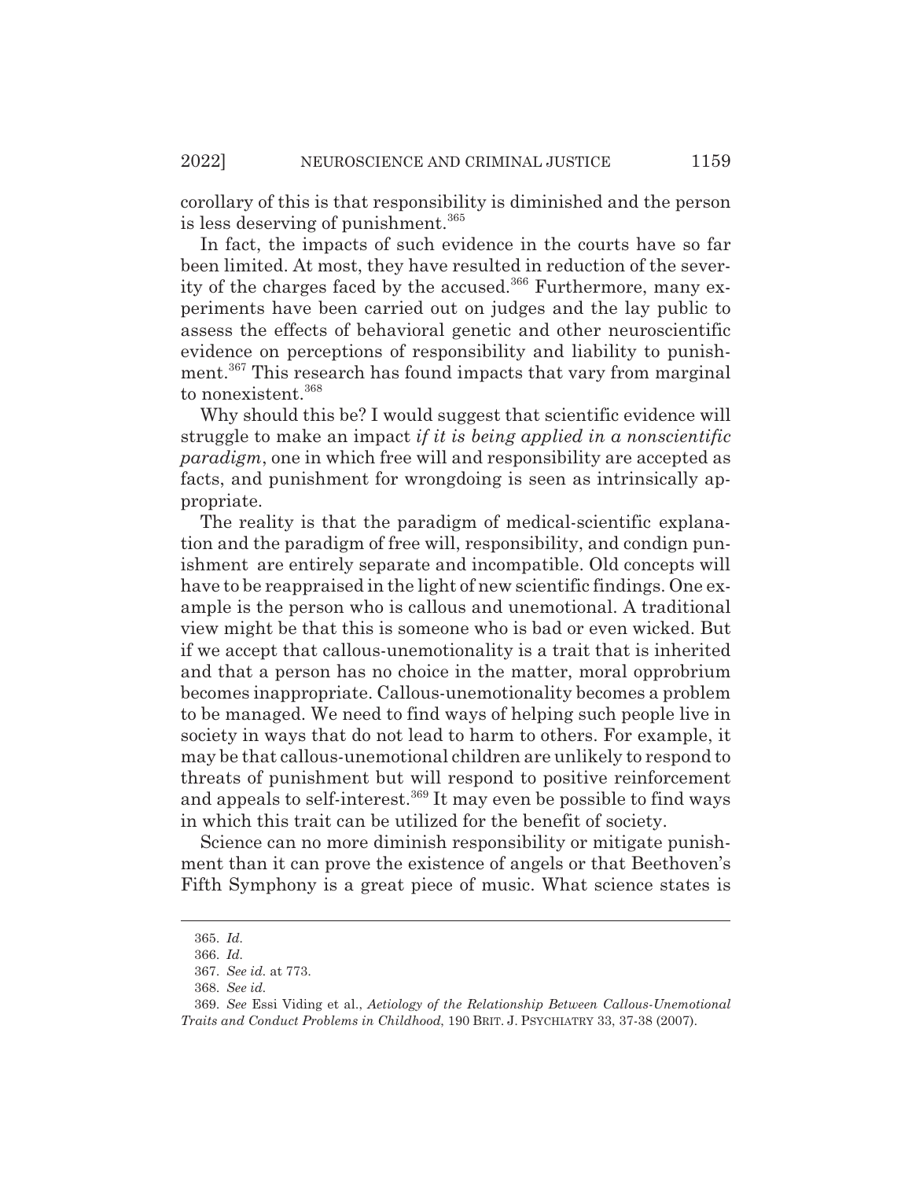corollary of this is that responsibility is diminished and the person is less deserving of punishment.[365]

In fact, the impacts of such evidence in the courts have so far been limited. At most, they have resulted in reduction of the severity of the charges faced by the accused.[366] Furthermore, many experiments have been carried out on judges and the lay public to assess the effects of behavioral genetic and other neuroscientific evidence on perceptions of responsibility and liability to punishment.[367] This research has found impacts that vary from marginal to nonexistent.[368]

Why should this be? I would suggest that scientific evidence will struggle to make an impact *if it is being applied in a nonscientific paradigm*, one in which free will and responsibility are accepted as facts, and punishment for wrongdoing is seen as intrinsically appropriate.

The reality is that the paradigm of medical-scientific explanation and the paradigm of free will, responsibility, and condign punishment are entirely separate and incompatible. Old concepts will have to be reappraised in the light of new scientific findings. One example is the person who is callous and unemotional. A traditional view might be that this is someone who is bad or even wicked. But if we accept that callous-unemotionality is a trait that is inherited and that a person has no choice in the matter, moral opprobrium becomes inappropriate. Callous-unemotionality becomes a problem to be managed. We need to find ways of helping such people live in society in ways that do not lead to harm to others. For example, it may be that callous-unemotional children are unlikely to respond to threats of punishment but will respond to positive reinforcement and appeals to self-interest.[369] It may even be possible to find ways in which this trait can be utilized for the benefit of society.

Science can no more diminish responsibility or mitigate punishment than it can prove the existence of angels or that Beethoven's Fifth Symphony is a great piece of music. What science states is

---

365. *Id.*

366. *Id.*

367. *See id.* at 773.

368. *See id.*

369. *See* Essi Viding et al., *Aetiology of the Relationship Between Callous-Unemotional Traits and Conduct Problems in Childhood*, 190 BRIT. J. PSYCHIATRY 33, 37-38 (2007).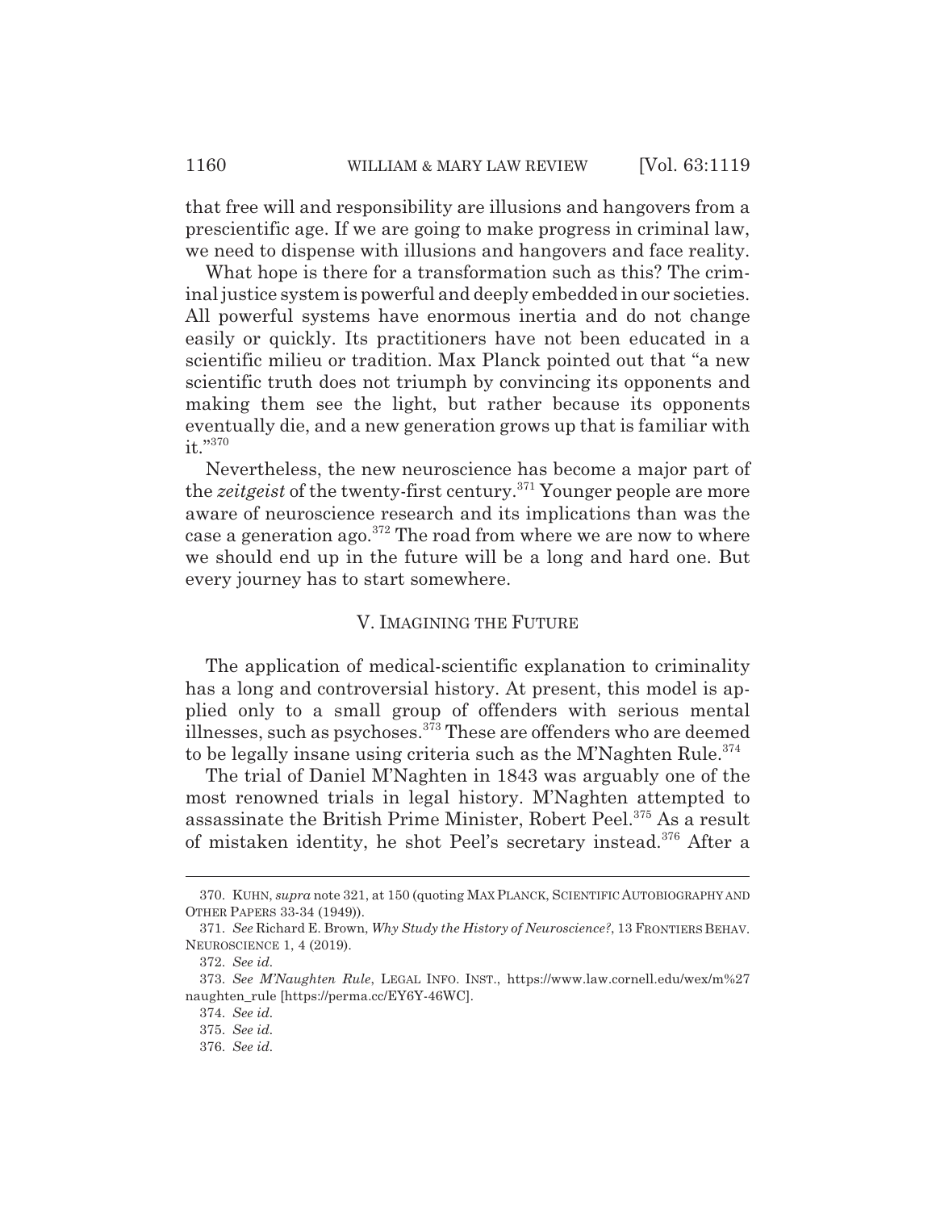that free will and responsibility are illusions and hangovers from a prescientific age. If we are going to make progress in criminal law, we need to dispense with illusions and hangovers and face reality.

What hope is there for a transformation such as this? The criminal justice system is powerful and deeply embedded in our societies. All powerful systems have enormous inertia and do not change easily or quickly. Its practitioners have not been educated in a scientific milieu or tradition. Max Planck pointed out that "a new scientific truth does not triumph by convincing its opponents and making them see the light, but rather because its opponents eventually die, and a new generation grows up that is familiar with it."[370]

Nevertheless, the new neuroscience has become a major part of the *zeitgeist* of the twenty-first century.[371] Younger people are more aware of neuroscience research and its implications than was the case a generation ago.[372] The road from where we are now to where we should end up in the future will be a long and hard one. But every journey has to start somewhere.

## V. IMAGINING THE FUTURE

The application of medical-scientific explanation to criminality has a long and controversial history. At present, this model is applied only to a small group of offenders with serious mental illnesses, such as psychoses.[373] These are offenders who are deemed to be legally insane using criteria such as the M'Naghten Rule.[374]

The trial of Daniel M'Naghten in 1843 was arguably one of the most renowned trials in legal history. M'Naghten attempted to assassinate the British Prime Minister, Robert Peel.[375] As a result of mistaken identity, he shot Peel's secretary instead.[376] After a

---

370. KUHN, *supra* note 321, at 150 (quoting MAX PLANCK, SCIENTIFIC AUTOBIOGRAPHY AND OTHER PAPERS 33-34 (1949)).

371. *See* Richard E. Brown, *Why Study the History of Neuroscience?*, 13 FRONTIERS BEHAV. NEUROSCIENCE 1, 4 (2019).

372. *See id.*

373. *See M'Naughten Rule*, LEGAL INFO. INST., https://www.law.cornell.edu/wex/m%27naughten_rule [https://perma.cc/EY6Y-46WC].

374. *See id.*

375. *See id.*

376. *See id.*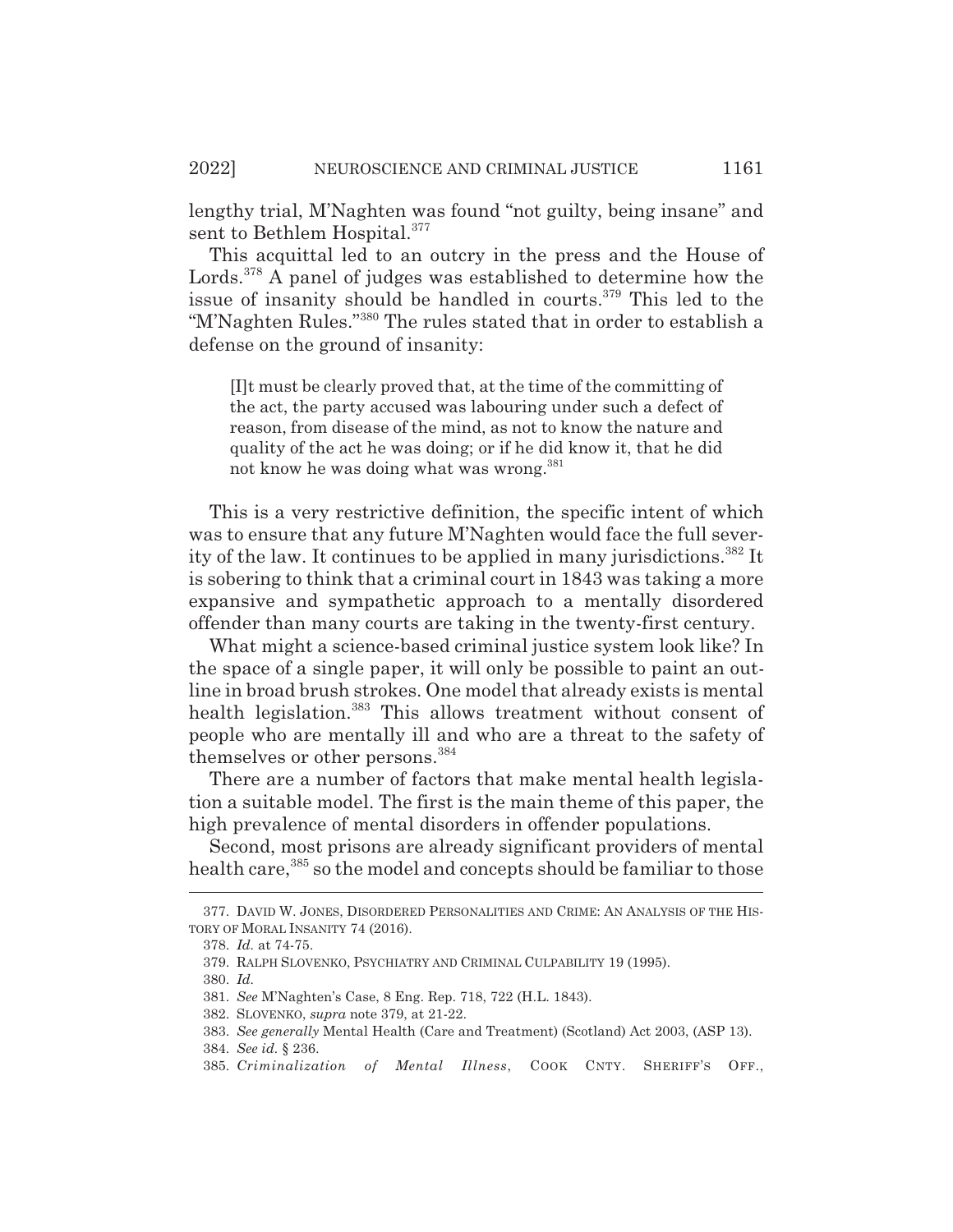lengthy trial, M'Naghten was found "not guilty, being insane" and sent to Bethlem Hospital.[377]

This acquittal led to an outcry in the press and the House of Lords.[378] A panel of judges was established to determine how the issue of insanity should be handled in courts.[379] This led to the "M'Naghten Rules."[380] The rules stated that in order to establish a defense on the ground of insanity:

> [I]t must be clearly proved that, at the time of the committing of the act, the party accused was labouring under such a defect of reason, from disease of the mind, as not to know the nature and quality of the act he was doing; or if he did know it, that he did not know he was doing what was wrong.[381]

This is a very restrictive definition, the specific intent of which was to ensure that any future M'Naghten would face the full severity of the law. It continues to be applied in many jurisdictions.[382] It is sobering to think that a criminal court in 1843 was taking a more expansive and sympathetic approach to a mentally disordered offender than many courts are taking in the twenty-first century.

What might a science-based criminal justice system look like? In the space of a single paper, it will only be possible to paint an outline in broad brush strokes. One model that already exists is mental health legislation.[383] This allows treatment without consent of people who are mentally ill and who are a threat to the safety of themselves or other persons.[384]

There are a number of factors that make mental health legislation a suitable model. The first is the main theme of this paper, the high prevalence of mental disorders in offender populations.

Second, most prisons are already significant providers of mental health care,[385] so the model and concepts should be familiar to those

---

377. DAVID W. JONES, DISORDERED PERSONALITIES AND CRIME: AN ANALYSIS OF THE HISTORY OF MORAL INSANITY 74 (2016).

378. *Id.* at 74-75.

379. RALPH SLOVENKO, PSYCHIATRY AND CRIMINAL CULPABILITY 19 (1995).

380. *Id.*

381. *See* M'Naghten's Case, 8 Eng. Rep. 718, 722 (H.L. 1843).

382. SLOVENKO, *supra* note 379, at 21-22.

383. *See generally* Mental Health (Care and Treatment) (Scotland) Act 2003, (ASP 13).

384. *See id.* § 236.

385. *Criminalization of Mental Illness*, COOK CNTY. SHERIFF'S OFF.,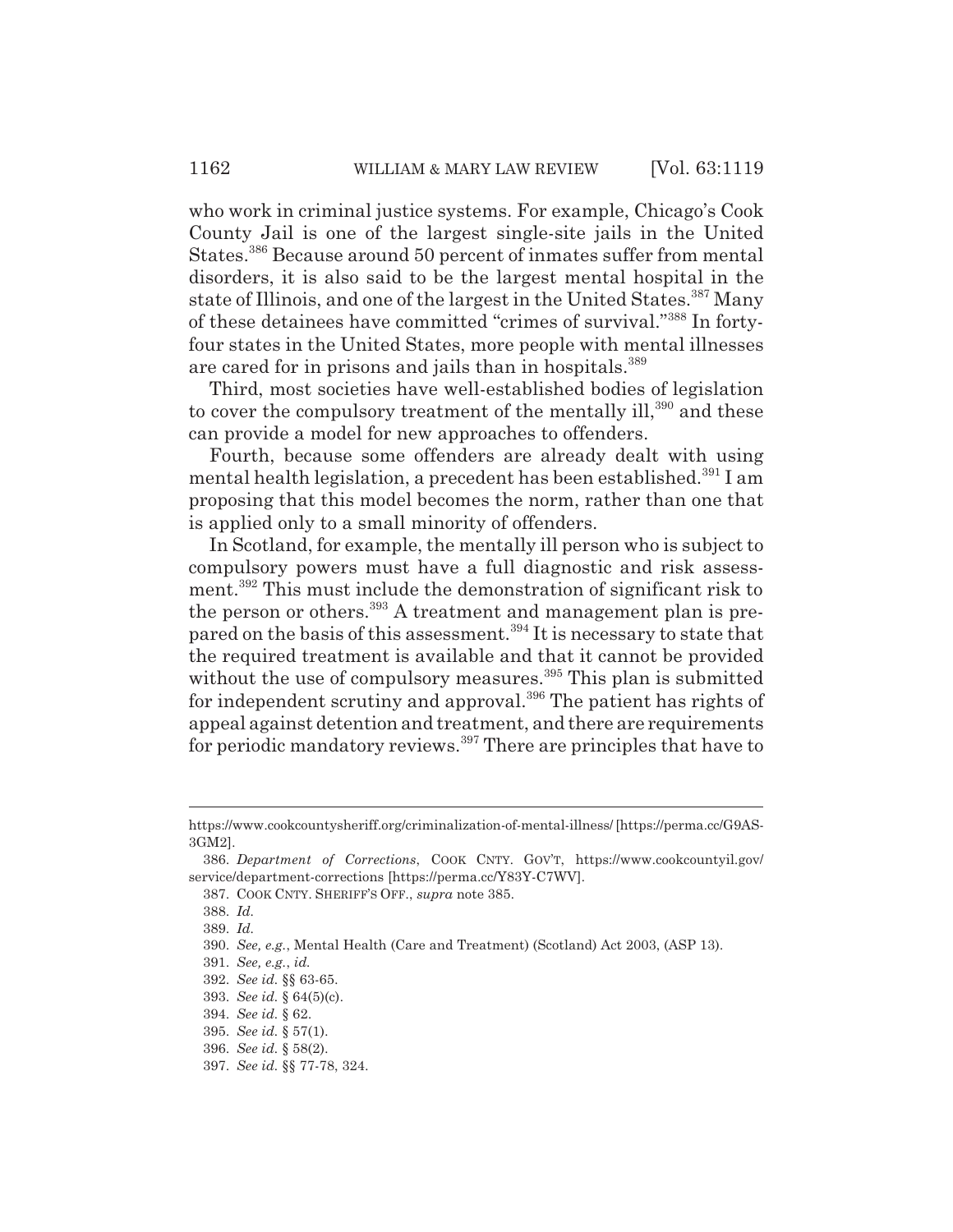who work in criminal justice systems. For example, Chicago's Cook County Jail is one of the largest single-site jails in the United States.[386] Because around 50 percent of inmates suffer from mental disorders, it is also said to be the largest mental hospital in the state of Illinois, and one of the largest in the United States.[387] Many of these detainees have committed "crimes of survival."[388] In forty-four states in the United States, more people with mental illnesses are cared for in prisons and jails than in hospitals.[389]

Third, most societies have well-established bodies of legislation to cover the compulsory treatment of the mentally ill,[390] and these can provide a model for new approaches to offenders.

Fourth, because some offenders are already dealt with using mental health legislation, a precedent has been established.[391] I am proposing that this model becomes the norm, rather than one that is applied only to a small minority of offenders.

In Scotland, for example, the mentally ill person who is subject to compulsory powers must have a full diagnostic and risk assessment.[392] This must include the demonstration of significant risk to the person or others.[393] A treatment and management plan is prepared on the basis of this assessment.[394] It is necessary to state that the required treatment is available and that it cannot be provided without the use of compulsory measures.[395] This plan is submitted for independent scrutiny and approval.[396] The patient has rights of appeal against detention and treatment, and there are requirements for periodic mandatory reviews.[397] There are principles that have to

---

https://www.cookcountysheriff.org/criminalization-of-mental-illness/ [https://perma.cc/G9AS-3GM2].

386. *Department of Corrections*, COOK CNTY. GOV'T, https://www.cookcountyil.gov/service/department-corrections [https://perma.cc/Y83Y-C7WV].

387. COOK CNTY. SHERIFF'S OFF., *supra* note 385.

388. *Id.*

389. *Id.*

390. *See, e.g.*, Mental Health (Care and Treatment) (Scotland) Act 2003, (ASP 13).

391. *See, e.g.*, *id.*

392. *See id.* §§ 63-65.

393. *See id.* § 64(5)(c).

394. *See id.* § 62.

395. *See id.* § 57(1).

396. *See id.* § 58(2).

397. *See id.* §§ 77-78, 324.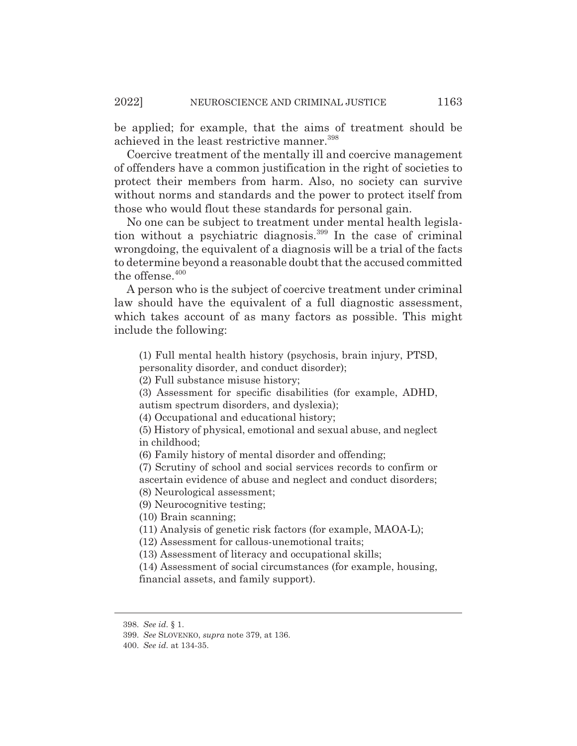be applied; for example, that the aims of treatment should be achieved in the least restrictive manner.[398]

Coercive treatment of the mentally ill and coercive management of offenders have a common justification in the right of societies to protect their members from harm. Also, no society can survive without norms and standards and the power to protect itself from those who would flout these standards for personal gain.

No one can be subject to treatment under mental health legislation without a psychiatric diagnosis.[399] In the case of criminal wrongdoing, the equivalent of a diagnosis will be a trial of the facts to determine beyond a reasonable doubt that the accused committed the offense.[400]

A person who is the subject of coercive treatment under criminal law should have the equivalent of a full diagnostic assessment, which takes account of as many factors as possible. This might include the following:

> (1) Full mental health history (psychosis, brain injury, PTSD, personality disorder, and conduct disorder);
> (2) Full substance misuse history;
> (3) Assessment for specific disabilities (for example, ADHD, autism spectrum disorders, and dyslexia);
> (4) Occupational and educational history;
> (5) History of physical, emotional and sexual abuse, and neglect in childhood;
> (6) Family history of mental disorder and offending;
> (7) Scrutiny of school and social services records to confirm or ascertain evidence of abuse and neglect and conduct disorders;
> (8) Neurological assessment;
> (9) Neurocognitive testing;
> (10) Brain scanning;
> (11) Analysis of genetic risk factors (for example, MAOA-L);
> (12) Assessment for callous-unemotional traits;
> (13) Assessment of literacy and occupational skills;
> (14) Assessment of social circumstances (for example, housing, financial assets, and family support).

---

398. *See id.* § 1.
399. *See* SLOVENKO, *supra* note 379, at 136.
400. *See id.* at 134-35.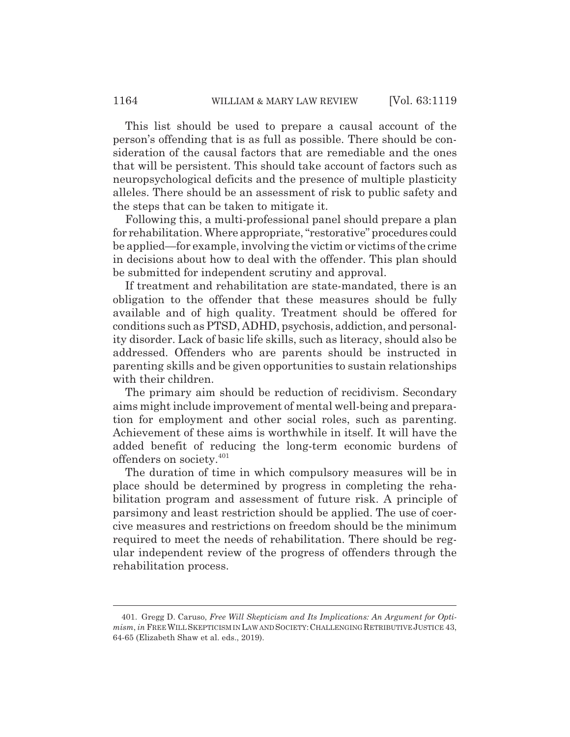This list should be used to prepare a causal account of the person's offending that is as full as possible. There should be consideration of the causal factors that are remediable and the ones that will be persistent. This should take account of factors such as neuropsychological deficits and the presence of multiple plasticity alleles. There should be an assessment of risk to public safety and the steps that can be taken to mitigate it.

Following this, a multi-professional panel should prepare a plan for rehabilitation. Where appropriate, "restorative" procedures could be applied—for example, involving the victim or victims of the crime in decisions about how to deal with the offender. This plan should be submitted for independent scrutiny and approval.

If treatment and rehabilitation are state-mandated, there is an obligation to the offender that these measures should be fully available and of high quality. Treatment should be offered for conditions such as PTSD, ADHD, psychosis, addiction, and personality disorder. Lack of basic life skills, such as literacy, should also be addressed. Offenders who are parents should be instructed in parenting skills and be given opportunities to sustain relationships with their children.

The primary aim should be reduction of recidivism. Secondary aims might include improvement of mental well-being and preparation for employment and other social roles, such as parenting. Achievement of these aims is worthwhile in itself. It will have the added benefit of reducing the long-term economic burdens of offenders on society.[401]

The duration of time in which compulsory measures will be in place should be determined by progress in completing the rehabilitation program and assessment of future risk. A principle of parsimony and least restriction should be applied. The use of coercive measures and restrictions on freedom should be the minimum required to meet the needs of rehabilitation. There should be regular independent review of the progress of offenders through the rehabilitation process.

---

401. Gregg D. Caruso, *Free Will Skepticism and Its Implications: An Argument for Optimism*, *in* FREE WILL SKEPTICISM IN LAW AND SOCIETY: CHALLENGING RETRIBUTIVE JUSTICE 43, 64-65 (Elizabeth Shaw et al. eds., 2019).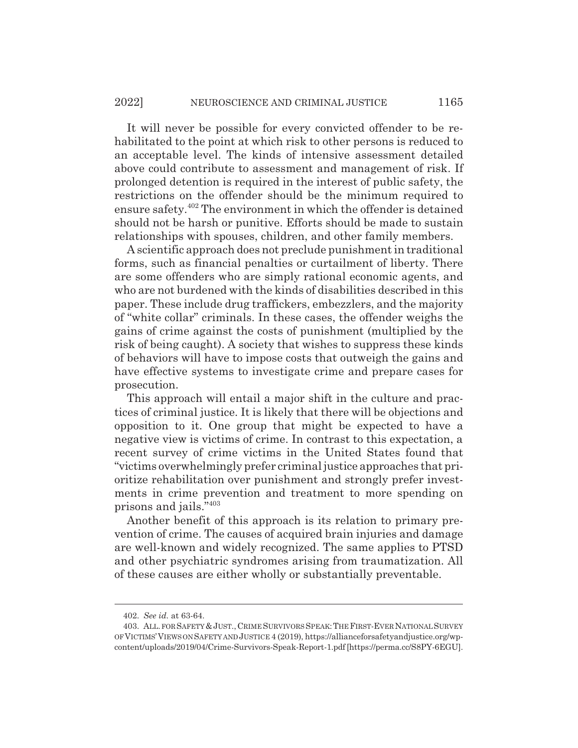It will never be possible for every convicted offender to be rehabilitated to the point at which risk to other persons is reduced to an acceptable level. The kinds of intensive assessment detailed above could contribute to assessment and management of risk. If prolonged detention is required in the interest of public safety, the restrictions on the offender should be the minimum required to ensure safety.[402] The environment in which the offender is detained should not be harsh or punitive. Efforts should be made to sustain relationships with spouses, children, and other family members.

A scientific approach does not preclude punishment in traditional forms, such as financial penalties or curtailment of liberty. There are some offenders who are simply rational economic agents, and who are not burdened with the kinds of disabilities described in this paper. These include drug traffickers, embezzlers, and the majority of "white collar" criminals. In these cases, the offender weighs the gains of crime against the costs of punishment (multiplied by the risk of being caught). A society that wishes to suppress these kinds of behaviors will have to impose costs that outweigh the gains and have effective systems to investigate crime and prepare cases for prosecution.

This approach will entail a major shift in the culture and practices of criminal justice. It is likely that there will be objections and opposition to it. One group that might be expected to have a negative view is victims of crime. In contrast to this expectation, a recent survey of crime victims in the United States found that "victims overwhelmingly prefer criminal justice approaches that prioritize rehabilitation over punishment and strongly prefer investments in crime prevention and treatment to more spending on prisons and jails."[403]

Another benefit of this approach is its relation to primary prevention of crime. The causes of acquired brain injuries and damage are well-known and widely recognized. The same applies to PTSD and other psychiatric syndromes arising from traumatization. All of these causes are either wholly or substantially preventable.

---

402. *See id.* at 63-64.

403. ALL. FOR SAFETY & JUST., CRIME SURVIVORS SPEAK: THE FIRST-EVER NATIONAL SURVEY OF VICTIMS' VIEWS ON SAFETY AND JUSTICE 4 (2019), https://allianceforsafetyandjustice.org/wp-content/uploads/2019/04/Crime-Survivors-Speak-Report-1.pdf [https://perma.cc/S8PY-6EGU].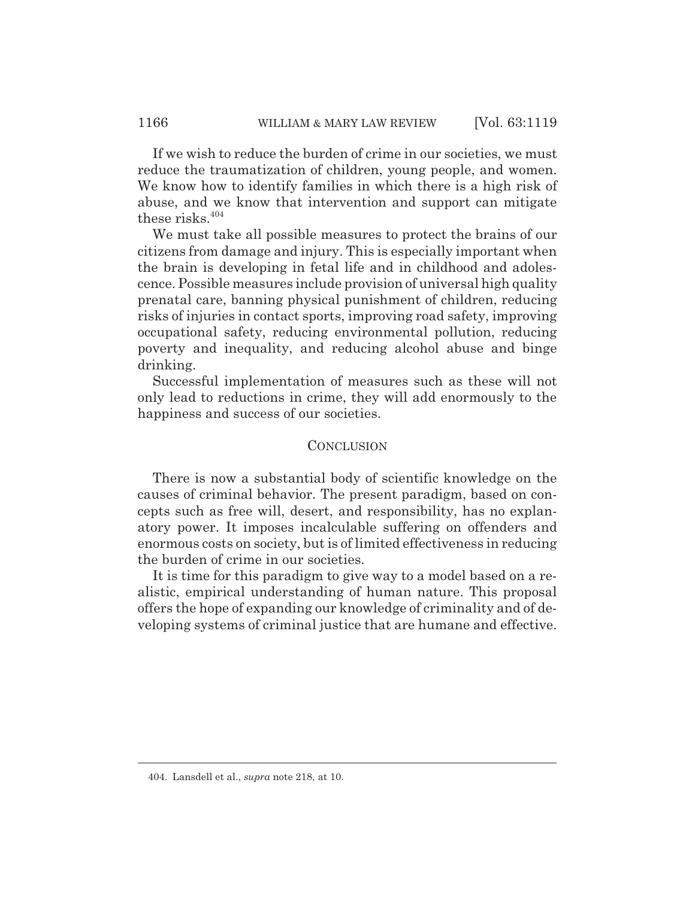If we wish to reduce the burden of crime in our societies, we must reduce the traumatization of children, young people, and women. We know how to identify families in which there is a high risk of abuse, and we know that intervention and support can mitigate these risks.[404]

We must take all possible measures to protect the brains of our citizens from damage and injury. This is especially important when the brain is developing in fetal life and in childhood and adolescence. Possible measures include provision of universal high quality prenatal care, banning physical punishment of children, reducing risks of injuries in contact sports, improving road safety, improving occupational safety, reducing environmental pollution, reducing poverty and inequality, and reducing alcohol abuse and binge drinking.

Successful implementation of measures such as these will not only lead to reductions in crime, they will add enormously to the happiness and success of our societies.

## CONCLUSION

There is now a substantial body of scientific knowledge on the causes of criminal behavior. The present paradigm, based on concepts such as free will, desert, and responsibility, has no explanatory power. It imposes incalculable suffering on offenders and enormous costs on society, but is of limited effectiveness in reducing the burden of crime in our societies.

It is time for this paradigm to give way to a model based on a realistic, empirical understanding of human nature. This proposal offers the hope of expanding our knowledge of criminality and of developing systems of criminal justice that are humane and effective.

---

404. Lansdell et al., *supra* note 218, at 10.